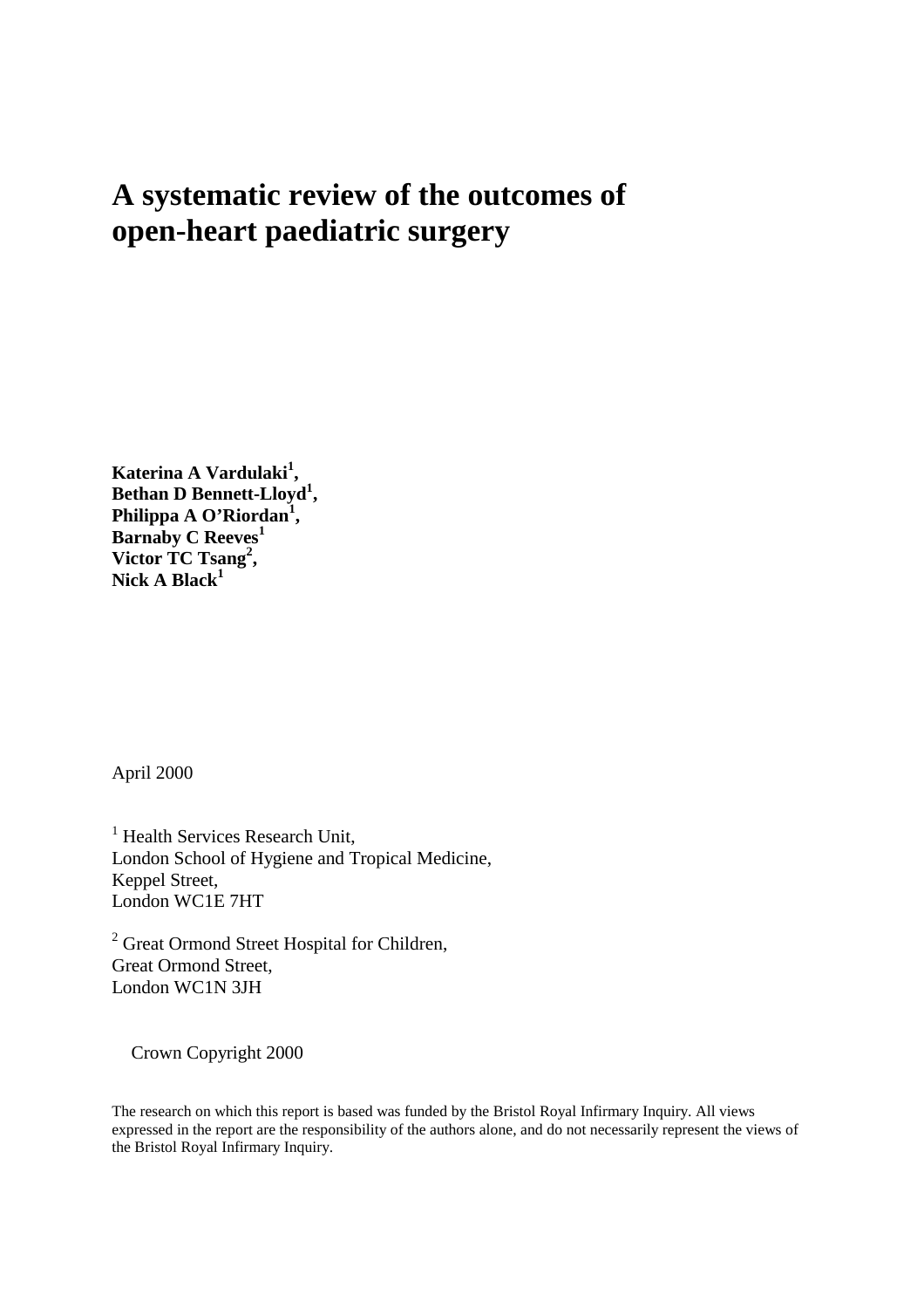# A systematic review of the outcomes of open-heart paediatric surgery

**Katerina A Vardulaki[1],**
**Bethan D Bennett-Lloyd[1],**
**Philippa A O'Riordan[1],**
**Barnaby C Reeves[1]**
**Victor TC Tsang[2],**
**Nick A Black[1]**

April 2000

[1] Health Services Research Unit,
London School of Hygiene and Tropical Medicine,
Keppel Street,
London WC1E 7HT

[2] Great Ormond Street Hospital for Children,
Great Ormond Street,
London WC1N 3JH

Crown Copyright 2000

The research on which this report is based was funded by the Bristol Royal Infirmary Inquiry. All views expressed in the report are the responsibility of the authors alone, and do not necessarily represent the views of the Bristol Royal Infirmary Inquiry.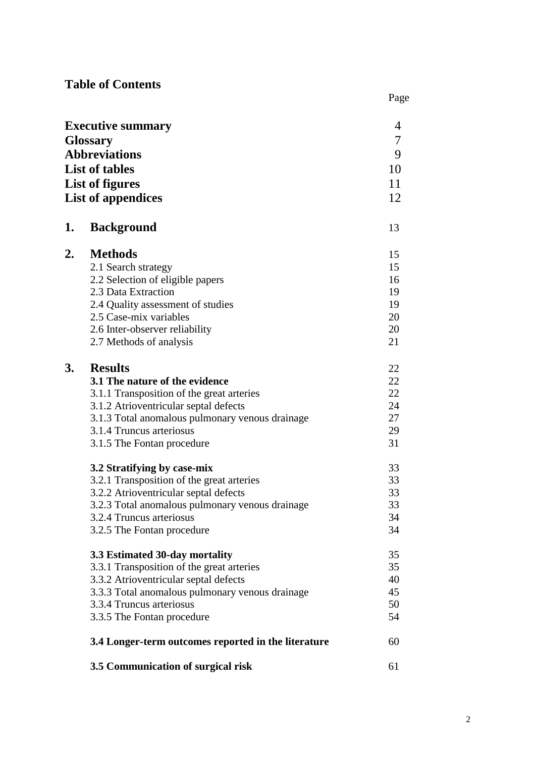# Table of Contents

| | Page |
|---|---|
| **Executive summary** | 4 |
| **Glossary** | 7 |
| **Abbreviations** | 9 |
| **List of tables** | 10 |
| **List of figures** | 11 |
| **List of appendices** | 12 |
| **1. Background** | 13 |
| **2. Methods** | 15 |
| 2.1 Search strategy | 15 |
| 2.2 Selection of eligible papers | 16 |
| 2.3 Data Extraction | 19 |
| 2.4 Quality assessment of studies | 19 |
| 2.5 Case-mix variables | 20 |
| 2.6 Inter-observer reliability | 20 |
| 2.7 Methods of analysis | 21 |
| **3. Results** | 22 |
| **3.1 The nature of the evidence** | 22 |
| 3.1.1 Transposition of the great arteries | 22 |
| 3.1.2 Atrioventricular septal defects | 24 |
| 3.1.3 Total anomalous pulmonary venous drainage | 27 |
| 3.1.4 Truncus arteriosus | 29 |
| 3.1.5 The Fontan procedure | 31 |
| **3.2 Stratifying by case-mix** | 33 |
| 3.2.1 Transposition of the great arteries | 33 |
| 3.2.2 Atrioventricular septal defects | 33 |
| 3.2.3 Total anomalous pulmonary venous drainage | 33 |
| 3.2.4 Truncus arteriosus | 34 |
| 3.2.5 The Fontan procedure | 34 |
| **3.3 Estimated 30-day mortality** | 35 |
| 3.3.1 Transposition of the great arteries | 35 |
| 3.3.2 Atrioventricular septal defects | 40 |
| 3.3.3 Total anomalous pulmonary venous drainage | 45 |
| 3.3.4 Truncus arteriosus | 50 |
| 3.3.5 The Fontan procedure | 54 |
| **3.4 Longer-term outcomes reported in the literature** | 60 |
| **3.5 Communication of surgical risk** | 61 |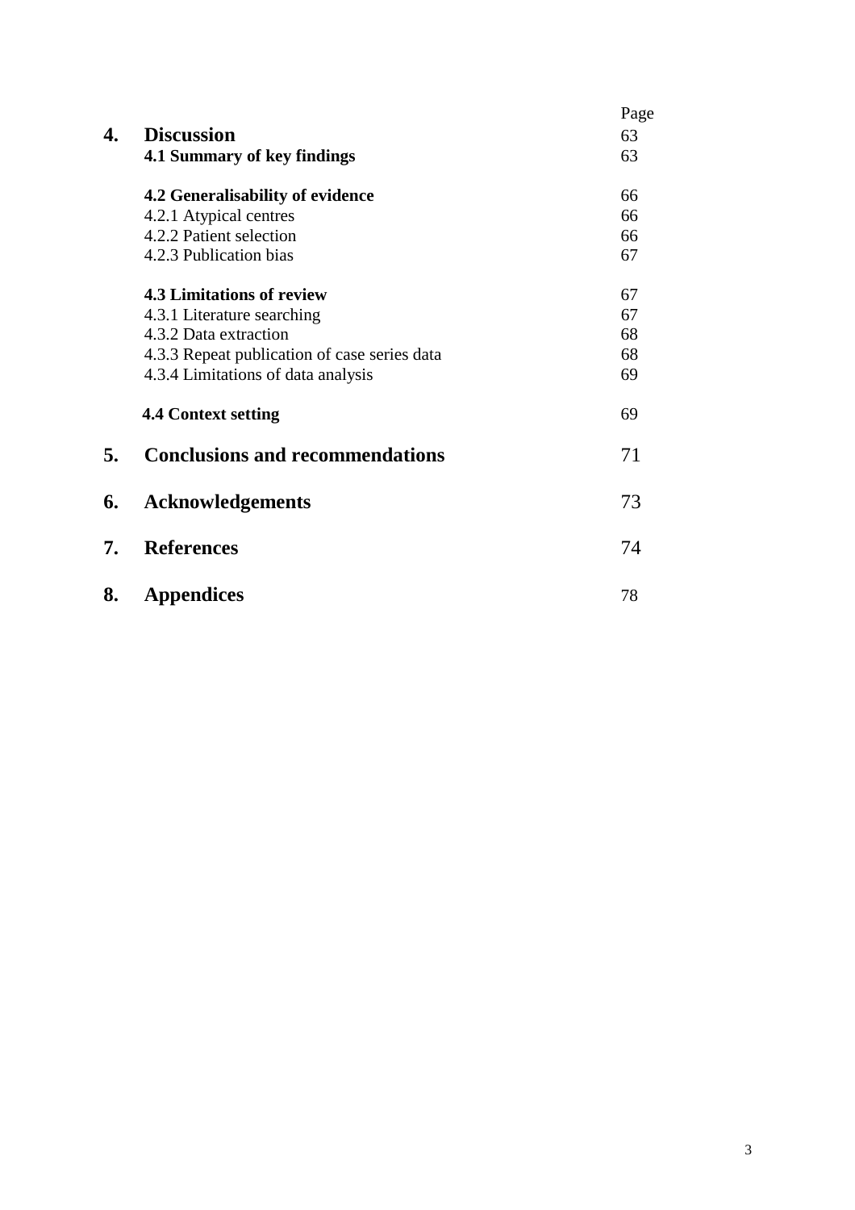| | | Page |
|---|---|---|
| **4.** | **Discussion** | 63 |
| | **4.1 Summary of key findings** | 63 |
| | **4.2 Generalisability of evidence** | 66 |
| | 4.2.1 Atypical centres | 66 |
| | 4.2.2 Patient selection | 66 |
| | 4.2.3 Publication bias | 67 |
| | **4.3 Limitations of review** | 67 |
| | 4.3.1 Literature searching | 67 |
| | 4.3.2 Data extraction | 68 |
| | 4.3.3 Repeat publication of case series data | 68 |
| | 4.3.4 Limitations of data analysis | 69 |
| | **4.4 Context setting** | 69 |
| **5.** | **Conclusions and recommendations** | 71 |
| **6.** | **Acknowledgements** | 73 |
| **7.** | **References** | 74 |
| **8.** | **Appendices** | 78 |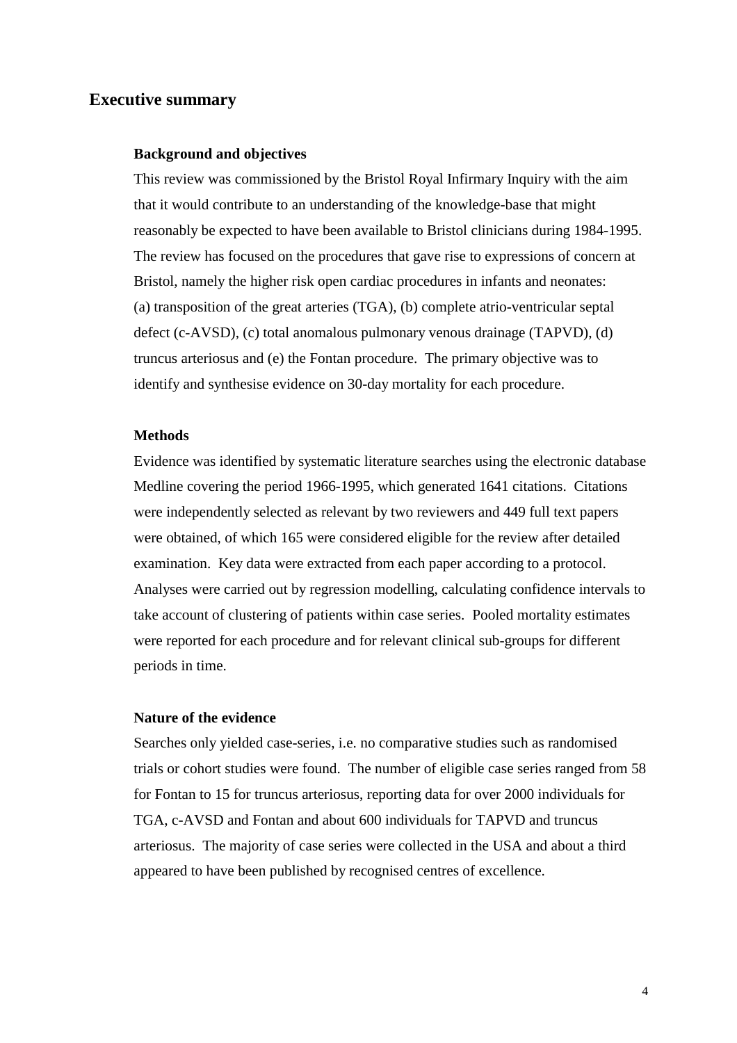## Executive summary

### Background and objectives

This review was commissioned by the Bristol Royal Infirmary Inquiry with the aim that it would contribute to an understanding of the knowledge-base that might reasonably be expected to have been available to Bristol clinicians during 1984-1995. The review has focused on the procedures that gave rise to expressions of concern at Bristol, namely the higher risk open cardiac procedures in infants and neonates: (a) transposition of the great arteries (TGA), (b) complete atrio-ventricular septal defect (c-AVSD), (c) total anomalous pulmonary venous drainage (TAPVD), (d) truncus arteriosus and (e) the Fontan procedure. The primary objective was to identify and synthesise evidence on 30-day mortality for each procedure.

### Methods

Evidence was identified by systematic literature searches using the electronic database Medline covering the period 1966-1995, which generated 1641 citations. Citations were independently selected as relevant by two reviewers and 449 full text papers were obtained, of which 165 were considered eligible for the review after detailed examination. Key data were extracted from each paper according to a protocol. Analyses were carried out by regression modelling, calculating confidence intervals to take account of clustering of patients within case series. Pooled mortality estimates were reported for each procedure and for relevant clinical sub-groups for different periods in time.

### Nature of the evidence

Searches only yielded case-series, i.e. no comparative studies such as randomised trials or cohort studies were found. The number of eligible case series ranged from 58 for Fontan to 15 for truncus arteriosus, reporting data for over 2000 individuals for TGA, c-AVSD and Fontan and about 600 individuals for TAPVD and truncus arteriosus. The majority of case series were collected in the USA and about a third appeared to have been published by recognised centres of excellence.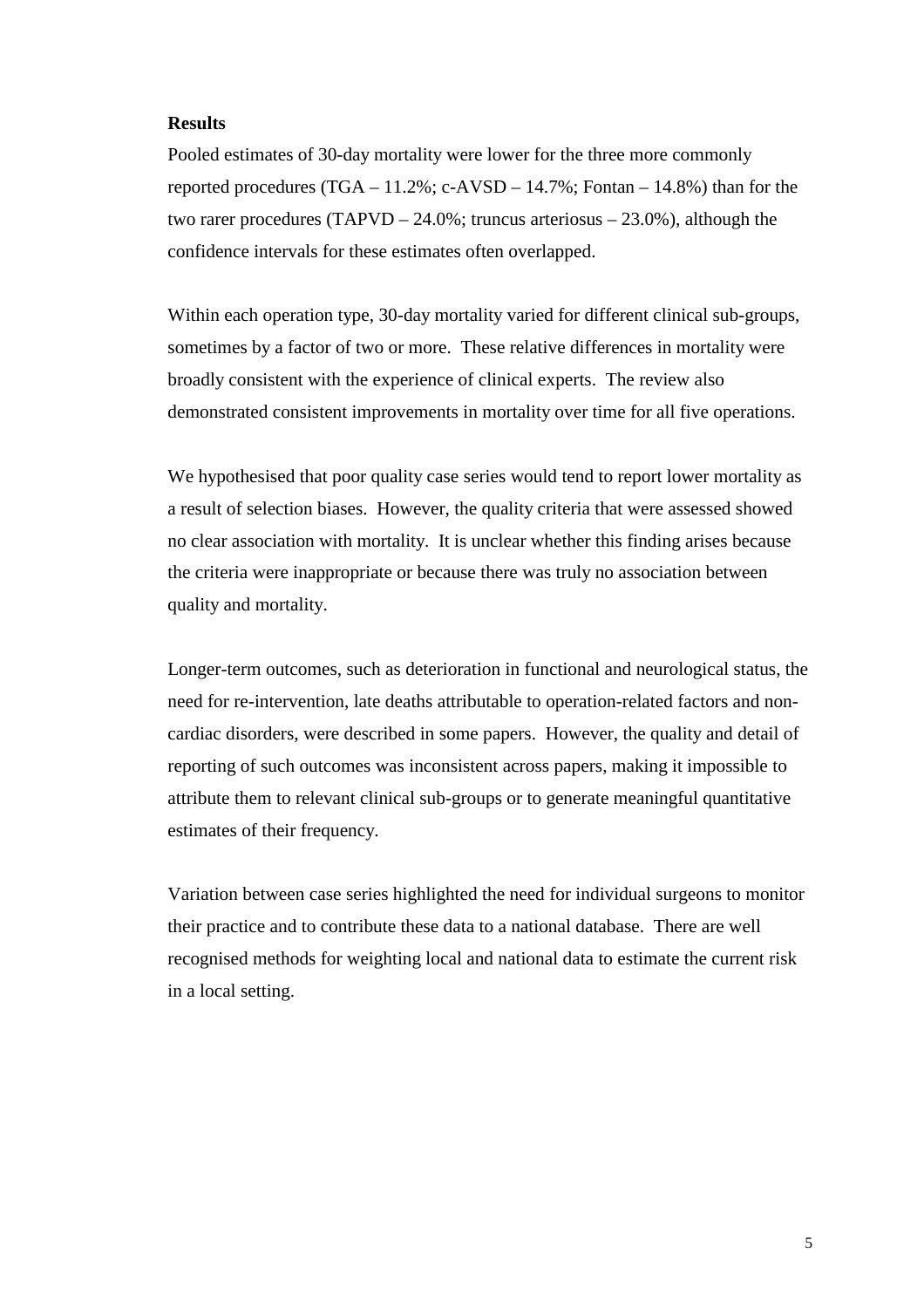**Results**

Pooled estimates of 30-day mortality were lower for the three more commonly reported procedures (TGA – 11.2%; c-AVSD – 14.7%; Fontan – 14.8%) than for the two rarer procedures (TAPVD – 24.0%; truncus arteriosus – 23.0%), although the confidence intervals for these estimates often overlapped.

Within each operation type, 30-day mortality varied for different clinical sub-groups, sometimes by a factor of two or more. These relative differences in mortality were broadly consistent with the experience of clinical experts. The review also demonstrated consistent improvements in mortality over time for all five operations.

We hypothesised that poor quality case series would tend to report lower mortality as a result of selection biases. However, the quality criteria that were assessed showed no clear association with mortality. It is unclear whether this finding arises because the criteria were inappropriate or because there was truly no association between quality and mortality.

Longer-term outcomes, such as deterioration in functional and neurological status, the need for re-intervention, late deaths attributable to operation-related factors and non-cardiac disorders, were described in some papers. However, the quality and detail of reporting of such outcomes was inconsistent across papers, making it impossible to attribute them to relevant clinical sub-groups or to generate meaningful quantitative estimates of their frequency.

Variation between case series highlighted the need for individual surgeons to monitor their practice and to contribute these data to a national database. There are well recognised methods for weighting local and national data to estimate the current risk in a local setting.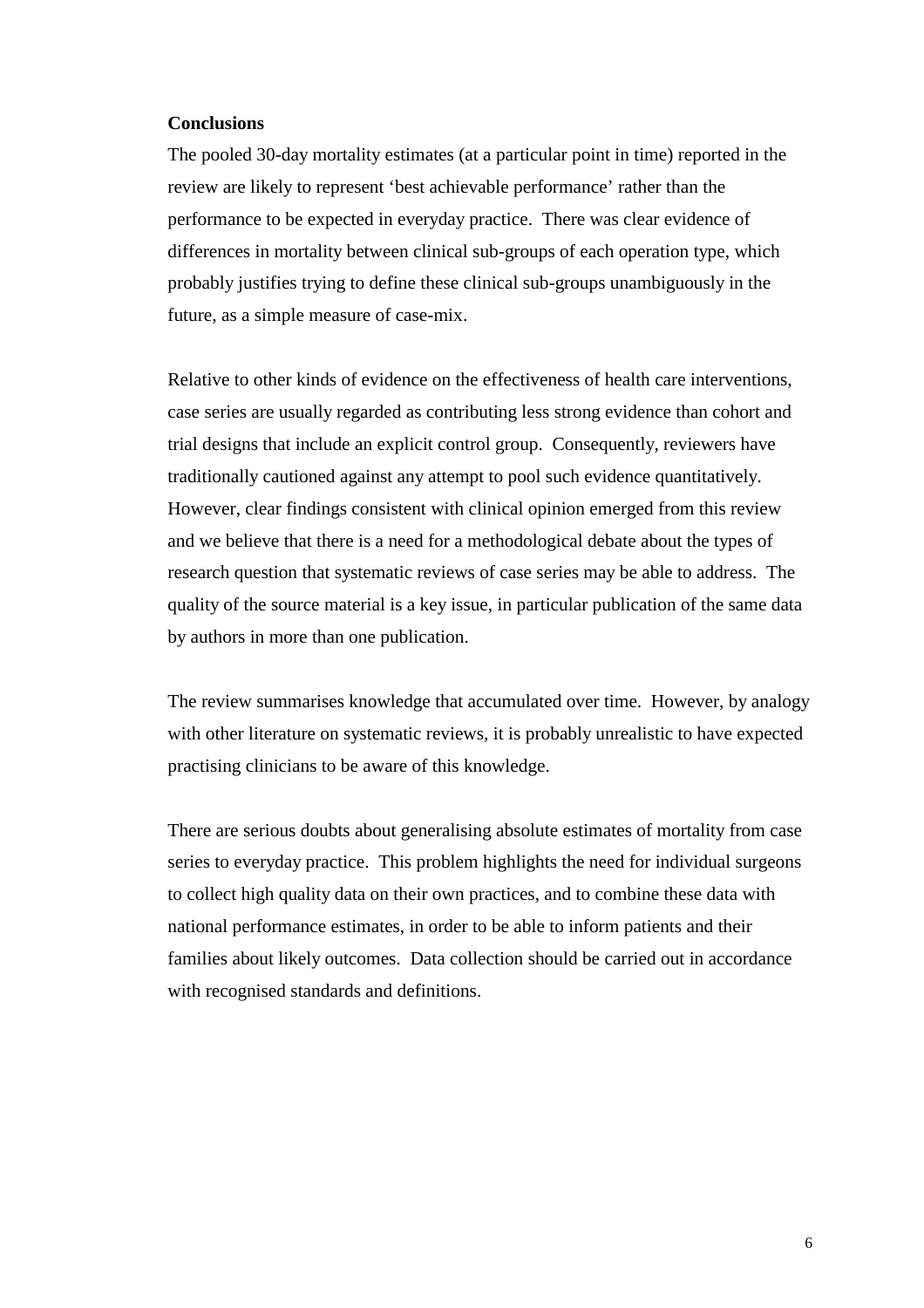**Conclusions**

The pooled 30-day mortality estimates (at a particular point in time) reported in the review are likely to represent 'best achievable performance' rather than the performance to be expected in everyday practice. There was clear evidence of differences in mortality between clinical sub-groups of each operation type, which probably justifies trying to define these clinical sub-groups unambiguously in the future, as a simple measure of case-mix.

Relative to other kinds of evidence on the effectiveness of health care interventions, case series are usually regarded as contributing less strong evidence than cohort and trial designs that include an explicit control group. Consequently, reviewers have traditionally cautioned against any attempt to pool such evidence quantitatively. However, clear findings consistent with clinical opinion emerged from this review and we believe that there is a need for a methodological debate about the types of research question that systematic reviews of case series may be able to address. The quality of the source material is a key issue, in particular publication of the same data by authors in more than one publication.

The review summarises knowledge that accumulated over time. However, by analogy with other literature on systematic reviews, it is probably unrealistic to have expected practising clinicians to be aware of this knowledge.

There are serious doubts about generalising absolute estimates of mortality from case series to everyday practice. This problem highlights the need for individual surgeons to collect high quality data on their own practices, and to combine these data with national performance estimates, in order to be able to inform patients and their families about likely outcomes. Data collection should be carried out in accordance with recognised standards and definitions.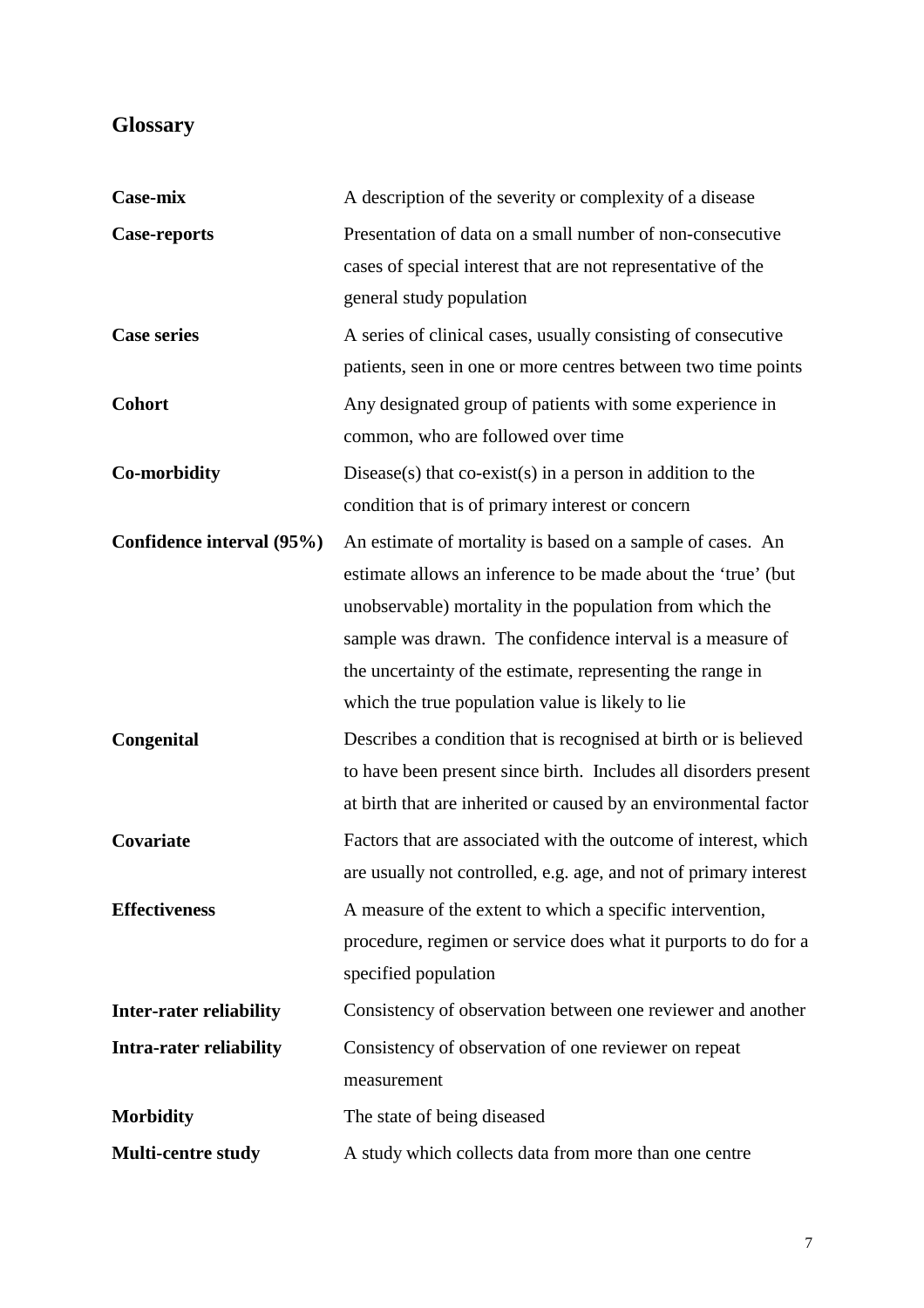## Glossary

| | |
|---|---|
| **Case-mix** | A description of the severity or complexity of a disease |
| **Case-reports** | Presentation of data on a small number of non-consecutive cases of special interest that are not representative of the general study population |
| **Case series** | A series of clinical cases, usually consisting of consecutive patients, seen in one or more centres between two time points |
| **Cohort** | Any designated group of patients with some experience in common, who are followed over time |
| **Co-morbidity** | Disease(s) that co-exist(s) in a person in addition to the condition that is of primary interest or concern |
| **Confidence interval (95%)** | An estimate of mortality is based on a sample of cases. An estimate allows an inference to be made about the 'true' (but unobservable) mortality in the population from which the sample was drawn. The confidence interval is a measure of the uncertainty of the estimate, representing the range in which the true population value is likely to lie |
| **Congenital** | Describes a condition that is recognised at birth or is believed to have been present since birth. Includes all disorders present at birth that are inherited or caused by an environmental factor |
| **Covariate** | Factors that are associated with the outcome of interest, which are usually not controlled, e.g. age, and not of primary interest |
| **Effectiveness** | A measure of the extent to which a specific intervention, procedure, regimen or service does what it purports to do for a specified population |
| **Inter-rater reliability** | Consistency of observation between one reviewer and another |
| **Intra-rater reliability** | Consistency of observation of one reviewer on repeat measurement |
| **Morbidity** | The state of being diseased |
| **Multi-centre study** | A study which collects data from more than one centre |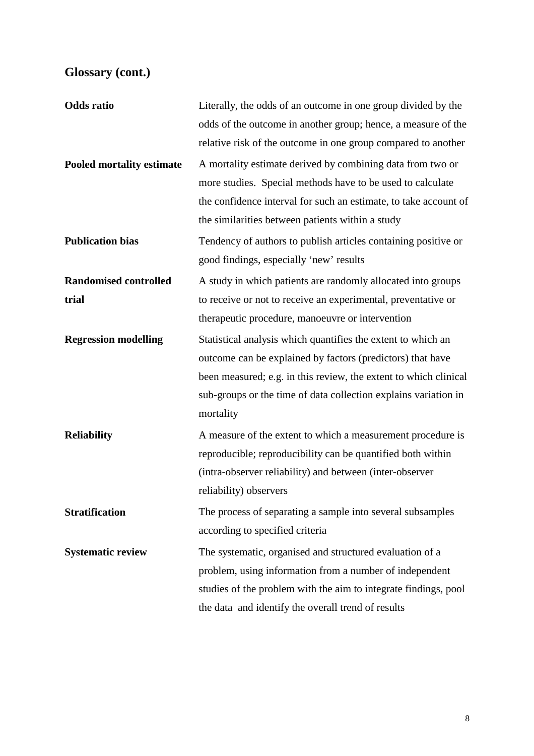## Glossary (cont.)

**Odds ratio**

Literally, the odds of an outcome in one group divided by the odds of the outcome in another group; hence, a measure of the relative risk of the outcome in one group compared to another

**Pooled mortality estimate**

A mortality estimate derived by combining data from two or more studies. Special methods have to be used to calculate the confidence interval for such an estimate, to take account of the similarities between patients within a study

**Publication bias**

Tendency of authors to publish articles containing positive or good findings, especially 'new' results

**Randomised controlled trial**

A study in which patients are randomly allocated into groups to receive or not to receive an experimental, preventative or therapeutic procedure, manoeuvre or intervention

**Regression modelling**

Statistical analysis which quantifies the extent to which an outcome can be explained by factors (predictors) that have been measured; e.g. in this review, the extent to which clinical sub-groups or the time of data collection explains variation in mortality

**Reliability**

A measure of the extent to which a measurement procedure is reproducible; reproducibility can be quantified both within (intra-observer reliability) and between (inter-observer reliability) observers

**Stratification**

The process of separating a sample into several subsamples according to specified criteria

**Systematic review**

The systematic, organised and structured evaluation of a problem, using information from a number of independent studies of the problem with the aim to integrate findings, pool the data and identify the overall trend of results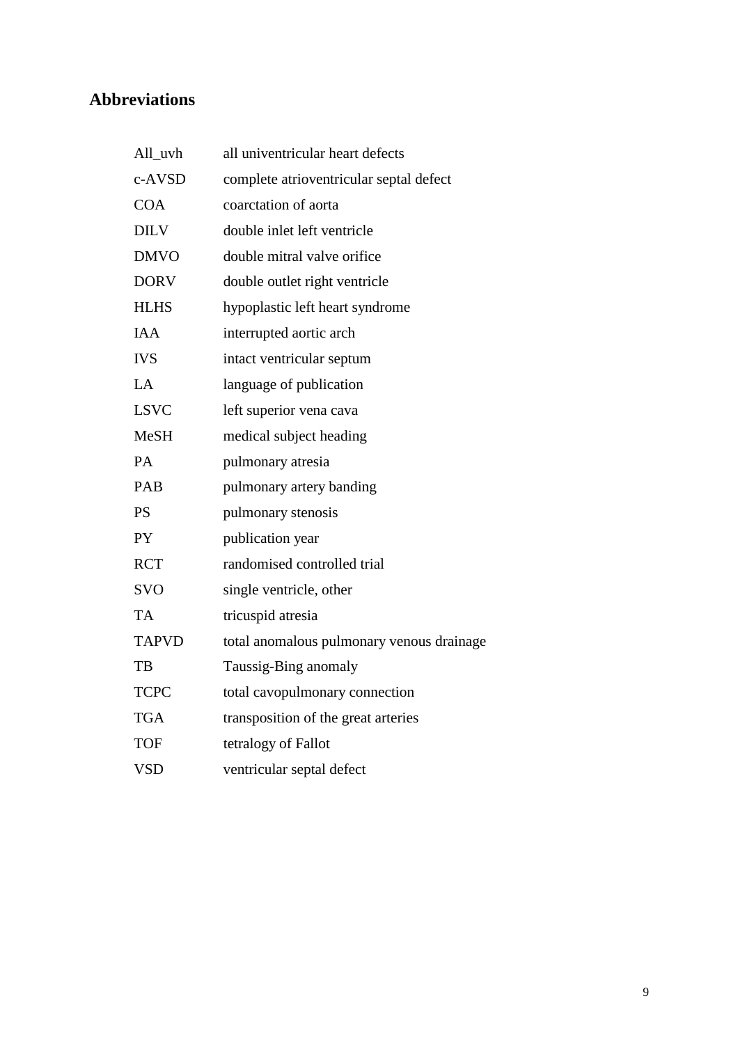## Abbreviations

| | |
|---|---|
| All_uvh | all univentricular heart defects |
| c-AVSD | complete atrioventricular septal defect |
| COA | coarctation of aorta |
| DILV | double inlet left ventricle |
| DMVO | double mitral valve orifice |
| DORV | double outlet right ventricle |
| HLHS | hypoplastic left heart syndrome |
| IAA | interrupted aortic arch |
| IVS | intact ventricular septum |
| LA | language of publication |
| LSVC | left superior vena cava |
| MeSH | medical subject heading |
| PA | pulmonary atresia |
| PAB | pulmonary artery banding |
| PS | pulmonary stenosis |
| PY | publication year |
| RCT | randomised controlled trial |
| SVO | single ventricle, other |
| TA | tricuspid atresia |
| TAPVD | total anomalous pulmonary venous drainage |
| TB | Taussig-Bing anomaly |
| TCPC | total cavopulmonary connection |
| TGA | transposition of the great arteries |
| TOF | tetralogy of Fallot |
| VSD | ventricular septal defect |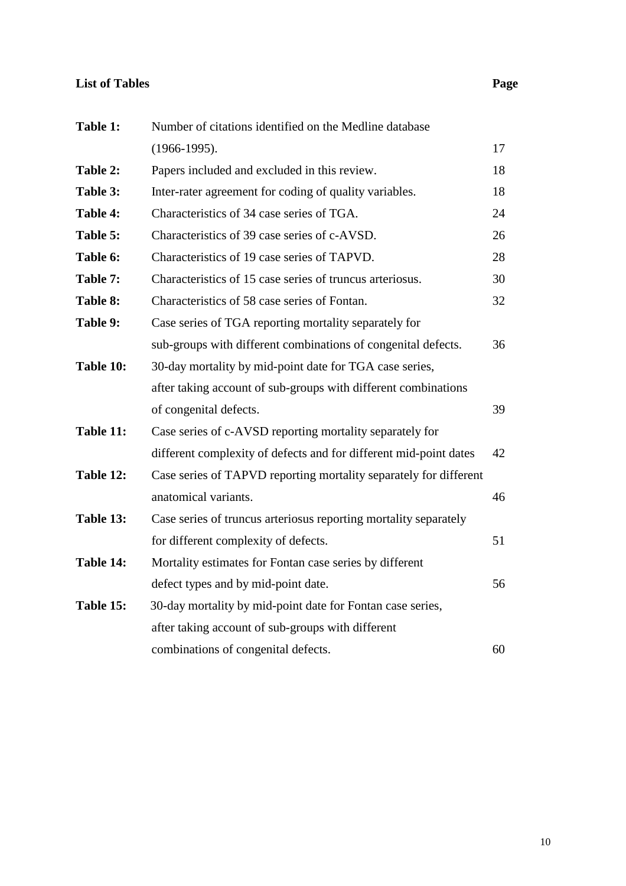## List of Tables

| | | Page |
|---|---|---|
| **Table 1:** | Number of citations identified on the Medline database (1966-1995). | 17 |
| **Table 2:** | Papers included and excluded in this review. | 18 |
| **Table 3:** | Inter-rater agreement for coding of quality variables. | 18 |
| **Table 4:** | Characteristics of 34 case series of TGA. | 24 |
| **Table 5:** | Characteristics of 39 case series of c-AVSD. | 26 |
| **Table 6:** | Characteristics of 19 case series of TAPVD. | 28 |
| **Table 7:** | Characteristics of 15 case series of truncus arteriosus. | 30 |
| **Table 8:** | Characteristics of 58 case series of Fontan. | 32 |
| **Table 9:** | Case series of TGA reporting mortality separately for sub-groups with different combinations of congenital defects. | 36 |
| **Table 10:** | 30-day mortality by mid-point date for TGA case series, after taking account of sub-groups with different combinations of congenital defects. | 39 |
| **Table 11:** | Case series of c-AVSD reporting mortality separately for different complexity of defects and for different mid-point dates | 42 |
| **Table 12:** | Case series of TAPVD reporting mortality separately for different anatomical variants. | 46 |
| **Table 13:** | Case series of truncus arteriosus reporting mortality separately for different complexity of defects. | 51 |
| **Table 14:** | Mortality estimates for Fontan case series by different defect types and by mid-point date. | 56 |
| **Table 15:** | 30-day mortality by mid-point date for Fontan case series, after taking account of sub-groups with different combinations of congenital defects. | 60 |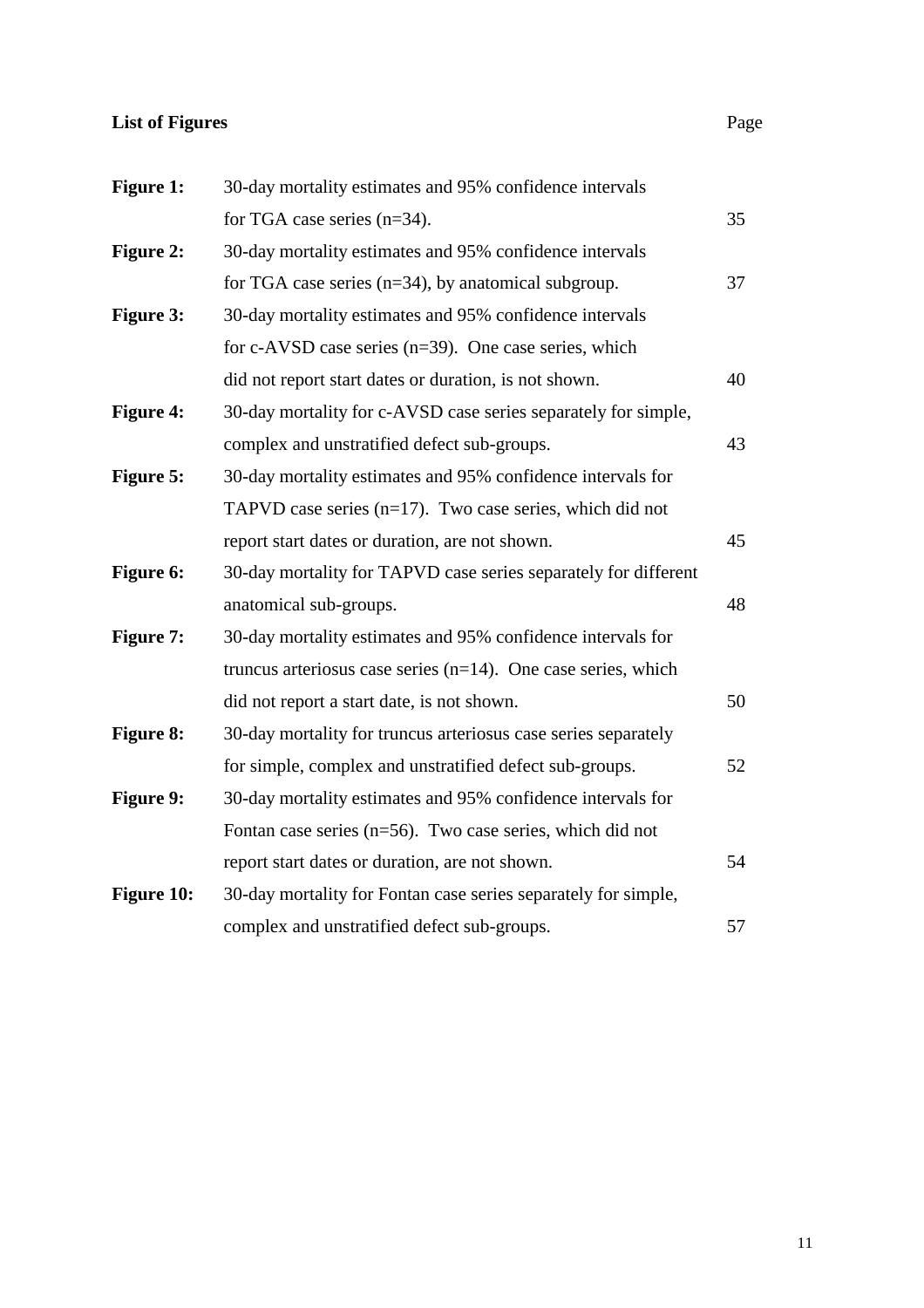**List of Figures**

| | | Page |
|---|---|---|
| **Figure 1:** | 30-day mortality estimates and 95% confidence intervals for TGA case series (n=34). | 35 |
| **Figure 2:** | 30-day mortality estimates and 95% confidence intervals for TGA case series (n=34), by anatomical subgroup. | 37 |
| **Figure 3:** | 30-day mortality estimates and 95% confidence intervals for c-AVSD case series (n=39). One case series, which did not report start dates or duration, is not shown. | 40 |
| **Figure 4:** | 30-day mortality for c-AVSD case series separately for simple, complex and unstratified defect sub-groups. | 43 |
| **Figure 5:** | 30-day mortality estimates and 95% confidence intervals for TAPVD case series (n=17). Two case series, which did not report start dates or duration, are not shown. | 45 |
| **Figure 6:** | 30-day mortality for TAPVD case series separately for different anatomical sub-groups. | 48 |
| **Figure 7:** | 30-day mortality estimates and 95% confidence intervals for truncus arteriosus case series (n=14). One case series, which did not report a start date, is not shown. | 50 |
| **Figure 8:** | 30-day mortality for truncus arteriosus case series separately for simple, complex and unstratified defect sub-groups. | 52 |
| **Figure 9:** | 30-day mortality estimates and 95% confidence intervals for Fontan case series (n=56). Two case series, which did not report start dates or duration, are not shown. | 54 |
| **Figure 10:** | 30-day mortality for Fontan case series separately for simple, complex and unstratified defect sub-groups. | 57 |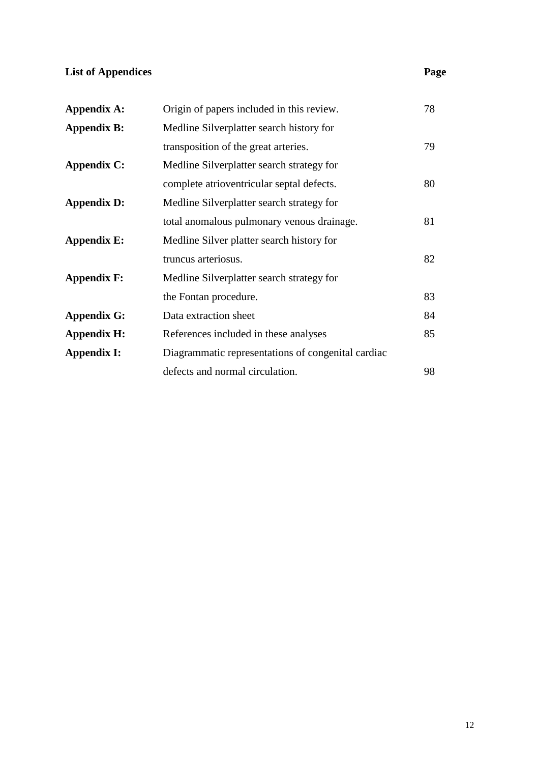## List of Appendices

| | | Page |
|---|---|---|
| **Appendix A:** | Origin of papers included in this review. | 78 |
| **Appendix B:** | Medline Silverplatter search history for transposition of the great arteries. | 79 |
| **Appendix C:** | Medline Silverplatter search strategy for complete atrioventricular septal defects. | 80 |
| **Appendix D:** | Medline Silverplatter search strategy for total anomalous pulmonary venous drainage. | 81 |
| **Appendix E:** | Medline Silver platter search history for truncus arteriosus. | 82 |
| **Appendix F:** | Medline Silverplatter search strategy for the Fontan procedure. | 83 |
| **Appendix G:** | Data extraction sheet | 84 |
| **Appendix H:** | References included in these analyses | 85 |
| **Appendix I:** | Diagrammatic representations of congenital cardiac defects and normal circulation. | 98 |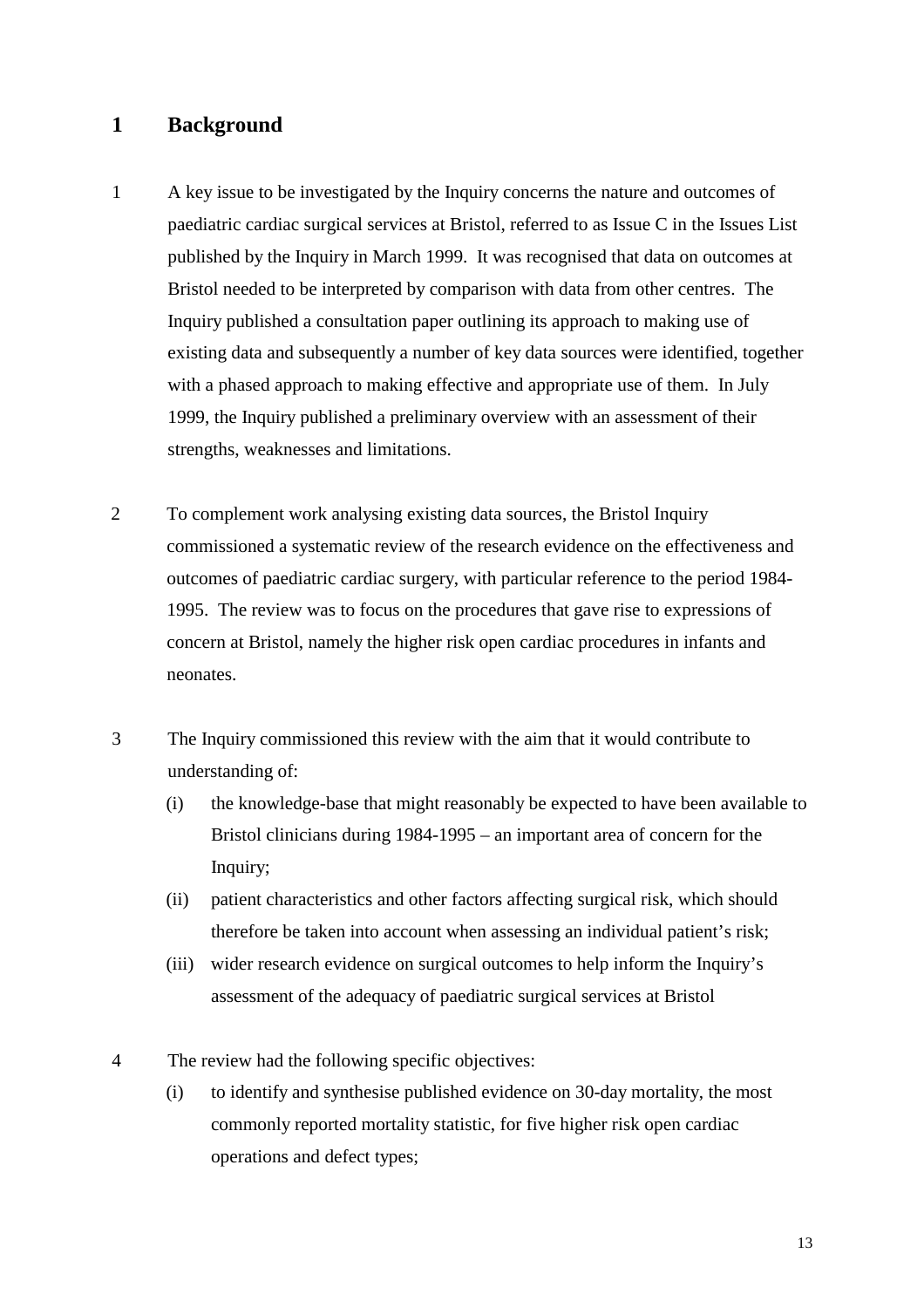# 1 Background

1 A key issue to be investigated by the Inquiry concerns the nature and outcomes of paediatric cardiac surgical services at Bristol, referred to as Issue C in the Issues List published by the Inquiry in March 1999. It was recognised that data on outcomes at Bristol needed to be interpreted by comparison with data from other centres. The Inquiry published a consultation paper outlining its approach to making use of existing data and subsequently a number of key data sources were identified, together with a phased approach to making effective and appropriate use of them. In July 1999, the Inquiry published a preliminary overview with an assessment of their strengths, weaknesses and limitations.

2 To complement work analysing existing data sources, the Bristol Inquiry commissioned a systematic review of the research evidence on the effectiveness and outcomes of paediatric cardiac surgery, with particular reference to the period 1984-1995. The review was to focus on the procedures that gave rise to expressions of concern at Bristol, namely the higher risk open cardiac procedures in infants and neonates.

3 The Inquiry commissioned this review with the aim that it would contribute to understanding of:

(i) the knowledge-base that might reasonably be expected to have been available to Bristol clinicians during 1984-1995 – an important area of concern for the Inquiry;

(ii) patient characteristics and other factors affecting surgical risk, which should therefore be taken into account when assessing an individual patient's risk;

(iii) wider research evidence on surgical outcomes to help inform the Inquiry's assessment of the adequacy of paediatric surgical services at Bristol

4 The review had the following specific objectives:

(i) to identify and synthesise published evidence on 30-day mortality, the most commonly reported mortality statistic, for five higher risk open cardiac operations and defect types;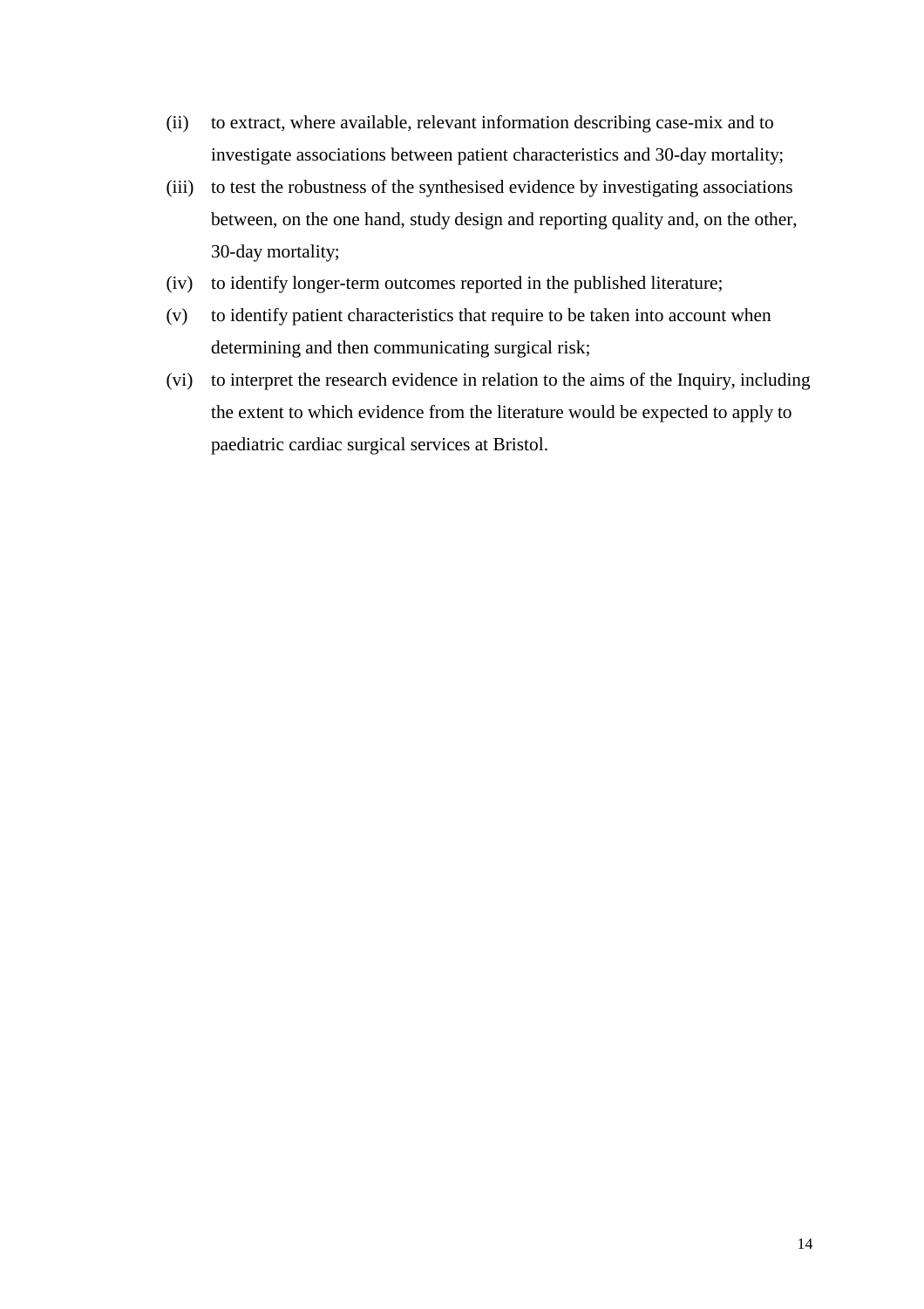(ii) to extract, where available, relevant information describing case-mix and to investigate associations between patient characteristics and 30-day mortality;

(iii) to test the robustness of the synthesised evidence by investigating associations between, on the one hand, study design and reporting quality and, on the other, 30-day mortality;

(iv) to identify longer-term outcomes reported in the published literature;

(v) to identify patient characteristics that require to be taken into account when determining and then communicating surgical risk;

(vi) to interpret the research evidence in relation to the aims of the Inquiry, including the extent to which evidence from the literature would be expected to apply to paediatric cardiac surgical services at Bristol.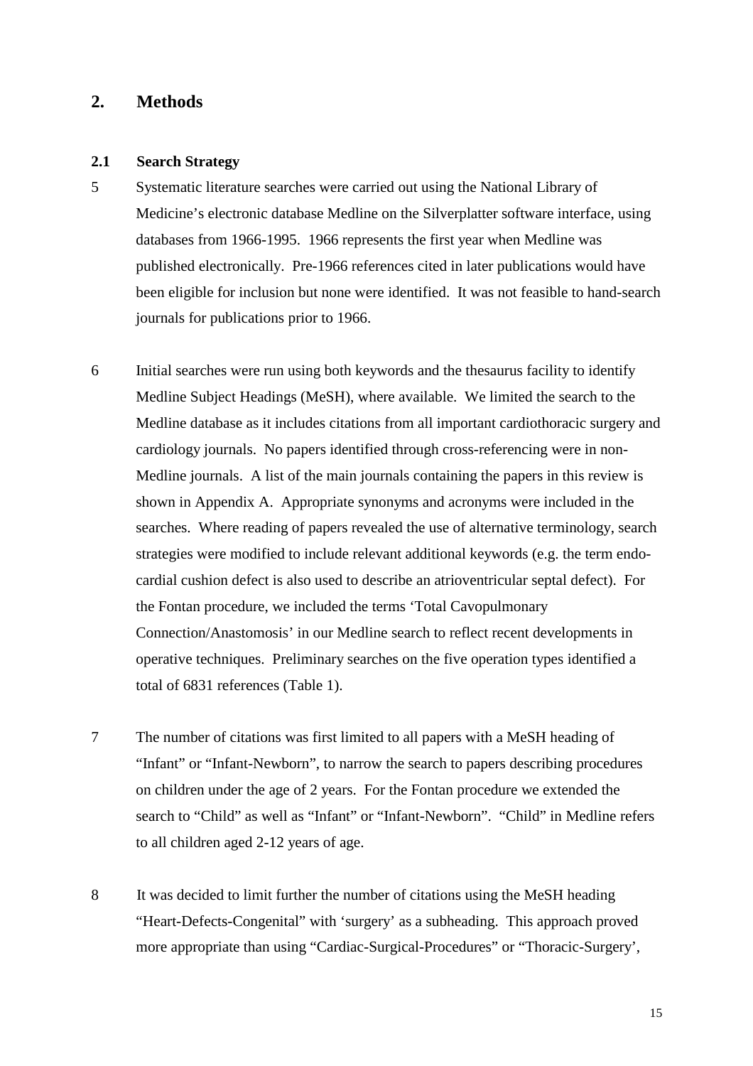## 2. Methods

### 2.1 Search Strategy

5 Systematic literature searches were carried out using the National Library of Medicine's electronic database Medline on the Silverplatter software interface, using databases from 1966-1995. 1966 represents the first year when Medline was published electronically. Pre-1966 references cited in later publications would have been eligible for inclusion but none were identified. It was not feasible to hand-search journals for publications prior to 1966.

6 Initial searches were run using both keywords and the thesaurus facility to identify Medline Subject Headings (MeSH), where available. We limited the search to the Medline database as it includes citations from all important cardiothoracic surgery and cardiology journals. No papers identified through cross-referencing were in non-Medline journals. A list of the main journals containing the papers in this review is shown in Appendix A. Appropriate synonyms and acronyms were included in the searches. Where reading of papers revealed the use of alternative terminology, search strategies were modified to include relevant additional keywords (e.g. the term endo-cardial cushion defect is also used to describe an atrioventricular septal defect). For the Fontan procedure, we included the terms 'Total Cavopulmonary Connection/Anastomosis' in our Medline search to reflect recent developments in operative techniques. Preliminary searches on the five operation types identified a total of 6831 references (Table 1).

7 The number of citations was first limited to all papers with a MeSH heading of "Infant" or "Infant-Newborn", to narrow the search to papers describing procedures on children under the age of 2 years. For the Fontan procedure we extended the search to "Child" as well as "Infant" or "Infant-Newborn". "Child" in Medline refers to all children aged 2-12 years of age.

8 It was decided to limit further the number of citations using the MeSH heading "Heart-Defects-Congenital" with 'surgery' as a subheading. This approach proved more appropriate than using "Cardiac-Surgical-Procedures" or "Thoracic-Surgery',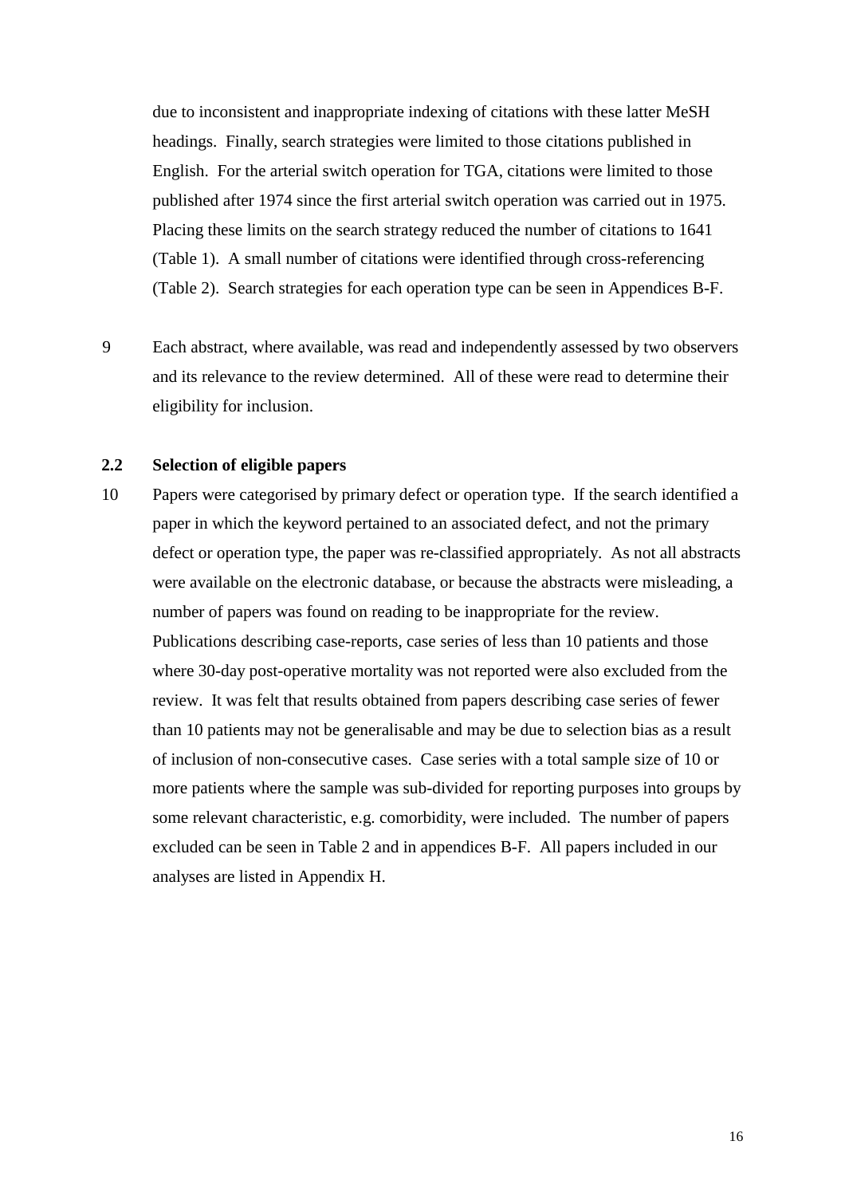due to inconsistent and inappropriate indexing of citations with these latter MeSH headings. Finally, search strategies were limited to those citations published in English. For the arterial switch operation for TGA, citations were limited to those published after 1974 since the first arterial switch operation was carried out in 1975. Placing these limits on the search strategy reduced the number of citations to 1641 (Table 1). A small number of citations were identified through cross-referencing (Table 2). Search strategies for each operation type can be seen in Appendices B-F.

9 Each abstract, where available, was read and independently assessed by two observers and its relevance to the review determined. All of these were read to determine their eligibility for inclusion.

### 2.2 Selection of eligible papers

10 Papers were categorised by primary defect or operation type. If the search identified a paper in which the keyword pertained to an associated defect, and not the primary defect or operation type, the paper was re-classified appropriately. As not all abstracts were available on the electronic database, or because the abstracts were misleading, a number of papers was found on reading to be inappropriate for the review. Publications describing case-reports, case series of less than 10 patients and those where 30-day post-operative mortality was not reported were also excluded from the review. It was felt that results obtained from papers describing case series of fewer than 10 patients may not be generalisable and may be due to selection bias as a result of inclusion of non-consecutive cases. Case series with a total sample size of 10 or more patients where the sample was sub-divided for reporting purposes into groups by some relevant characteristic, e.g. comorbidity, were included. The number of papers excluded can be seen in Table 2 and in appendices B-F. All papers included in our analyses are listed in Appendix H.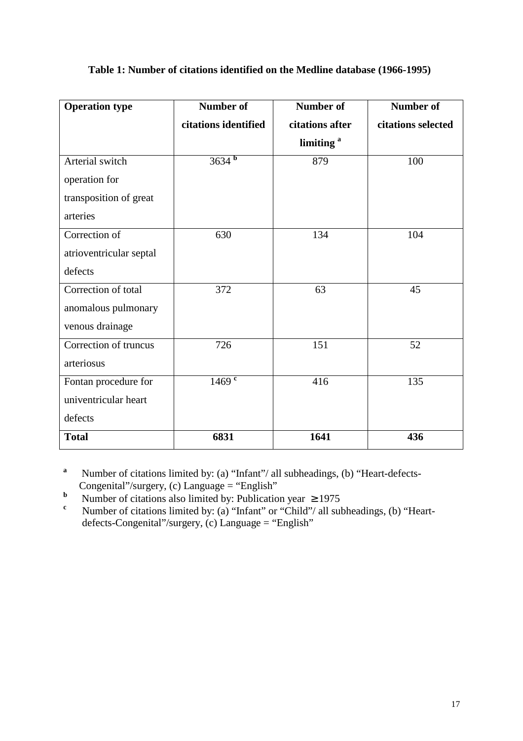**Table 1: Number of citations identified on the Medline database (1966-1995)**

| Operation type | Number of citations identified | Number of citations after limiting [a] | Number of citations selected |
|---|---|---|---|
| Arterial switch operation for transposition of great arteries | 3634 [b] | 879 | 100 |
| Correction of atrioventricular septal defects | 630 | 134 | 104 |
| Correction of total anomalous pulmonary venous drainage | 372 | 63 | 45 |
| Correction of truncus arteriosus | 726 | 151 | 52 |
| Fontan procedure for univentricular heart defects | 1469 [c] | 416 | 135 |
| **Total** | **6831** | **1641** | **436** |

[a] Number of citations limited by: (a) "Infant"/ all subheadings, (b) "Heart-defects-Congenital"/surgery, (c) Language = "English"

[b] Number of citations also limited by: Publication year $\geq 1975$

[c] Number of citations limited by: (a) "Infant" or "Child"/ all subheadings, (b) "Heart-defects-Congenital"/surgery, (c) Language = "English"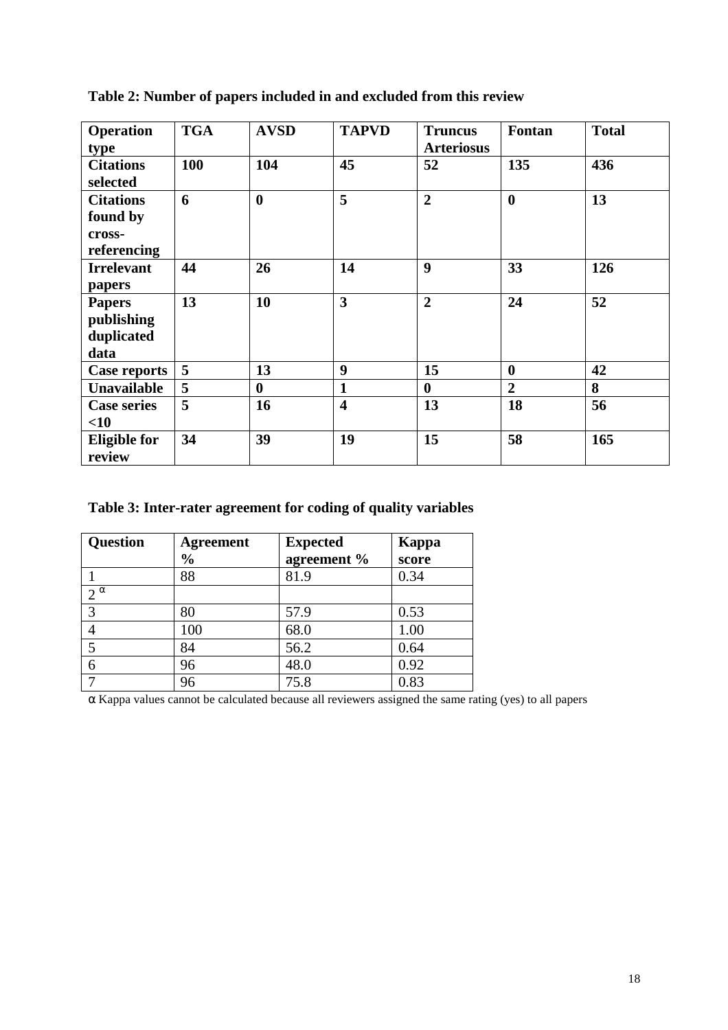**Table 2: Number of papers included in and excluded from this review**

| Operation type | TGA | AVSD | TAPVD | Truncus Arteriosus | Fontan | Total |
|---|---|---|---|---|---|---|
| Citations selected | 100 | 104 | 45 | 52 | 135 | 436 |
| Citations found by cross-referencing | 6 | 0 | 5 | 2 | 0 | 13 |
| Irrelevant papers | 44 | 26 | 14 | 9 | 33 | 126 |
| Papers publishing duplicated data | 13 | 10 | 3 | 2 | 24 | 52 |
| Case reports | 5 | 13 | 9 | 15 | 0 | 42 |
| Unavailable | 5 | 0 | 1 | 0 | 2 | 8 |
| Case series <10 | 5 | 16 | 4 | 13 | 18 | 56 |
| Eligible for review | 34 | 39 | 19 | 15 | 58 | 165 |

**Table 3: Inter-rater agreement for coding of quality variables**

| Question | Agreement % | Expected agreement % | Kappa score |
|---|---|---|---|
| 1 | 88 | 81.9 | 0.34 |
| 2 $^{\alpha}$ | | | |
| 3 | 80 | 57.9 | 0.53 |
| 4 | 100 | 68.0 | 1.00 |
| 5 | 84 | 56.2 | 0.64 |
| 6 | 96 | 48.0 | 0.92 |
| 7 | 96 | 75.8 | 0.83 |

$\alpha$ Kappa values cannot be calculated because all reviewers assigned the same rating (yes) to all papers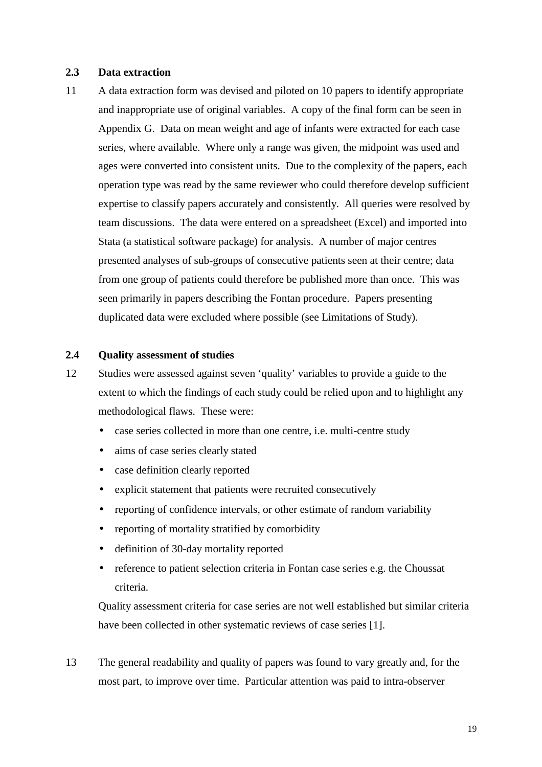### 2.3 Data extraction

11 A data extraction form was devised and piloted on 10 papers to identify appropriate and inappropriate use of original variables. A copy of the final form can be seen in Appendix G. Data on mean weight and age of infants were extracted for each case series, where available. Where only a range was given, the midpoint was used and ages were converted into consistent units. Due to the complexity of the papers, each operation type was read by the same reviewer who could therefore develop sufficient expertise to classify papers accurately and consistently. All queries were resolved by team discussions. The data were entered on a spreadsheet (Excel) and imported into Stata (a statistical software package) for analysis. A number of major centres presented analyses of sub-groups of consecutive patients seen at their centre; data from one group of patients could therefore be published more than once. This was seen primarily in papers describing the Fontan procedure. Papers presenting duplicated data were excluded where possible (see Limitations of Study).

### 2.4 Quality assessment of studies

12 Studies were assessed against seven 'quality' variables to provide a guide to the extent to which the findings of each study could be relied upon and to highlight any methodological flaws. These were:

- case series collected in more than one centre, i.e. multi-centre study
- aims of case series clearly stated
- case definition clearly reported
- explicit statement that patients were recruited consecutively
- reporting of confidence intervals, or other estimate of random variability
- reporting of mortality stratified by comorbidity
- definition of 30-day mortality reported
- reference to patient selection criteria in Fontan case series e.g. the Choussat criteria.

Quality assessment criteria for case series are not well established but similar criteria have been collected in other systematic reviews of case series [1].

13 The general readability and quality of papers was found to vary greatly and, for the most part, to improve over time. Particular attention was paid to intra-observer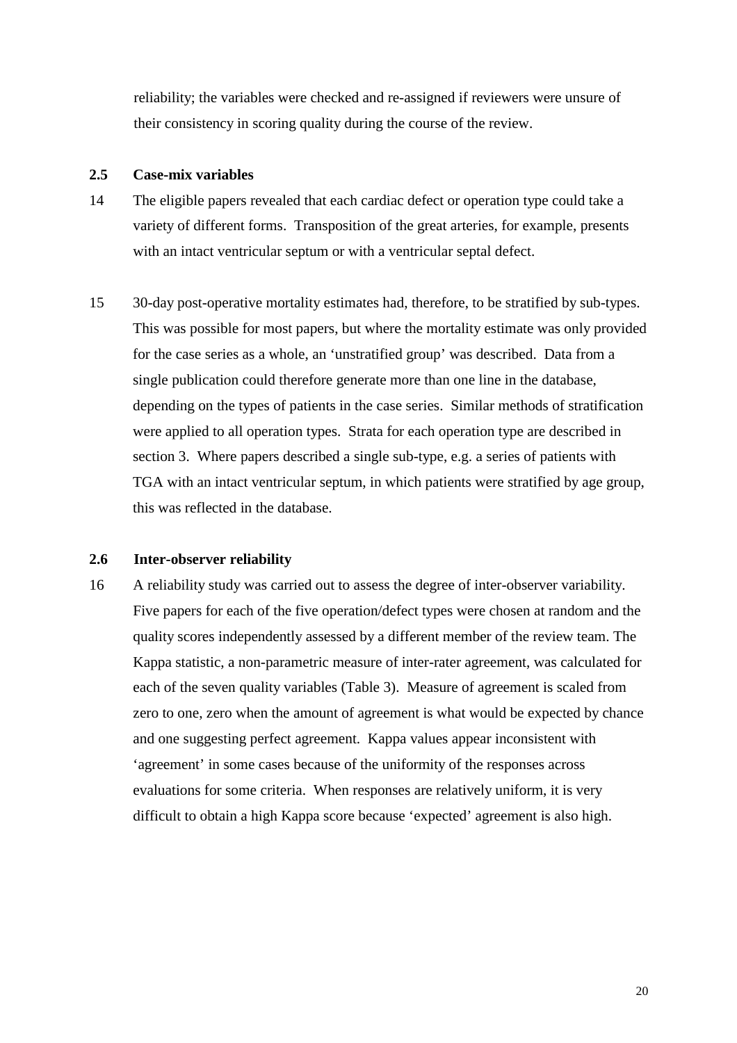reliability; the variables were checked and re-assigned if reviewers were unsure of their consistency in scoring quality during the course of the review.

### 2.5 Case-mix variables

14 The eligible papers revealed that each cardiac defect or operation type could take a variety of different forms. Transposition of the great arteries, for example, presents with an intact ventricular septum or with a ventricular septal defect.

15 30-day post-operative mortality estimates had, therefore, to be stratified by sub-types. This was possible for most papers, but where the mortality estimate was only provided for the case series as a whole, an 'unstratified group' was described. Data from a single publication could therefore generate more than one line in the database, depending on the types of patients in the case series. Similar methods of stratification were applied to all operation types. Strata for each operation type are described in section 3. Where papers described a single sub-type, e.g. a series of patients with TGA with an intact ventricular septum, in which patients were stratified by age group, this was reflected in the database.

### 2.6 Inter-observer reliability

16 A reliability study was carried out to assess the degree of inter-observer variability. Five papers for each of the five operation/defect types were chosen at random and the quality scores independently assessed by a different member of the review team. The Kappa statistic, a non-parametric measure of inter-rater agreement, was calculated for each of the seven quality variables (Table 3). Measure of agreement is scaled from zero to one, zero when the amount of agreement is what would be expected by chance and one suggesting perfect agreement. Kappa values appear inconsistent with 'agreement' in some cases because of the uniformity of the responses across evaluations for some criteria. When responses are relatively uniform, it is very difficult to obtain a high Kappa score because 'expected' agreement is also high.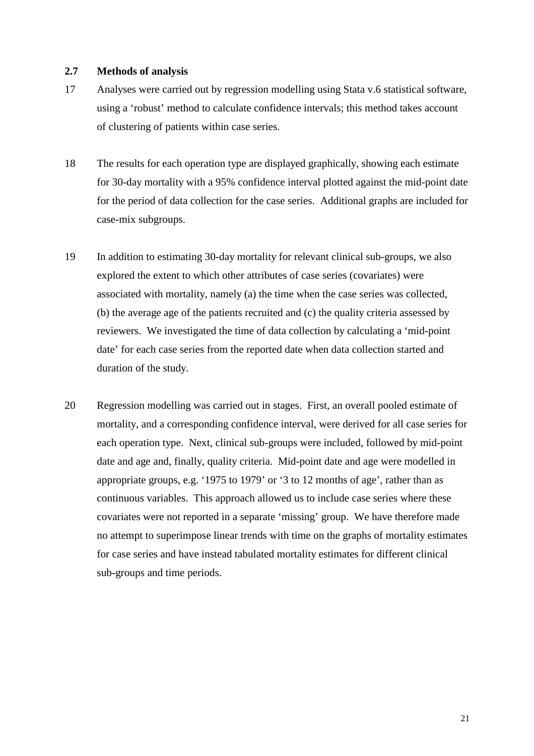## 2.7 Methods of analysis

17 Analyses were carried out by regression modelling using Stata v.6 statistical software, using a 'robust' method to calculate confidence intervals; this method takes account of clustering of patients within case series.

18 The results for each operation type are displayed graphically, showing each estimate for 30-day mortality with a 95% confidence interval plotted against the mid-point date for the period of data collection for the case series. Additional graphs are included for case-mix subgroups.

19 In addition to estimating 30-day mortality for relevant clinical sub-groups, we also explored the extent to which other attributes of case series (covariates) were associated with mortality, namely (a) the time when the case series was collected, (b) the average age of the patients recruited and (c) the quality criteria assessed by reviewers. We investigated the time of data collection by calculating a 'mid-point date' for each case series from the reported date when data collection started and duration of the study.

20 Regression modelling was carried out in stages. First, an overall pooled estimate of mortality, and a corresponding confidence interval, were derived for all case series for each operation type. Next, clinical sub-groups were included, followed by mid-point date and age and, finally, quality criteria. Mid-point date and age were modelled in appropriate groups, e.g. '1975 to 1979' or '3 to 12 months of age', rather than as continuous variables. This approach allowed us to include case series where these covariates were not reported in a separate 'missing' group. We have therefore made no attempt to superimpose linear trends with time on the graphs of mortality estimates for case series and have instead tabulated mortality estimates for different clinical sub-groups and time periods.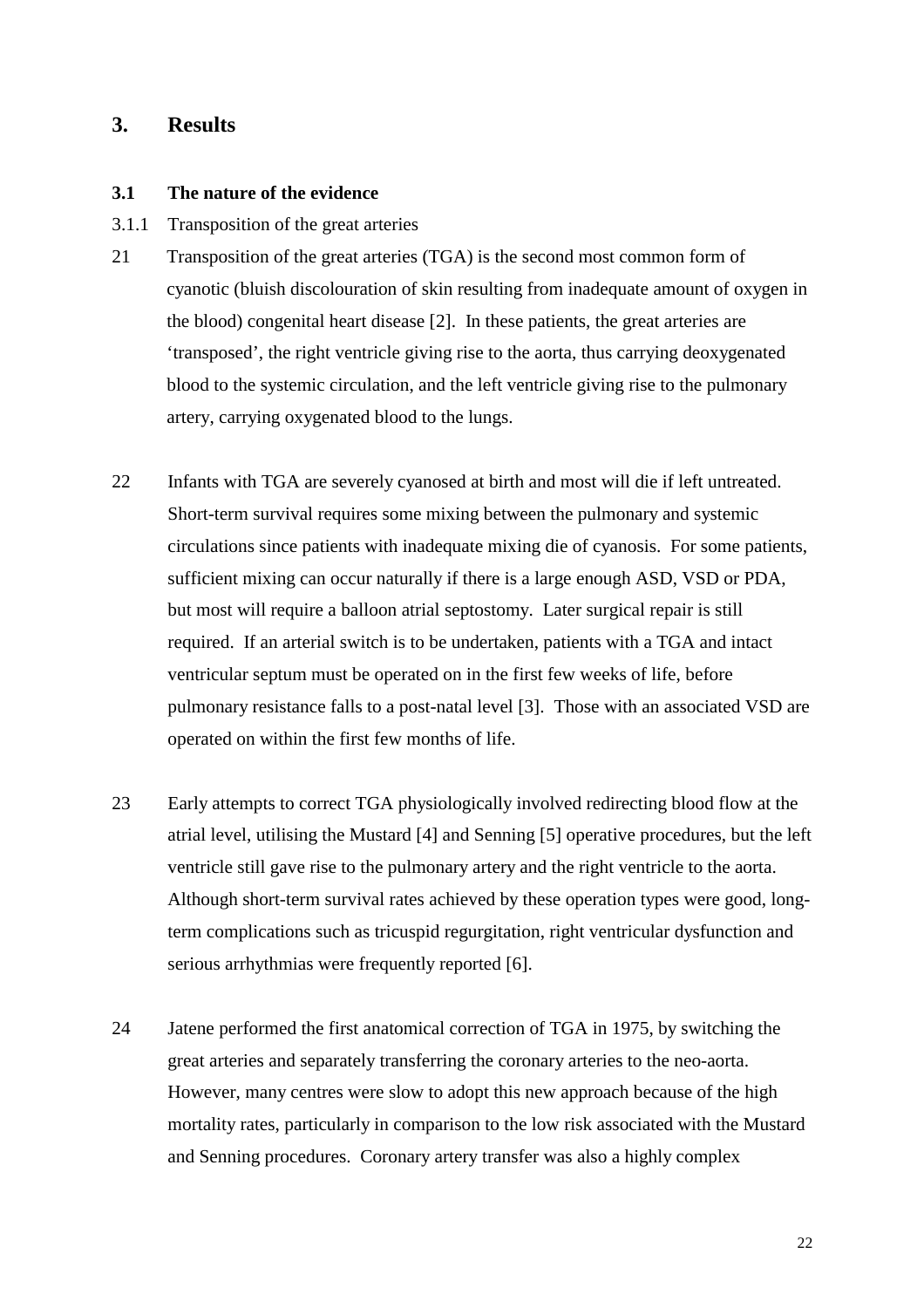# 3. Results

## 3.1 The nature of the evidence

### 3.1.1 Transposition of the great arteries

21 Transposition of the great arteries (TGA) is the second most common form of cyanotic (bluish discolouration of skin resulting from inadequate amount of oxygen in the blood) congenital heart disease [2]. In these patients, the great arteries are 'transposed', the right ventricle giving rise to the aorta, thus carrying deoxygenated blood to the systemic circulation, and the left ventricle giving rise to the pulmonary artery, carrying oxygenated blood to the lungs.

22 Infants with TGA are severely cyanosed at birth and most will die if left untreated. Short-term survival requires some mixing between the pulmonary and systemic circulations since patients with inadequate mixing die of cyanosis. For some patients, sufficient mixing can occur naturally if there is a large enough ASD, VSD or PDA, but most will require a balloon atrial septostomy. Later surgical repair is still required. If an arterial switch is to be undertaken, patients with a TGA and intact ventricular septum must be operated on in the first few weeks of life, before pulmonary resistance falls to a post-natal level [3]. Those with an associated VSD are operated on within the first few months of life.

23 Early attempts to correct TGA physiologically involved redirecting blood flow at the atrial level, utilising the Mustard [4] and Senning [5] operative procedures, but the left ventricle still gave rise to the pulmonary artery and the right ventricle to the aorta. Although short-term survival rates achieved by these operation types were good, long-term complications such as tricuspid regurgitation, right ventricular dysfunction and serious arrhythmias were frequently reported [6].

24 Jatene performed the first anatomical correction of TGA in 1975, by switching the great arteries and separately transferring the coronary arteries to the neo-aorta. However, many centres were slow to adopt this new approach because of the high mortality rates, particularly in comparison to the low risk associated with the Mustard and Senning procedures. Coronary artery transfer was also a highly complex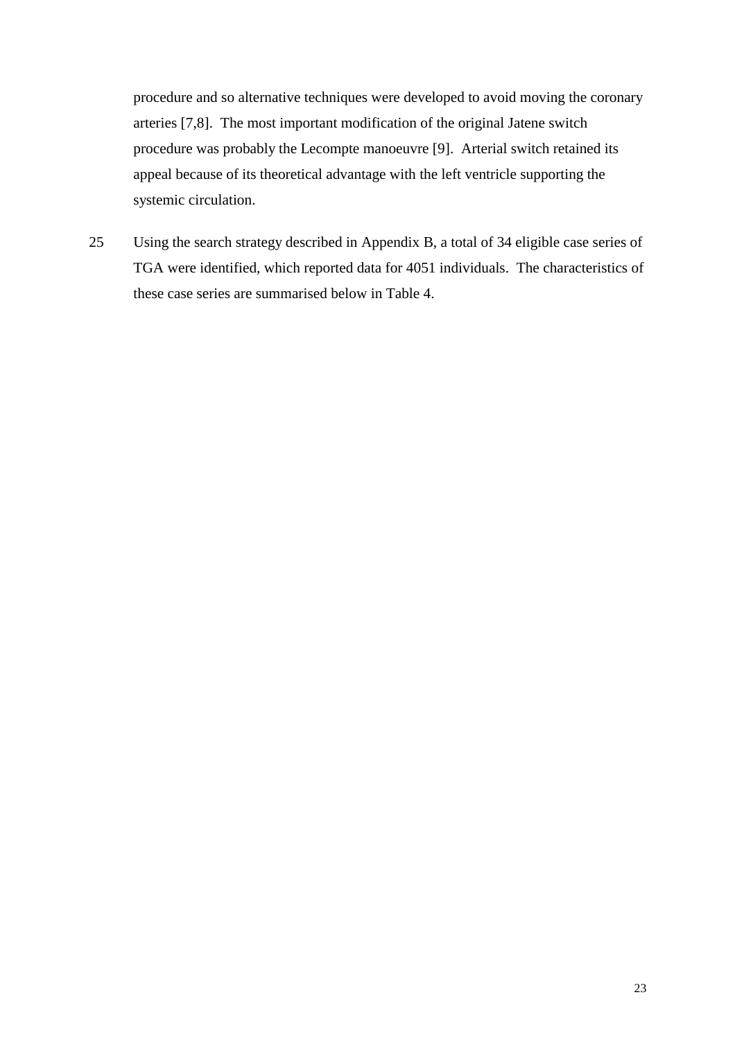procedure and so alternative techniques were developed to avoid moving the coronary arteries [7,8]. The most important modification of the original Jatene switch procedure was probably the Lecompte manoeuvre [9]. Arterial switch retained its appeal because of its theoretical advantage with the left ventricle supporting the systemic circulation.

25 Using the search strategy described in Appendix B, a total of 34 eligible case series of TGA were identified, which reported data for 4051 individuals. The characteristics of these case series are summarised below in Table 4.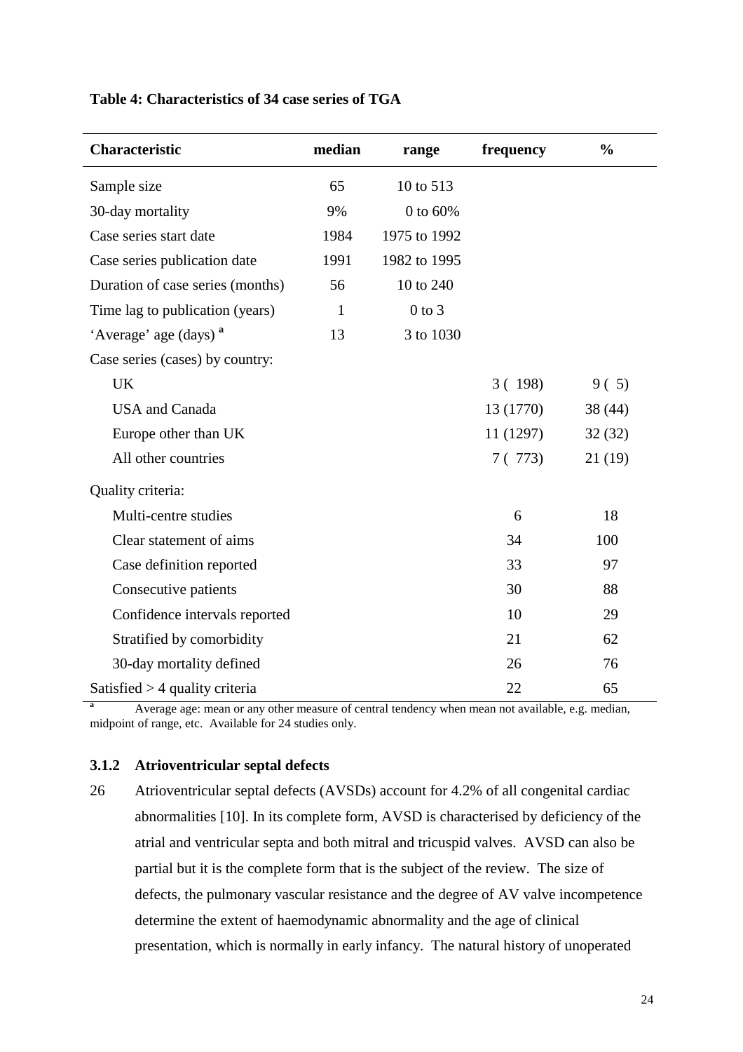**Table 4: Characteristics of 34 case series of TGA**

| Characteristic | median | range | frequency | % |
|---|---|---|---|---|
| Sample size | 65 | 10 to 513 | | |
| 30-day mortality | 9% | 0 to 60% | | |
| Case series start date | 1984 | 1975 to 1992 | | |
| Case series publication date | 1991 | 1982 to 1995 | | |
| Duration of case series (months) | 56 | 10 to 240 | | |
| Time lag to publication (years) | 1 | 0 to 3 | | |
| 'Average' age (days) [a] | 13 | 3 to 1030 | | |
| Case series (cases) by country: | | | | |
| UK | | | 3 ( 198) | 9 ( 5) |
| USA and Canada | | | 13 (1770) | 38 (44) |
| Europe other than UK | | | 11 (1297) | 32 (32) |
| All other countries | | | 7 ( 773) | 21 (19) |
| Quality criteria: | | | | |
| Multi-centre studies | | | 6 | 18 |
| Clear statement of aims | | | 34 | 100 |
| Case definition reported | | | 33 | 97 |
| Consecutive patients | | | 30 | 88 |
| Confidence intervals reported | | | 10 | 29 |
| Stratified by comorbidity | | | 21 | 62 |
| 30-day mortality defined | | | 26 | 76 |
| Satisfied > 4 quality criteria | | | 22 | 65 |

[a] Average age: mean or any other measure of central tendency when mean not available, e.g. median, midpoint of range, etc. Available for 24 studies only.

### 3.1.2 Atrioventricular septal defects

26 Atrioventricular septal defects (AVSDs) account for 4.2% of all congenital cardiac abnormalities [10]. In its complete form, AVSD is characterised by deficiency of the atrial and ventricular septa and both mitral and tricuspid valves. AVSD can also be partial but it is the complete form that is the subject of the review. The size of defects, the pulmonary vascular resistance and the degree of AV valve incompetence determine the extent of haemodynamic abnormality and the age of clinical presentation, which is normally in early infancy. The natural history of unoperated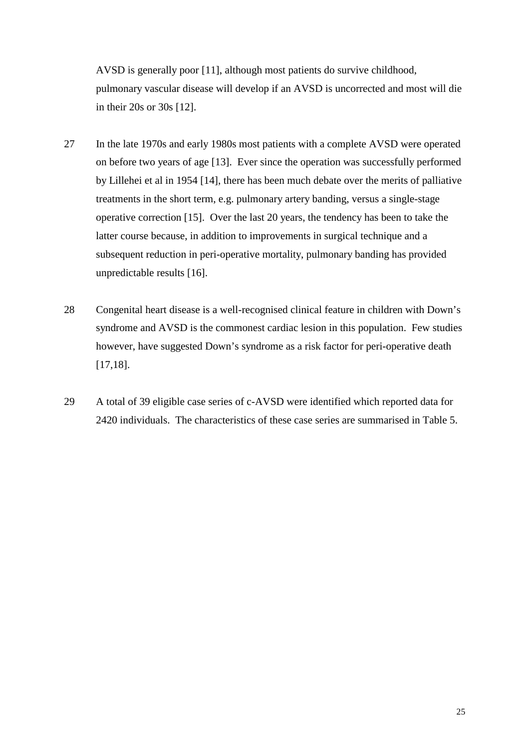AVSD is generally poor [11], although most patients do survive childhood, pulmonary vascular disease will develop if an AVSD is uncorrected and most will die in their 20s or 30s [12].

27 In the late 1970s and early 1980s most patients with a complete AVSD were operated on before two years of age [13]. Ever since the operation was successfully performed by Lillehei et al in 1954 [14], there has been much debate over the merits of palliative treatments in the short term, e.g. pulmonary artery banding, versus a single-stage operative correction [15]. Over the last 20 years, the tendency has been to take the latter course because, in addition to improvements in surgical technique and a subsequent reduction in peri-operative mortality, pulmonary banding has provided unpredictable results [16].

28 Congenital heart disease is a well-recognised clinical feature in children with Down's syndrome and AVSD is the commonest cardiac lesion in this population. Few studies however, have suggested Down's syndrome as a risk factor for peri-operative death [17,18].

29 A total of 39 eligible case series of c-AVSD were identified which reported data for 2420 individuals. The characteristics of these case series are summarised in Table 5.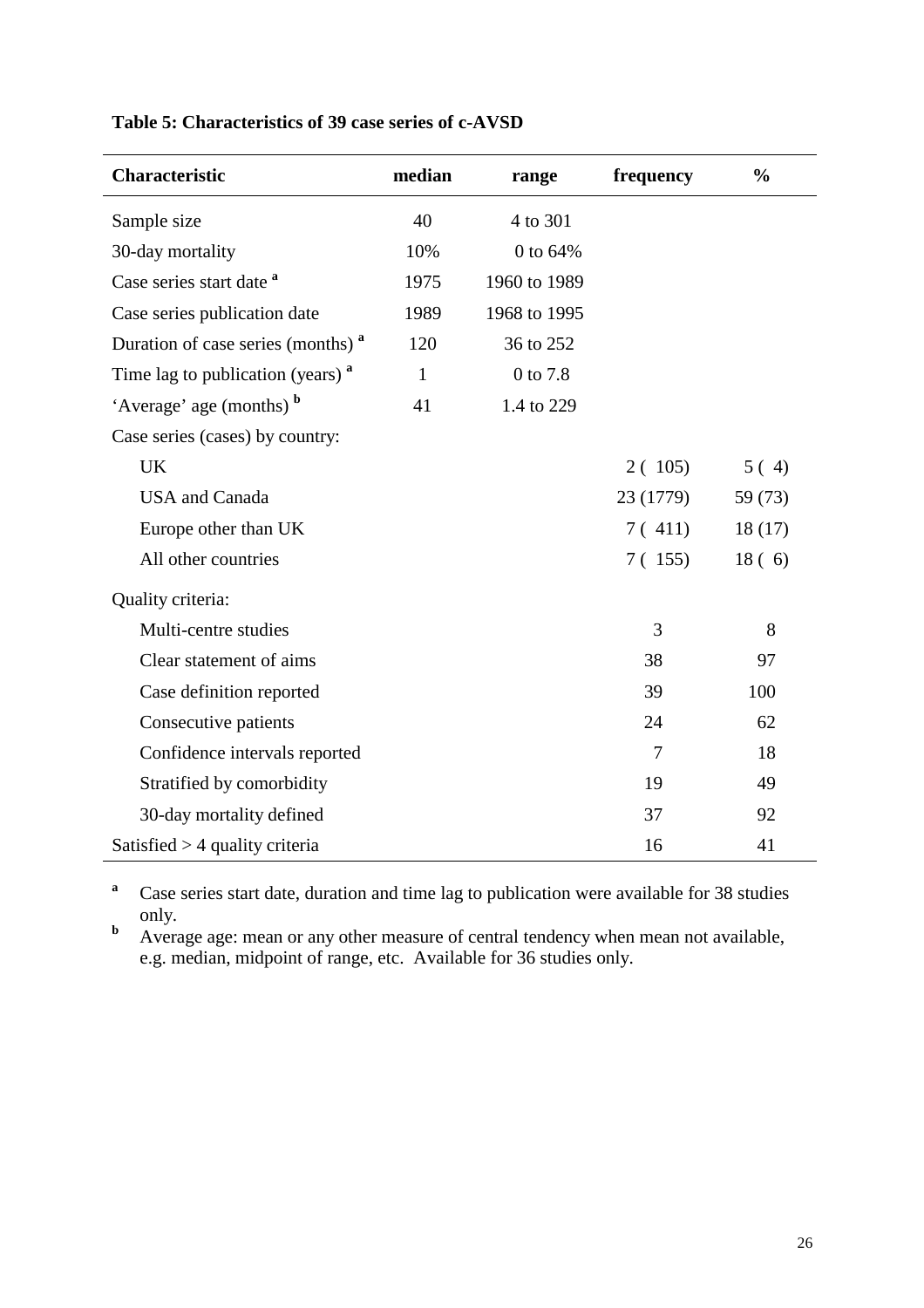**Table 5: Characteristics of 39 case series of c-AVSD**

| Characteristic | median | range | frequency | % |
|---|---|---|---|---|
| Sample size | 40 | 4 to 301 | | |
| 30-day mortality | 10% | 0 to 64% | | |
| Case series start date [a] | 1975 | 1960 to 1989 | | |
| Case series publication date | 1989 | 1968 to 1995 | | |
| Duration of case series (months) [a] | 120 | 36 to 252 | | |
| Time lag to publication (years) [a] | 1 | 0 to 7.8 | | |
| 'Average' age (months) [b] | 41 | 1.4 to 229 | | |
| Case series (cases) by country: | | | | |
| UK | | | 2 ( 105) | 5 ( 4) |
| USA and Canada | | | 23 (1779) | 59 (73) |
| Europe other than UK | | | 7 ( 411) | 18 (17) |
| All other countries | | | 7 ( 155) | 18 ( 6) |
| Quality criteria: | | | | |
| Multi-centre studies | | | 3 | 8 |
| Clear statement of aims | | | 38 | 97 |
| Case definition reported | | | 39 | 100 |
| Consecutive patients | | | 24 | 62 |
| Confidence intervals reported | | | 7 | 18 |
| Stratified by comorbidity | | | 19 | 49 |
| 30-day mortality defined | | | 37 | 92 |
| Satisfied > 4 quality criteria | | | 16 | 41 |

[a] Case series start date, duration and time lag to publication were available for 38 studies only.

[b] Average age: mean or any other measure of central tendency when mean not available, e.g. median, midpoint of range, etc. Available for 36 studies only.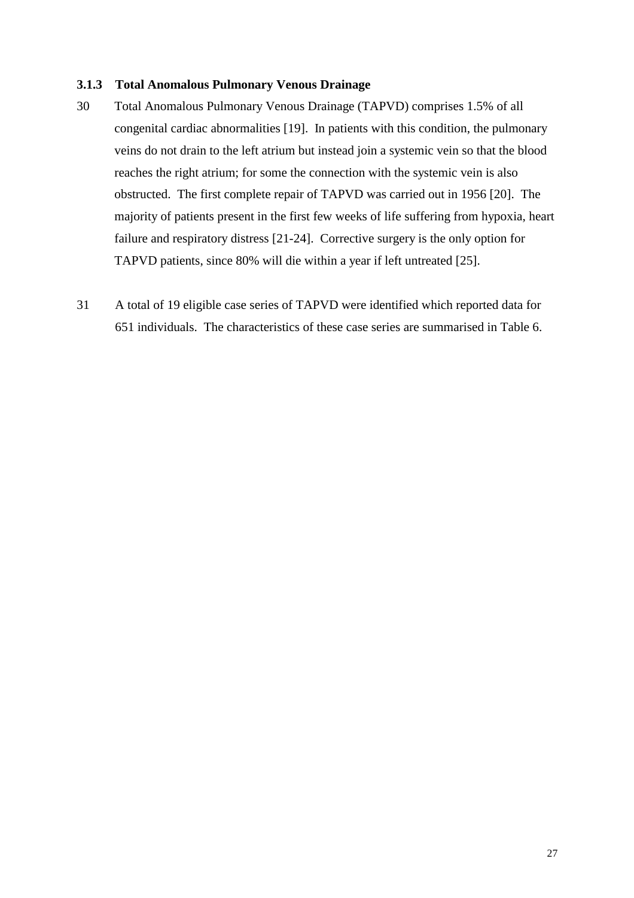### 3.1.3 Total Anomalous Pulmonary Venous Drainage

30 Total Anomalous Pulmonary Venous Drainage (TAPVD) comprises 1.5% of all congenital cardiac abnormalities [19]. In patients with this condition, the pulmonary veins do not drain to the left atrium but instead join a systemic vein so that the blood reaches the right atrium; for some the connection with the systemic vein is also obstructed. The first complete repair of TAPVD was carried out in 1956 [20]. The majority of patients present in the first few weeks of life suffering from hypoxia, heart failure and respiratory distress [21-24]. Corrective surgery is the only option for TAPVD patients, since 80% will die within a year if left untreated [25].

31 A total of 19 eligible case series of TAPVD were identified which reported data for 651 individuals. The characteristics of these case series are summarised in Table 6.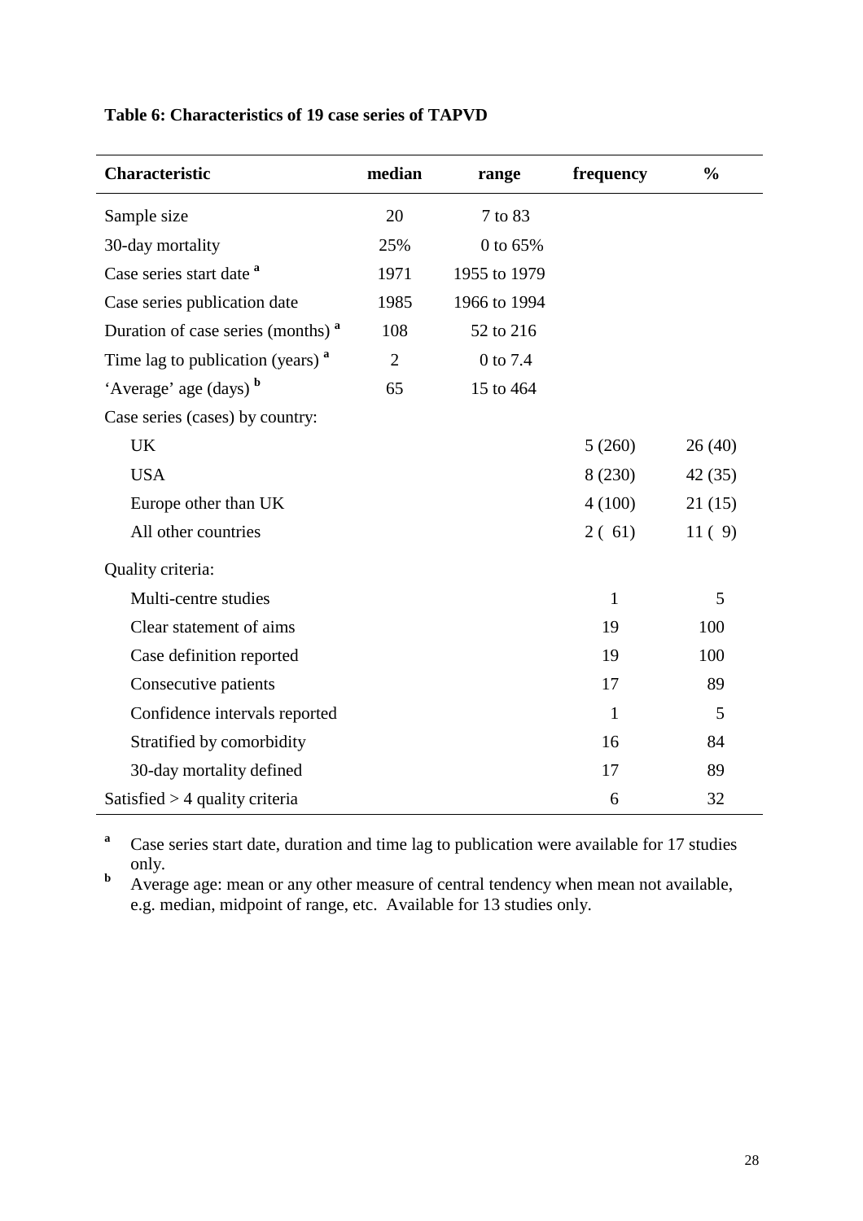**Table 6: Characteristics of 19 case series of TAPVD**

| Characteristic | median | range | frequency | % |
|---|---|---|---|---|
| Sample size | 20 | 7 to 83 | | |
| 30-day mortality | 25% | 0 to 65% | | |
| Case series start date [a] | 1971 | 1955 to 1979 | | |
| Case series publication date | 1985 | 1966 to 1994 | | |
| Duration of case series (months) [a] | 108 | 52 to 216 | | |
| Time lag to publication (years) [a] | 2 | 0 to 7.4 | | |
| 'Average' age (days) [b] | 65 | 15 to 464 | | |
| Case series (cases) by country: | | | | |
| UK | | | 5 (260) | 26 (40) |
| USA | | | 8 (230) | 42 (35) |
| Europe other than UK | | | 4 (100) | 21 (15) |
| All other countries | | | 2 ( 61) | 11 ( 9) |
| Quality criteria: | | | | |
| Multi-centre studies | | | 1 | 5 |
| Clear statement of aims | | | 19 | 100 |
| Case definition reported | | | 19 | 100 |
| Consecutive patients | | | 17 | 89 |
| Confidence intervals reported | | | 1 | 5 |
| Stratified by comorbidity | | | 16 | 84 |
| 30-day mortality defined | | | 17 | 89 |
| Satisfied > 4 quality criteria | | | 6 | 32 |

[a] Case series start date, duration and time lag to publication were available for 17 studies only.

[b] Average age: mean or any other measure of central tendency when mean not available, e.g. median, midpoint of range, etc. Available for 13 studies only.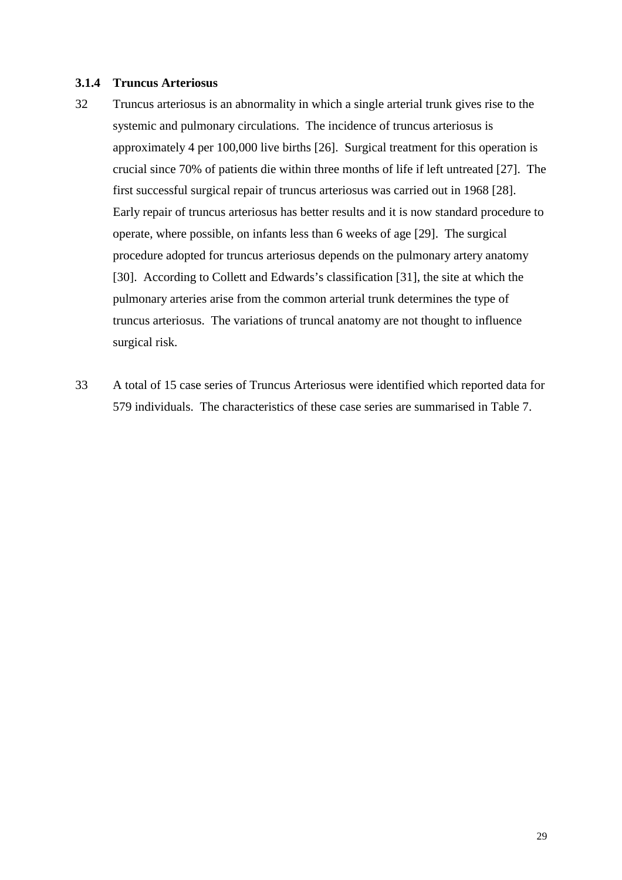### 3.1.4 Truncus Arteriosus

32 Truncus arteriosus is an abnormality in which a single arterial trunk gives rise to the systemic and pulmonary circulations. The incidence of truncus arteriosus is approximately 4 per 100,000 live births [26]. Surgical treatment for this operation is crucial since 70% of patients die within three months of life if left untreated [27]. The first successful surgical repair of truncus arteriosus was carried out in 1968 [28]. Early repair of truncus arteriosus has better results and it is now standard procedure to operate, where possible, on infants less than 6 weeks of age [29]. The surgical procedure adopted for truncus arteriosus depends on the pulmonary artery anatomy [30]. According to Collett and Edwards's classification [31], the site at which the pulmonary arteries arise from the common arterial trunk determines the type of truncus arteriosus. The variations of truncal anatomy are not thought to influence surgical risk.

33 A total of 15 case series of Truncus Arteriosus were identified which reported data for 579 individuals. The characteristics of these case series are summarised in Table 7.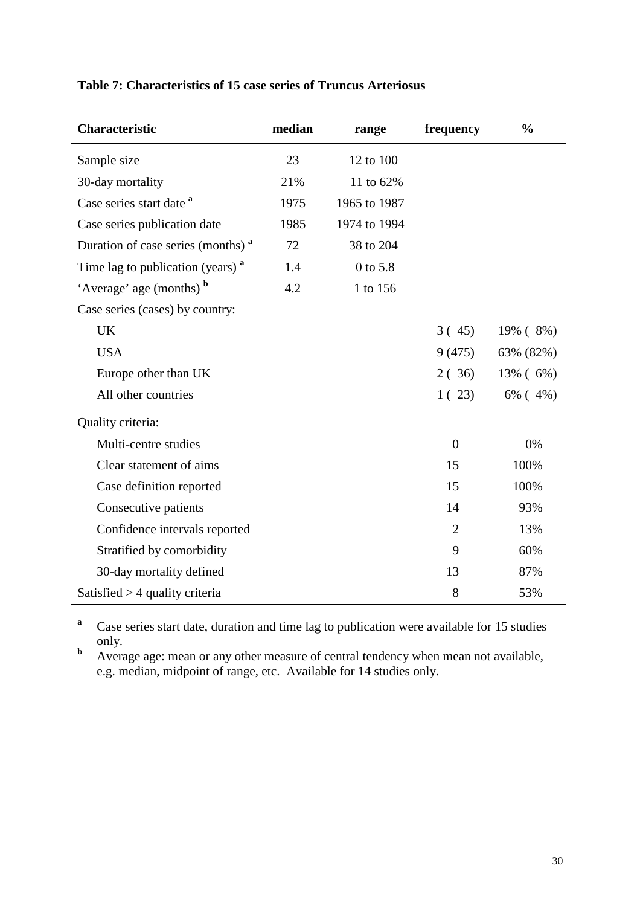**Table 7: Characteristics of 15 case series of Truncus Arteriosus**

| Characteristic | median | range | frequency | % |
|---|---|---|---|---|
| Sample size | 23 | 12 to 100 | | |
| 30-day mortality | 21% | 11 to 62% | | |
| Case series start date [a] | 1975 | 1965 to 1987 | | |
| Case series publication date | 1985 | 1974 to 1994 | | |
| Duration of case series (months) [a] | 72 | 38 to 204 | | |
| Time lag to publication (years) [a] | 1.4 | 0 to 5.8 | | |
| 'Average' age (months) [b] | 4.2 | 1 to 156 | | |
| Case series (cases) by country: | | | | |
| UK | | | 3 ( 45) | 19% ( 8%) |
| USA | | | 9 (475) | 63% (82%) |
| Europe other than UK | | | 2 ( 36) | 13% ( 6%) |
| All other countries | | | 1 ( 23) | 6% ( 4%) |
| Quality criteria: | | | | |
| Multi-centre studies | | | 0 | 0% |
| Clear statement of aims | | | 15 | 100% |
| Case definition reported | | | 15 | 100% |
| Consecutive patients | | | 14 | 93% |
| Confidence intervals reported | | | 2 | 13% |
| Stratified by comorbidity | | | 9 | 60% |
| 30-day mortality defined | | | 13 | 87% |
| Satisfied > 4 quality criteria | | | 8 | 53% |

[a] Case series start date, duration and time lag to publication were available for 15 studies only.

[b] Average age: mean or any other measure of central tendency when mean not available, e.g. median, midpoint of range, etc. Available for 14 studies only.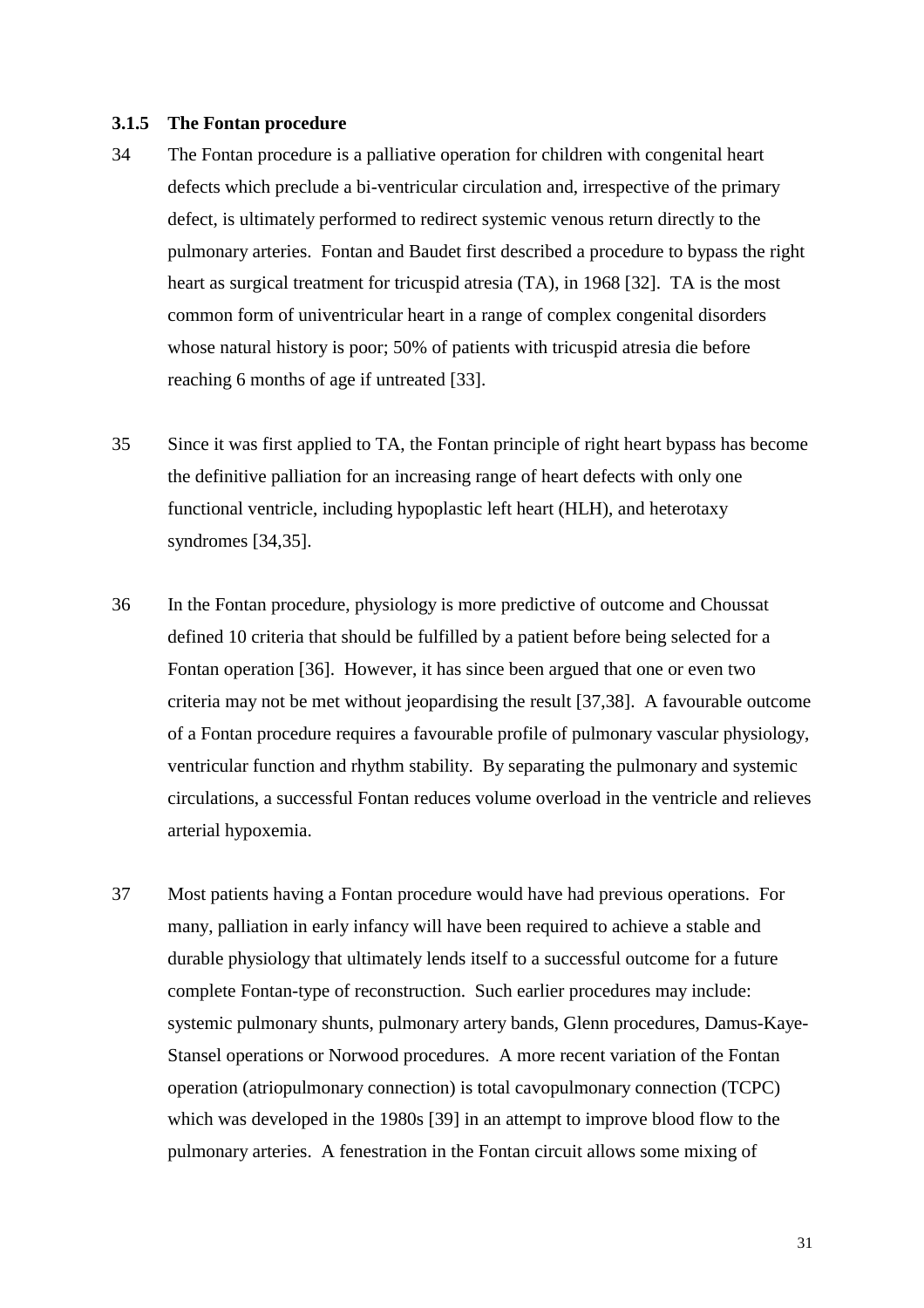### 3.1.5 The Fontan procedure

34 The Fontan procedure is a palliative operation for children with congenital heart defects which preclude a bi-ventricular circulation and, irrespective of the primary defect, is ultimately performed to redirect systemic venous return directly to the pulmonary arteries. Fontan and Baudet first described a procedure to bypass the right heart as surgical treatment for tricuspid atresia (TA), in 1968 [32]. TA is the most common form of univentricular heart in a range of complex congenital disorders whose natural history is poor; 50% of patients with tricuspid atresia die before reaching 6 months of age if untreated [33].

35 Since it was first applied to TA, the Fontan principle of right heart bypass has become the definitive palliation for an increasing range of heart defects with only one functional ventricle, including hypoplastic left heart (HLH), and heterotaxy syndromes [34,35].

36 In the Fontan procedure, physiology is more predictive of outcome and Choussat defined 10 criteria that should be fulfilled by a patient before being selected for a Fontan operation [36]. However, it has since been argued that one or even two criteria may not be met without jeopardising the result [37,38]. A favourable outcome of a Fontan procedure requires a favourable profile of pulmonary vascular physiology, ventricular function and rhythm stability. By separating the pulmonary and systemic circulations, a successful Fontan reduces volume overload in the ventricle and relieves arterial hypoxemia.

37 Most patients having a Fontan procedure would have had previous operations. For many, palliation in early infancy will have been required to achieve a stable and durable physiology that ultimately lends itself to a successful outcome for a future complete Fontan-type of reconstruction. Such earlier procedures may include: systemic pulmonary shunts, pulmonary artery bands, Glenn procedures, Damus-Kaye-Stansel operations or Norwood procedures. A more recent variation of the Fontan operation (atriopulmonary connection) is total cavopulmonary connection (TCPC) which was developed in the 1980s [39] in an attempt to improve blood flow to the pulmonary arteries. A fenestration in the Fontan circuit allows some mixing of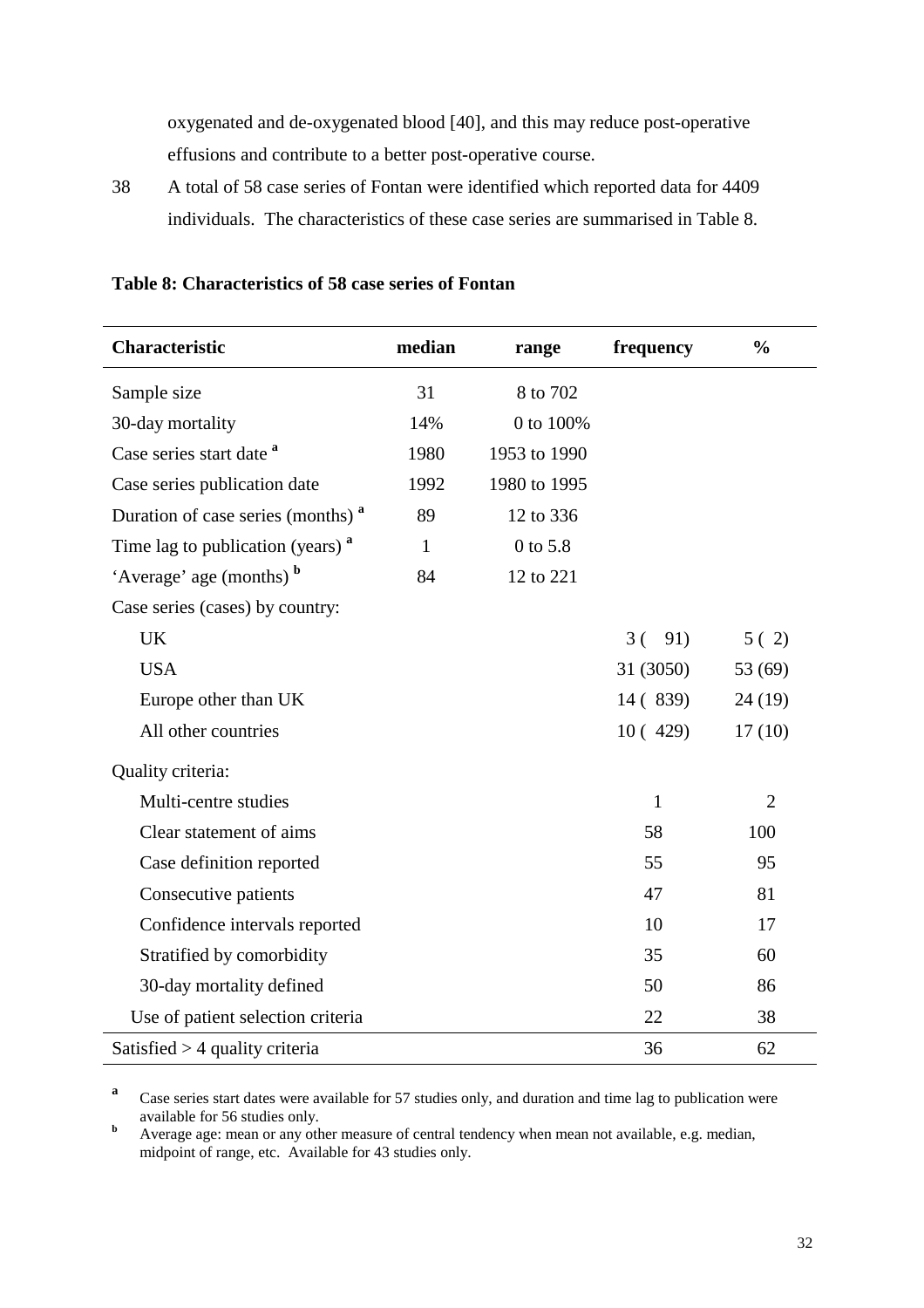oxygenated and de-oxygenated blood [40], and this may reduce post-operative effusions and contribute to a better post-operative course.

38 A total of 58 case series of Fontan were identified which reported data for 4409 individuals. The characteristics of these case series are summarised in Table 8.

**Table 8: Characteristics of 58 case series of Fontan**

| Characteristic | median | range | frequency | % |
|---|---|---|---|---|
| Sample size | 31 | 8 to 702 | | |
| 30-day mortality | 14% | 0 to 100% | | |
| Case series start date [a] | 1980 | 1953 to 1990 | | |
| Case series publication date | 1992 | 1980 to 1995 | | |
| Duration of case series (months) [a] | 89 | 12 to 336 | | |
| Time lag to publication (years) [a] | 1 | 0 to 5.8 | | |
| 'Average' age (months) [b] | 84 | 12 to 221 | | |
| Case series (cases) by country: | | | | |
| UK | | | 3 ( 91) | 5 ( 2) |
| USA | | | 31 (3050) | 53 (69) |
| Europe other than UK | | | 14 ( 839) | 24 (19) |
| All other countries | | | 10 ( 429) | 17 (10) |
| Quality criteria: | | | | |
| Multi-centre studies | | | 1 | 2 |
| Clear statement of aims | | | 58 | 100 |
| Case definition reported | | | 55 | 95 |
| Consecutive patients | | | 47 | 81 |
| Confidence intervals reported | | | 10 | 17 |
| Stratified by comorbidity | | | 35 | 60 |
| 30-day mortality defined | | | 50 | 86 |
| Use of patient selection criteria | | | 22 | 38 |
| Satisfied > 4 quality criteria | | | 36 | 62 |

[a] Case series start dates were available for 57 studies only, and duration and time lag to publication were available for 56 studies only.
[b] Average age: mean or any other measure of central tendency when mean not available, e.g. median, midpoint of range, etc. Available for 43 studies only.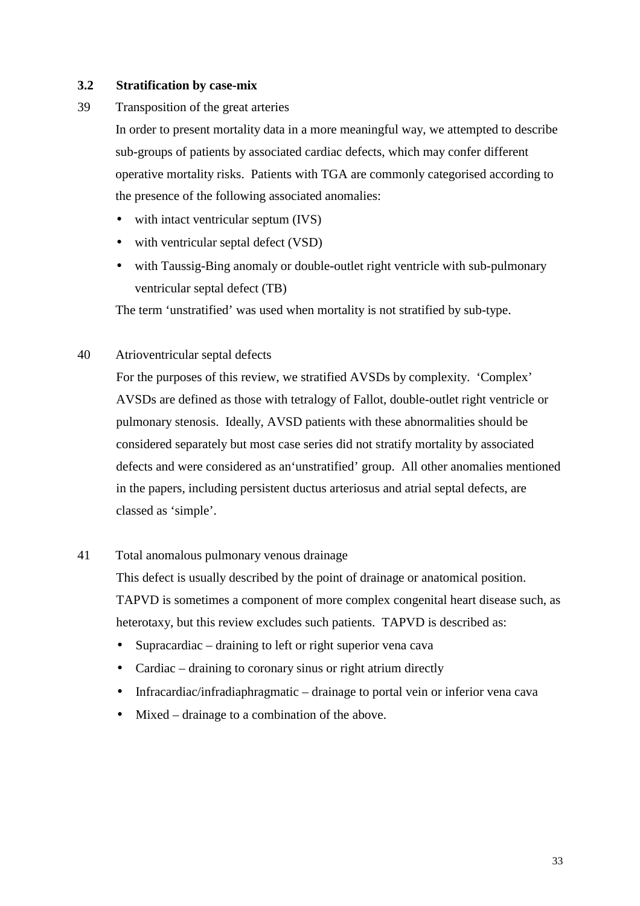### 3.2 Stratification by case-mix

39 Transposition of the great arteries

In order to present mortality data in a more meaningful way, we attempted to describe sub-groups of patients by associated cardiac defects, which may confer different operative mortality risks. Patients with TGA are commonly categorised according to the presence of the following associated anomalies:

- with intact ventricular septum (IVS)
- with ventricular septal defect (VSD)
- with Taussig-Bing anomaly or double-outlet right ventricle with sub-pulmonary ventricular septal defect (TB)

The term 'unstratified' was used when mortality is not stratified by sub-type.

40 Atrioventricular septal defects

For the purposes of this review, we stratified AVSDs by complexity. 'Complex' AVSDs are defined as those with tetralogy of Fallot, double-outlet right ventricle or pulmonary stenosis. Ideally, AVSD patients with these abnormalities should be considered separately but most case series did not stratify mortality by associated defects and were considered as an'unstratified' group. All other anomalies mentioned in the papers, including persistent ductus arteriosus and atrial septal defects, are classed as 'simple'.

41 Total anomalous pulmonary venous drainage

This defect is usually described by the point of drainage or anatomical position. TAPVD is sometimes a component of more complex congenital heart disease such, as heterotaxy, but this review excludes such patients. TAPVD is described as:

- Supracardiac – draining to left or right superior vena cava
- Cardiac – draining to coronary sinus or right atrium directly
- Infracardiac/infradiaphragmatic – drainage to portal vein or inferior vena cava
- Mixed – drainage to a combination of the above.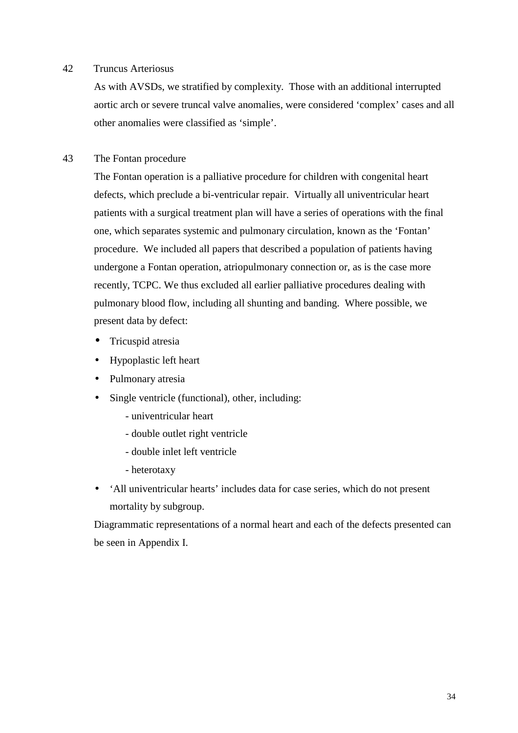## 42 Truncus Arteriosus

As with AVSDs, we stratified by complexity. Those with an additional interrupted aortic arch or severe truncal valve anomalies, were considered 'complex' cases and all other anomalies were classified as 'simple'.

## 43 The Fontan procedure

The Fontan operation is a palliative procedure for children with congenital heart defects, which preclude a bi-ventricular repair. Virtually all univentricular heart patients with a surgical treatment plan will have a series of operations with the final one, which separates systemic and pulmonary circulation, known as the 'Fontan' procedure. We included all papers that described a population of patients having undergone a Fontan operation, atriopulmonary connection or, as is the case more recently, TCPC. We thus excluded all earlier palliative procedures dealing with pulmonary blood flow, including all shunting and banding. Where possible, we present data by defect:

- Tricuspid atresia
- Hypoplastic left heart
- Pulmonary atresia
- Single ventricle (functional), other, including:
  - univentricular heart
  - double outlet right ventricle
  - double inlet left ventricle
  - heterotaxy
- 'All univentricular hearts' includes data for case series, which do not present mortality by subgroup.

Diagrammatic representations of a normal heart and each of the defects presented can be seen in Appendix I.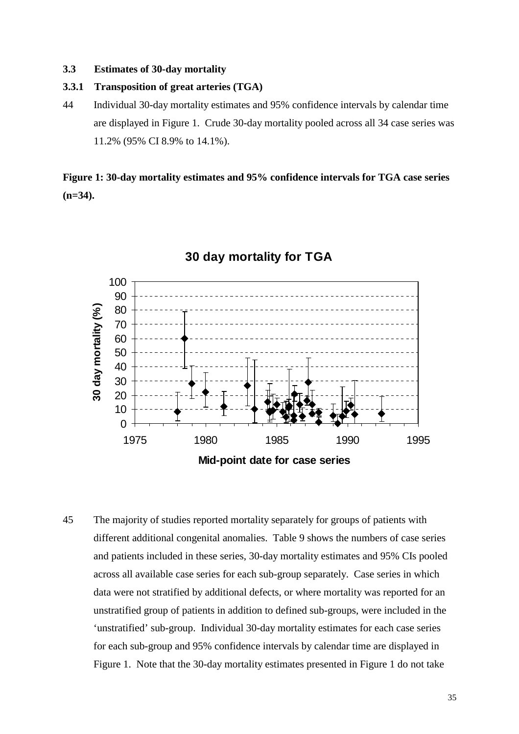### 3.3 Estimates of 30-day mortality

#### 3.3.1 Transposition of great arteries (TGA)

44 Individual 30-day mortality estimates and 95% confidence intervals by calendar time are displayed in Figure 1. Crude 30-day mortality pooled across all 34 case series was 11.2% (95% CI 8.9% to 14.1%).

**Figure 1: 30-day mortality estimates and 95% confidence intervals for TGA case series (n=34).**

45 The majority of studies reported mortality separately for groups of patients with different additional congenital anomalies. Table 9 shows the numbers of case series and patients included in these series, 30-day mortality estimates and 95% CIs pooled across all available case series for each sub-group separately. Case series in which data were not stratified by additional defects, or where mortality was reported for an unstratified group of patients in addition to defined sub-groups, were included in the 'unstratified' sub-group. Individual 30-day mortality estimates for each case series for each sub-group and 95% confidence intervals by calendar time are displayed in Figure 1. Note that the 30-day mortality estimates presented in Figure 1 do not take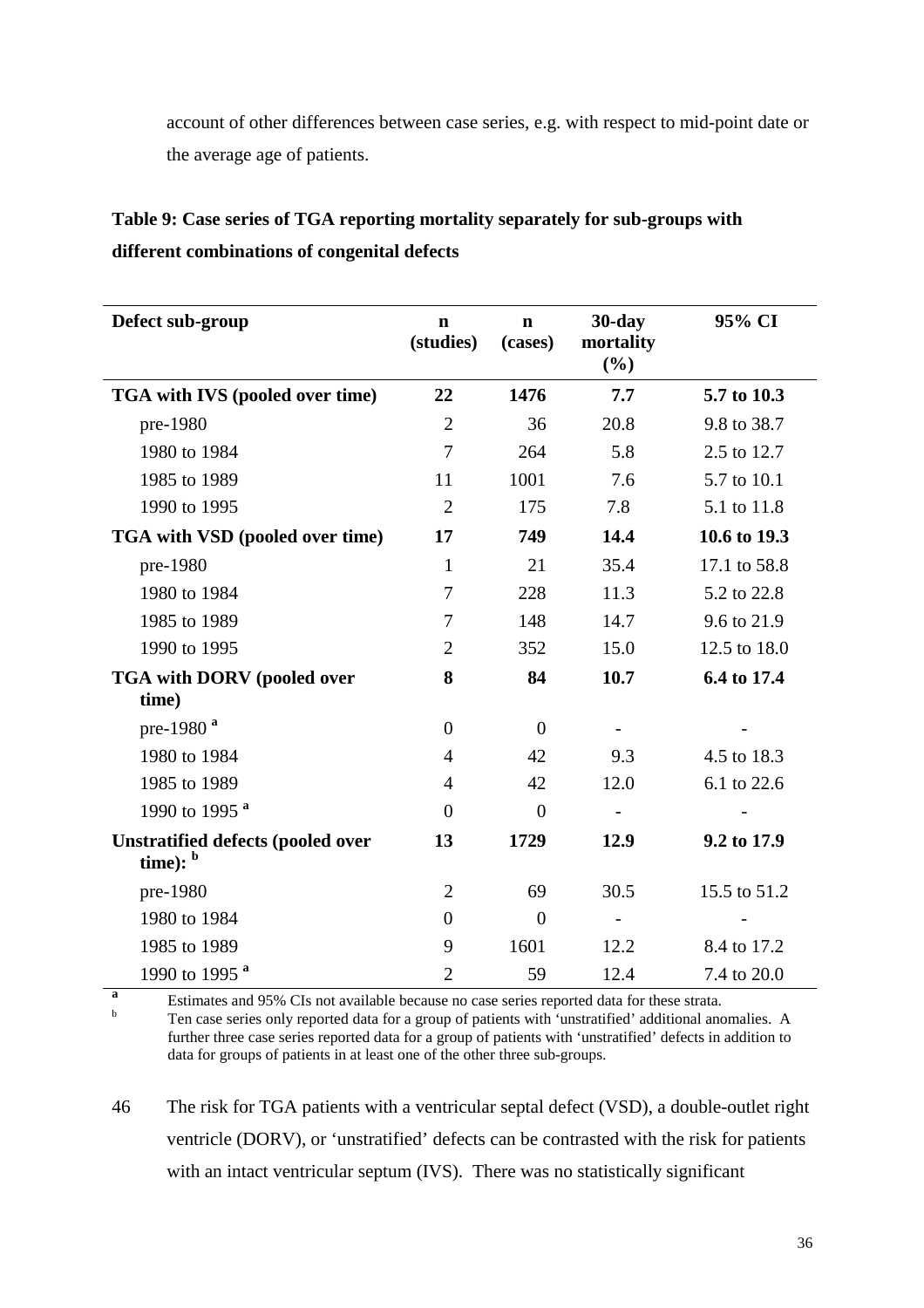account of other differences between case series, e.g. with respect to mid-point date or the average age of patients.

**Table 9: Case series of TGA reporting mortality separately for sub-groups with different combinations of congenital defects**

| Defect sub-group | n (studies) | n (cases) | 30-day mortality (%) | 95% CI |
|---|---|---|---|---|
| **TGA with IVS (pooled over time)** | **22** | **1476** | **7.7** | **5.7 to 10.3** |
| pre-1980 | 2 | 36 | 20.8 | 9.8 to 38.7 |
| 1980 to 1984 | 7 | 264 | 5.8 | 2.5 to 12.7 |
| 1985 to 1989 | 11 | 1001 | 7.6 | 5.7 to 10.1 |
| 1990 to 1995 | 2 | 175 | 7.8 | 5.1 to 11.8 |
| **TGA with VSD (pooled over time)** | **17** | **749** | **14.4** | **10.6 to 19.3** |
| pre-1980 | 1 | 21 | 35.4 | 17.1 to 58.8 |
| 1980 to 1984 | 7 | 228 | 11.3 | 5.2 to 22.8 |
| 1985 to 1989 | 7 | 148 | 14.7 | 9.6 to 21.9 |
| 1990 to 1995 | 2 | 352 | 15.0 | 12.5 to 18.0 |
| **TGA with DORV (pooled over time)** | **8** | **84** | **10.7** | **6.4 to 17.4** |
| pre-1980 [a] | 0 | 0 | - | - |
| 1980 to 1984 | 4 | 42 | 9.3 | 4.5 to 18.3 |
| 1985 to 1989 | 4 | 42 | 12.0 | 6.1 to 22.6 |
| 1990 to 1995 [a] | 0 | 0 | - | - |
| **Unstratified defects (pooled over time):** [b] | **13** | **1729** | **12.9** | **9.2 to 17.9** |
| pre-1980 | 2 | 69 | 30.5 | 15.5 to 51.2 |
| 1980 to 1984 | 0 | 0 | - | - |
| 1985 to 1989 | 9 | 1601 | 12.2 | 8.4 to 17.2 |
| 1990 to 1995 [a] | 2 | 59 | 12.4 | 7.4 to 20.0 |

[a] Estimates and 95% CIs not available because no case series reported data for these strata.

[b] Ten case series only reported data for a group of patients with 'unstratified' additional anomalies. A further three case series reported data for a group of patients with 'unstratified' defects in addition to data for groups of patients in at least one of the other three sub-groups.

46 The risk for TGA patients with a ventricular septal defect (VSD), a double-outlet right ventricle (DORV), or 'unstratified' defects can be contrasted with the risk for patients with an intact ventricular septum (IVS). There was no statistically significant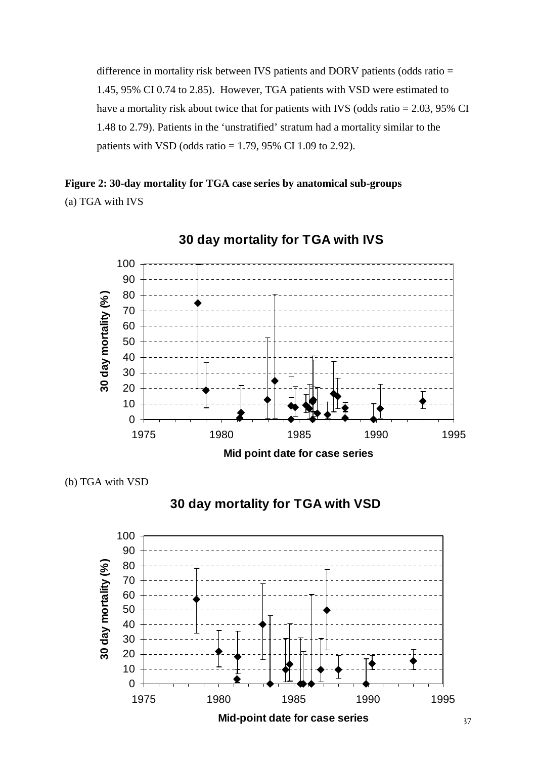difference in mortality risk between IVS patients and DORV patients (odds ratio = 1.45, 95% CI 0.74 to 2.85). However, TGA patients with VSD were estimated to have a mortality risk about twice that for patients with IVS (odds ratio = 2.03, 95% CI 1.48 to 2.79). Patients in the 'unstratified' stratum had a mortality similar to the patients with VSD (odds ratio = 1.79, 95% CI 1.09 to 2.92).

**Figure 2: 30-day mortality for TGA case series by anatomical sub-groups**

(a) TGA with IVS

(b) TGA with VSD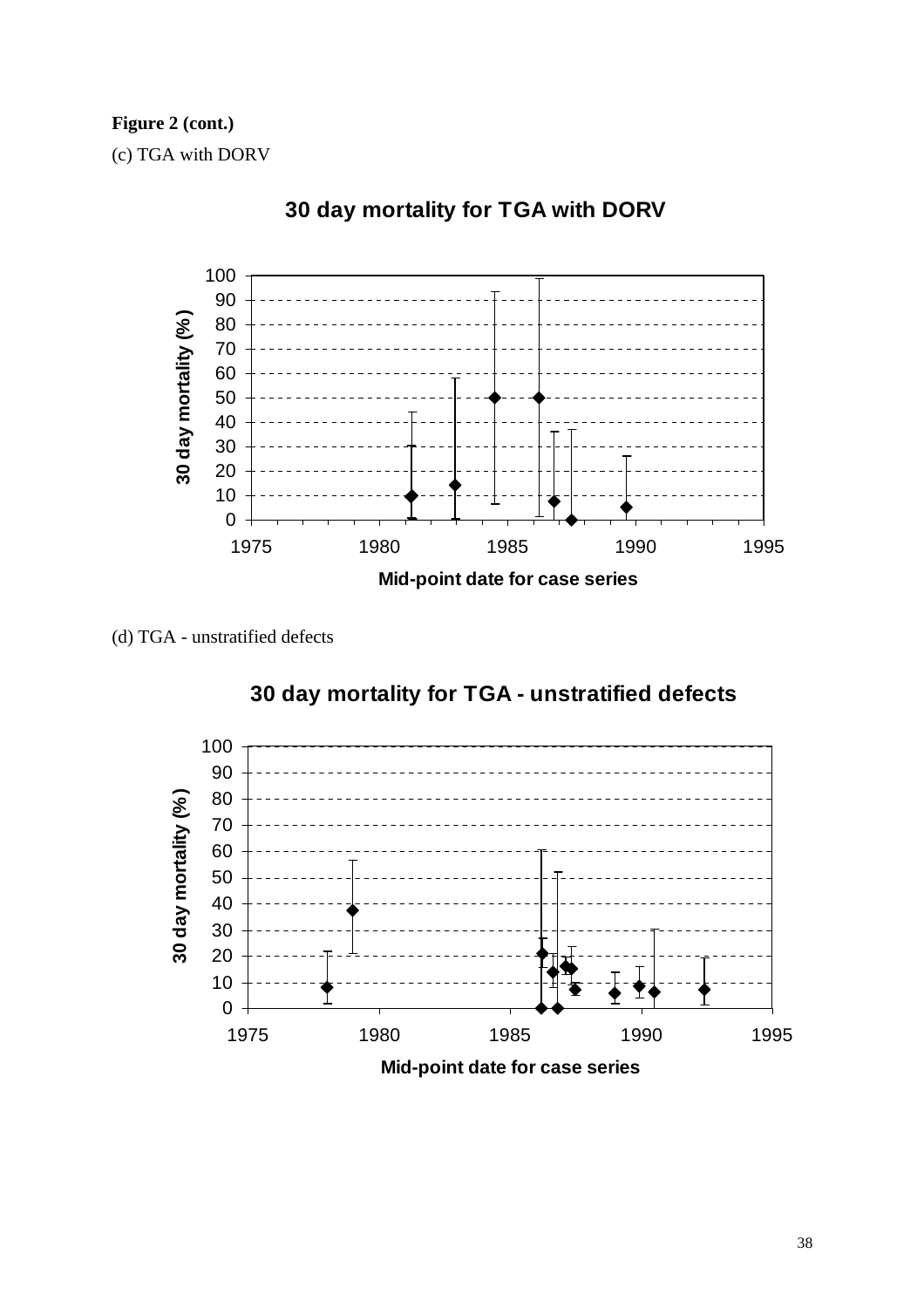**Figure 2 (cont.)**

(c) TGA with DORV

(d) TGA - unstratified defects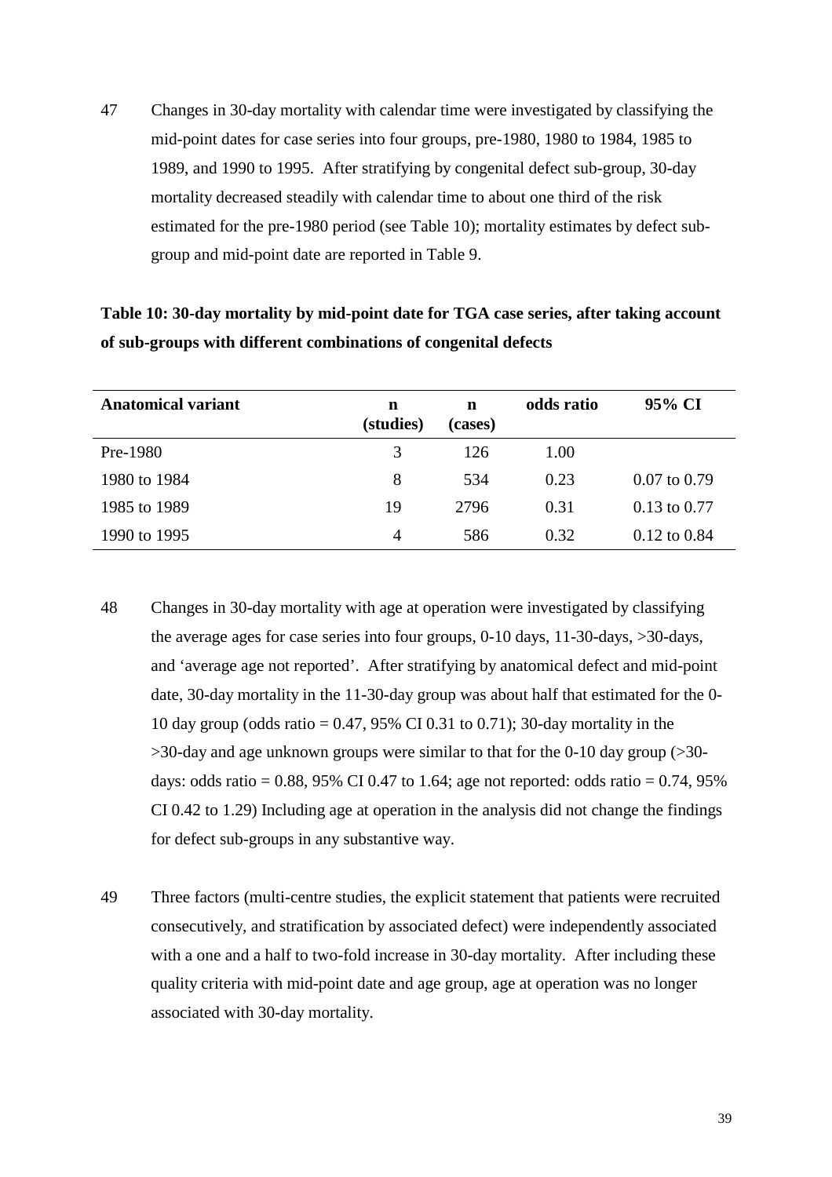47 Changes in 30-day mortality with calendar time were investigated by classifying the mid-point dates for case series into four groups, pre-1980, 1980 to 1984, 1985 to 1989, and 1990 to 1995. After stratifying by congenital defect sub-group, 30-day mortality decreased steadily with calendar time to about one third of the risk estimated for the pre-1980 period (see Table 10); mortality estimates by defect sub-group and mid-point date are reported in Table 9.

**Table 10: 30-day mortality by mid-point date for TGA case series, after taking account of sub-groups with different combinations of congenital defects**

| Anatomical variant | n (studies) | n (cases) | odds ratio | 95% CI |
|---|---|---|---|---|
| Pre-1980 | 3 | 126 | 1.00 | |
| 1980 to 1984 | 8 | 534 | 0.23 | 0.07 to 0.79 |
| 1985 to 1989 | 19 | 2796 | 0.31 | 0.13 to 0.77 |
| 1990 to 1995 | 4 | 586 | 0.32 | 0.12 to 0.84 |

48 Changes in 30-day mortality with age at operation were investigated by classifying the average ages for case series into four groups, 0-10 days, 11-30-days, >30-days, and 'average age not reported'. After stratifying by anatomical defect and mid-point date, 30-day mortality in the 11-30-day group was about half that estimated for the 0-10 day group (odds ratio = 0.47, 95% CI 0.31 to 0.71); 30-day mortality in the >30-day and age unknown groups were similar to that for the 0-10 day group (>30-days: odds ratio = 0.88, 95% CI 0.47 to 1.64; age not reported: odds ratio = 0.74, 95% CI 0.42 to 1.29) Including age at operation in the analysis did not change the findings for defect sub-groups in any substantive way.

49 Three factors (multi-centre studies, the explicit statement that patients were recruited consecutively, and stratification by associated defect) were independently associated with a one and a half to two-fold increase in 30-day mortality. After including these quality criteria with mid-point date and age group, age at operation was no longer associated with 30-day mortality.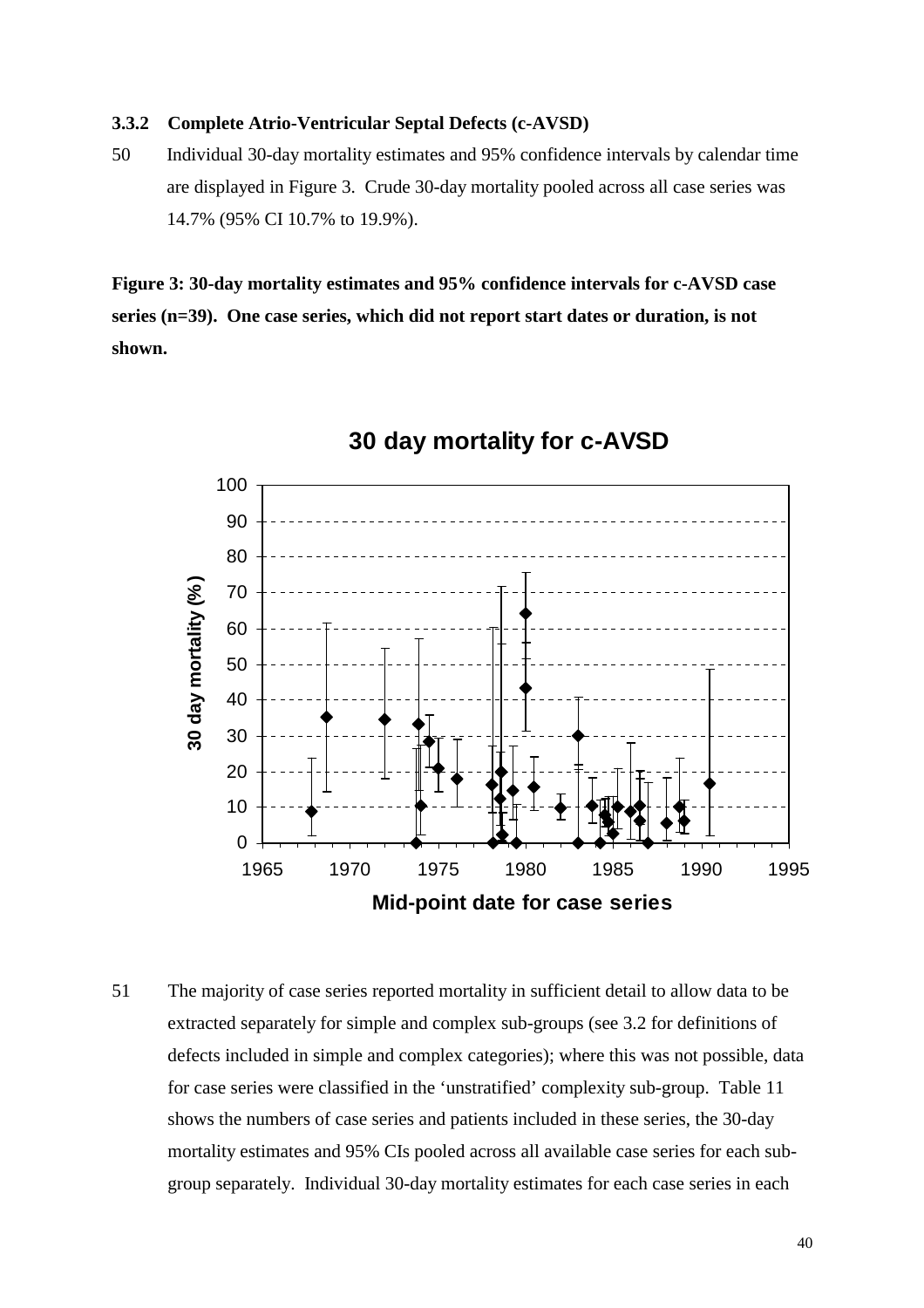### 3.3.2 Complete Atrio-Ventricular Septal Defects (c-AVSD)

50 Individual 30-day mortality estimates and 95% confidence intervals by calendar time are displayed in Figure 3. Crude 30-day mortality pooled across all case series was 14.7% (95% CI 10.7% to 19.9%).

**Figure 3: 30-day mortality estimates and 95% confidence intervals for c-AVSD case series (n=39). One case series, which did not report start dates or duration, is not shown.**

51 The majority of case series reported mortality in sufficient detail to allow data to be extracted separately for simple and complex sub-groups (see 3.2 for definitions of defects included in simple and complex categories); where this was not possible, data for case series were classified in the 'unstratified' complexity sub-group. Table 11 shows the numbers of case series and patients included in these series, the 30-day mortality estimates and 95% CIs pooled across all available case series for each sub-group separately. Individual 30-day mortality estimates for each case series in each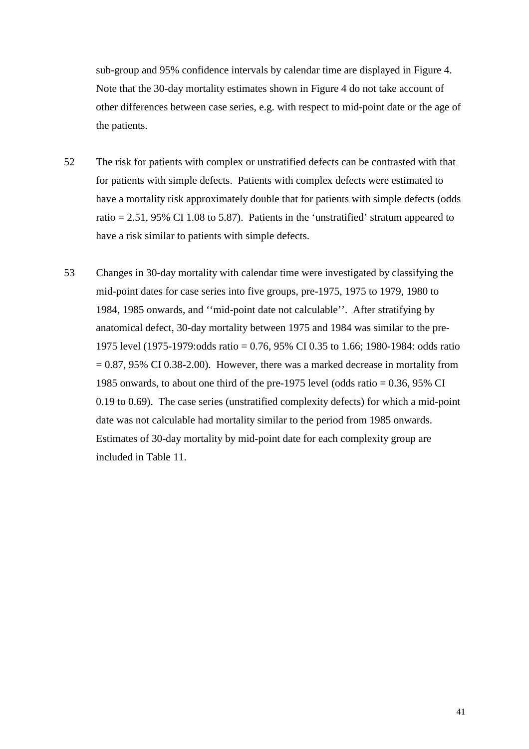sub-group and 95% confidence intervals by calendar time are displayed in Figure 4. Note that the 30-day mortality estimates shown in Figure 4 do not take account of other differences between case series, e.g. with respect to mid-point date or the age of the patients.

52 The risk for patients with complex or unstratified defects can be contrasted with that for patients with simple defects. Patients with complex defects were estimated to have a mortality risk approximately double that for patients with simple defects (odds ratio = 2.51, 95% CI 1.08 to 5.87). Patients in the 'unstratified' stratum appeared to have a risk similar to patients with simple defects.

53 Changes in 30-day mortality with calendar time were investigated by classifying the mid-point dates for case series into five groups, pre-1975, 1975 to 1979, 1980 to 1984, 1985 onwards, and ''mid-point date not calculable''. After stratifying by anatomical defect, 30-day mortality between 1975 and 1984 was similar to the pre-1975 level (1975-1979:odds ratio = 0.76, 95% CI 0.35 to 1.66; 1980-1984: odds ratio = 0.87, 95% CI 0.38-2.00). However, there was a marked decrease in mortality from 1985 onwards, to about one third of the pre-1975 level (odds ratio = 0.36, 95% CI 0.19 to 0.69). The case series (unstratified complexity defects) for which a mid-point date was not calculable had mortality similar to the period from 1985 onwards. Estimates of 30-day mortality by mid-point date for each complexity group are included in Table 11.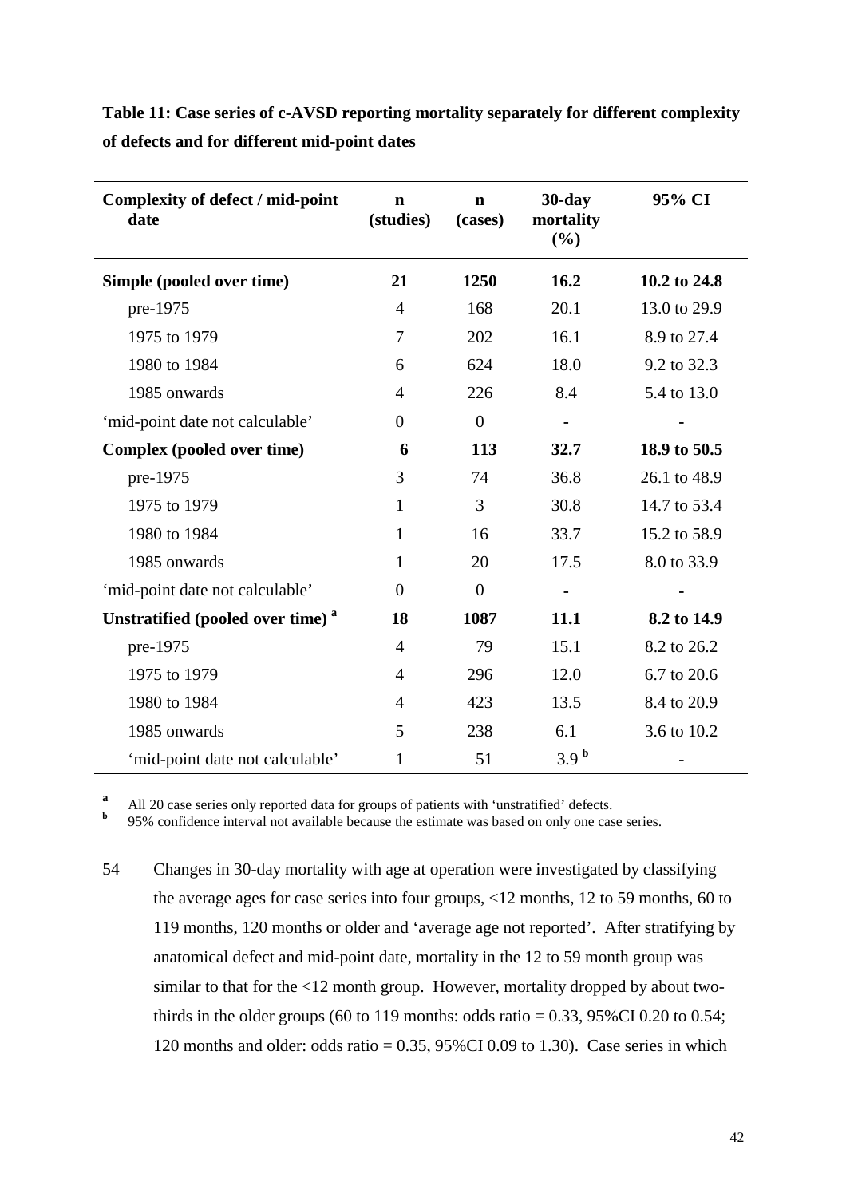**Table 11: Case series of c-AVSD reporting mortality separately for different complexity of defects and for different mid-point dates**

| Complexity of defect / mid-point date | n (studies) | n (cases) | 30-day mortality (%) | 95% CI |
|---|---|---|---|---|
| **Simple (pooled over time)** | **21** | **1250** | **16.2** | **10.2 to 24.8** |
| pre-1975 | 4 | 168 | 20.1 | 13.0 to 29.9 |
| 1975 to 1979 | 7 | 202 | 16.1 | 8.9 to 27.4 |
| 1980 to 1984 | 6 | 624 | 18.0 | 9.2 to 32.3 |
| 1985 onwards | 4 | 226 | 8.4 | 5.4 to 13.0 |
| 'mid-point date not calculable' | 0 | 0 | - | - |
| **Complex (pooled over time)** | **6** | **113** | **32.7** | **18.9 to 50.5** |
| pre-1975 | 3 | 74 | 36.8 | 26.1 to 48.9 |
| 1975 to 1979 | 1 | 3 | 30.8 | 14.7 to 53.4 |
| 1980 to 1984 | 1 | 16 | 33.7 | 15.2 to 58.9 |
| 1985 onwards | 1 | 20 | 17.5 | 8.0 to 33.9 |
| 'mid-point date not calculable' | 0 | 0 | - | - |
| **Unstratified (pooled over time)** [a] | **18** | **1087** | **11.1** | **8.2 to 14.9** |
| pre-1975 | 4 | 79 | 15.1 | 8.2 to 26.2 |
| 1975 to 1979 | 4 | 296 | 12.0 | 6.7 to 20.6 |
| 1980 to 1984 | 4 | 423 | 13.5 | 8.4 to 20.9 |
| 1985 onwards | 5 | 238 | 6.1 | 3.6 to 10.2 |
| 'mid-point date not calculable' | 1 | 51 | 3.9 [b] | - |

[a] All 20 case series only reported data for groups of patients with 'unstratified' defects.
[b] 95% confidence interval not available because the estimate was based on only one case series.

54 Changes in 30-day mortality with age at operation were investigated by classifying the average ages for case series into four groups, <12 months, 12 to 59 months, 60 to 119 months, 120 months or older and 'average age not reported'. After stratifying by anatomical defect and mid-point date, mortality in the 12 to 59 month group was similar to that for the <12 month group. However, mortality dropped by about two-thirds in the older groups (60 to 119 months: odds ratio = 0.33, 95%CI 0.20 to 0.54; 120 months and older: odds ratio = 0.35, 95%CI 0.09 to 1.30). Case series in which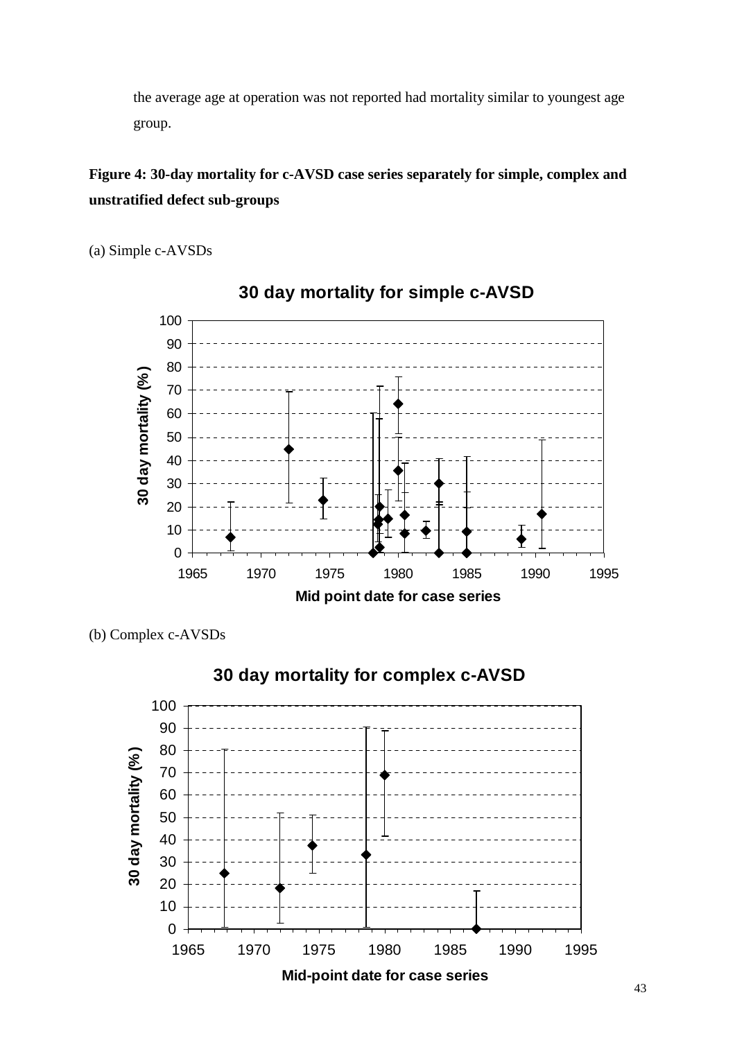the average age at operation was not reported had mortality similar to youngest age group.

**Figure 4: 30-day mortality for c-AVSD case series separately for simple, complex and unstratified defect sub-groups**

(a) Simple c-AVSDs

(b) Complex c-AVSDs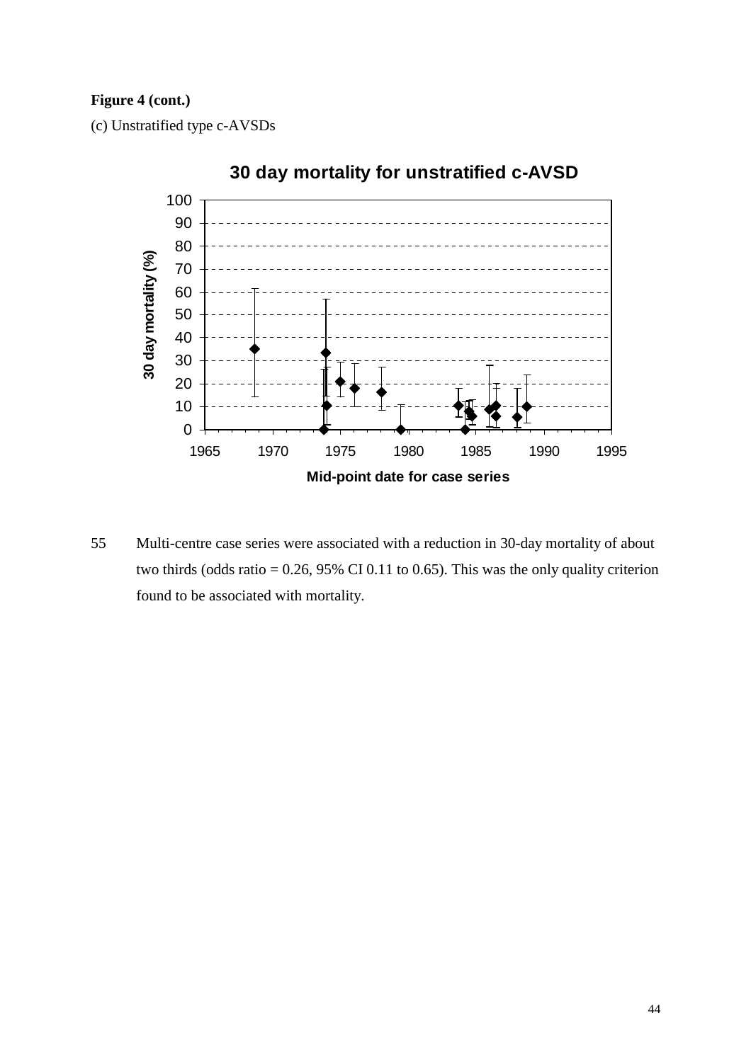**Figure 4 (cont.)**

(c) Unstratified type c-AVSDs

55 Multi-centre case series were associated with a reduction in 30-day mortality of about two thirds (odds ratio = 0.26, 95% CI 0.11 to 0.65). This was the only quality criterion found to be associated with mortality.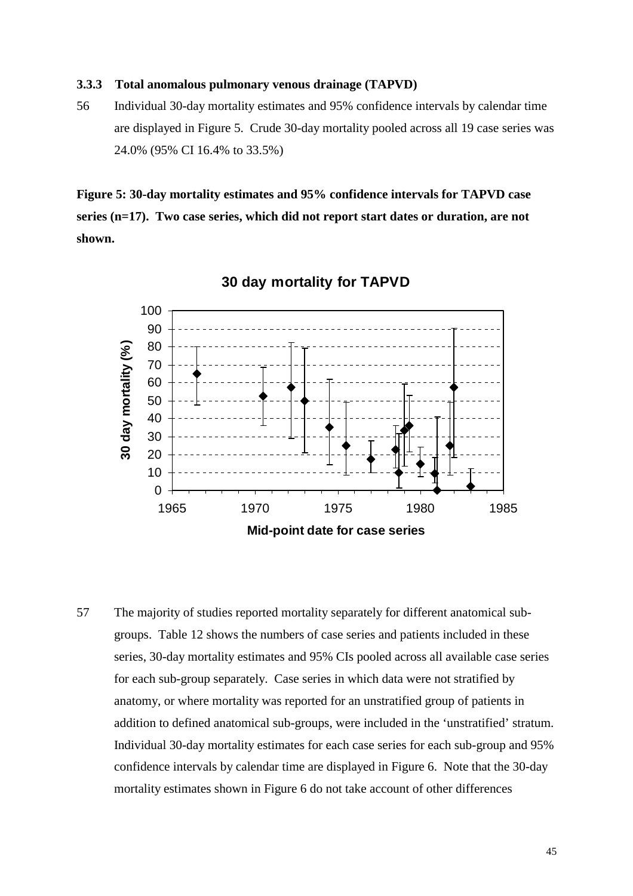### 3.3.3 Total anomalous pulmonary venous drainage (TAPVD)

56 Individual 30-day mortality estimates and 95% confidence intervals by calendar time are displayed in Figure 5. Crude 30-day mortality pooled across all 19 case series was 24.0% (95% CI 16.4% to 33.5%)

**Figure 5: 30-day mortality estimates and 95% confidence intervals for TAPVD case series (n=17). Two case series, which did not report start dates or duration, are not shown.**

57 The majority of studies reported mortality separately for different anatomical sub-groups. Table 12 shows the numbers of case series and patients included in these series, 30-day mortality estimates and 95% CIs pooled across all available case series for each sub-group separately. Case series in which data were not stratified by anatomy, or where mortality was reported for an unstratified group of patients in addition to defined anatomical sub-groups, were included in the 'unstratified' stratum. Individual 30-day mortality estimates for each case series for each sub-group and 95% confidence intervals by calendar time are displayed in Figure 6. Note that the 30-day mortality estimates shown in Figure 6 do not take account of other differences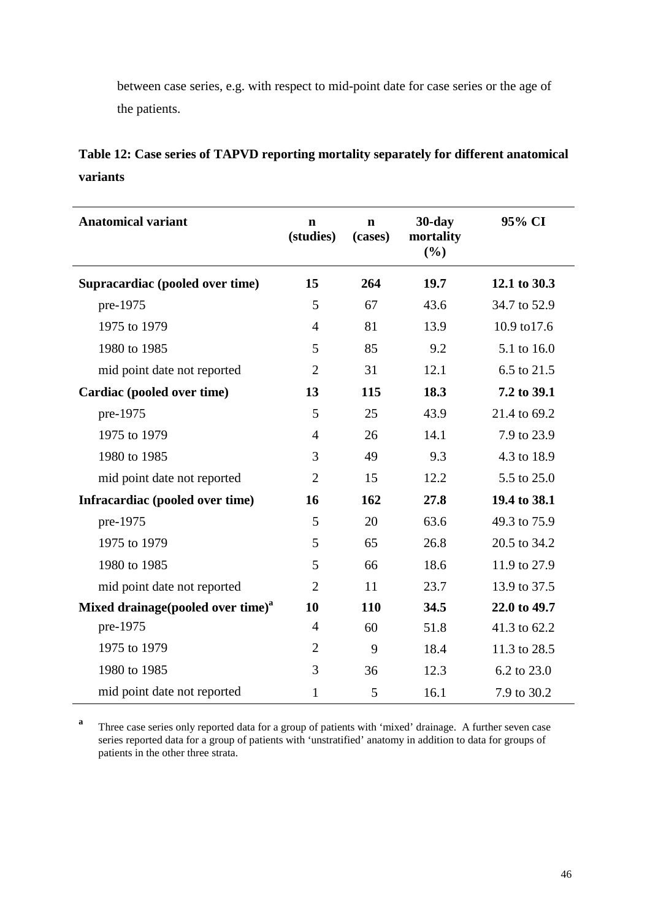between case series, e.g. with respect to mid-point date for case series or the age of the patients.

**Table 12: Case series of TAPVD reporting mortality separately for different anatomical variants**

| Anatomical variant | n (studies) | n (cases) | 30-day mortality (%) | 95% CI |
|---|---|---|---|---|
| **Supracardiac (pooled over time)** | **15** | **264** | **19.7** | **12.1 to 30.3** |
| pre-1975 | 5 | 67 | 43.6 | 34.7 to 52.9 |
| 1975 to 1979 | 4 | 81 | 13.9 | 10.9 to17.6 |
| 1980 to 1985 | 5 | 85 | 9.2 | 5.1 to 16.0 |
| mid point date not reported | 2 | 31 | 12.1 | 6.5 to 21.5 |
| **Cardiac (pooled over time)** | **13** | **115** | **18.3** | **7.2 to 39.1** |
| pre-1975 | 5 | 25 | 43.9 | 21.4 to 69.2 |
| 1975 to 1979 | 4 | 26 | 14.1 | 7.9 to 23.9 |
| 1980 to 1985 | 3 | 49 | 9.3 | 4.3 to 18.9 |
| mid point date not reported | 2 | 15 | 12.2 | 5.5 to 25.0 |
| **Infracardiac (pooled over time)** | **16** | **162** | **27.8** | **19.4 to 38.1** |
| pre-1975 | 5 | 20 | 63.6 | 49.3 to 75.9 |
| 1975 to 1979 | 5 | 65 | 26.8 | 20.5 to 34.2 |
| 1980 to 1985 | 5 | 66 | 18.6 | 11.9 to 27.9 |
| mid point date not reported | 2 | 11 | 23.7 | 13.9 to 37.5 |
| **Mixed drainage(pooled over time)[a]** | **10** | **110** | **34.5** | **22.0 to 49.7** |
| pre-1975 | 4 | 60 | 51.8 | 41.3 to 62.2 |
| 1975 to 1979 | 2 | 9 | 18.4 | 11.3 to 28.5 |
| 1980 to 1985 | 3 | 36 | 12.3 | 6.2 to 23.0 |
| mid point date not reported | 1 | 5 | 16.1 | 7.9 to 30.2 |

[a] Three case series only reported data for a group of patients with 'mixed' drainage. A further seven case series reported data for a group of patients with 'unstratified' anatomy in addition to data for groups of patients in the other three strata.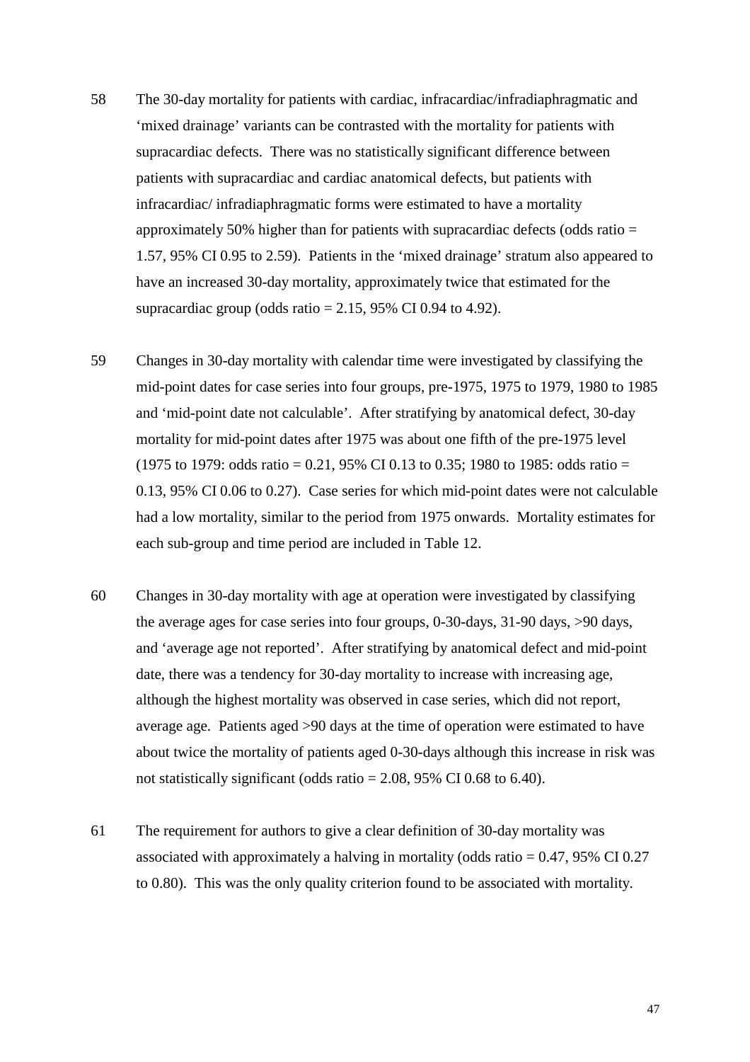58 The 30-day mortality for patients with cardiac, infracardiac/infradiaphragmatic and 'mixed drainage' variants can be contrasted with the mortality for patients with supracardiac defects. There was no statistically significant difference between patients with supracardiac and cardiac anatomical defects, but patients with infracardiac/ infradiaphragmatic forms were estimated to have a mortality approximately 50% higher than for patients with supracardiac defects (odds ratio = 1.57, 95% CI 0.95 to 2.59). Patients in the 'mixed drainage' stratum also appeared to have an increased 30-day mortality, approximately twice that estimated for the supracardiac group (odds ratio = 2.15, 95% CI 0.94 to 4.92).

59 Changes in 30-day mortality with calendar time were investigated by classifying the mid-point dates for case series into four groups, pre-1975, 1975 to 1979, 1980 to 1985 and 'mid-point date not calculable'. After stratifying by anatomical defect, 30-day mortality for mid-point dates after 1975 was about one fifth of the pre-1975 level (1975 to 1979: odds ratio = 0.21, 95% CI 0.13 to 0.35; 1980 to 1985: odds ratio = 0.13, 95% CI 0.06 to 0.27). Case series for which mid-point dates were not calculable had a low mortality, similar to the period from 1975 onwards. Mortality estimates for each sub-group and time period are included in Table 12.

60 Changes in 30-day mortality with age at operation were investigated by classifying the average ages for case series into four groups, 0-30-days, 31-90 days, >90 days, and 'average age not reported'. After stratifying by anatomical defect and mid-point date, there was a tendency for 30-day mortality to increase with increasing age, although the highest mortality was observed in case series, which did not report, average age. Patients aged >90 days at the time of operation were estimated to have about twice the mortality of patients aged 0-30-days although this increase in risk was not statistically significant (odds ratio = 2.08, 95% CI 0.68 to 6.40).

61 The requirement for authors to give a clear definition of 30-day mortality was associated with approximately a halving in mortality (odds ratio = 0.47, 95% CI 0.27 to 0.80). This was the only quality criterion found to be associated with mortality.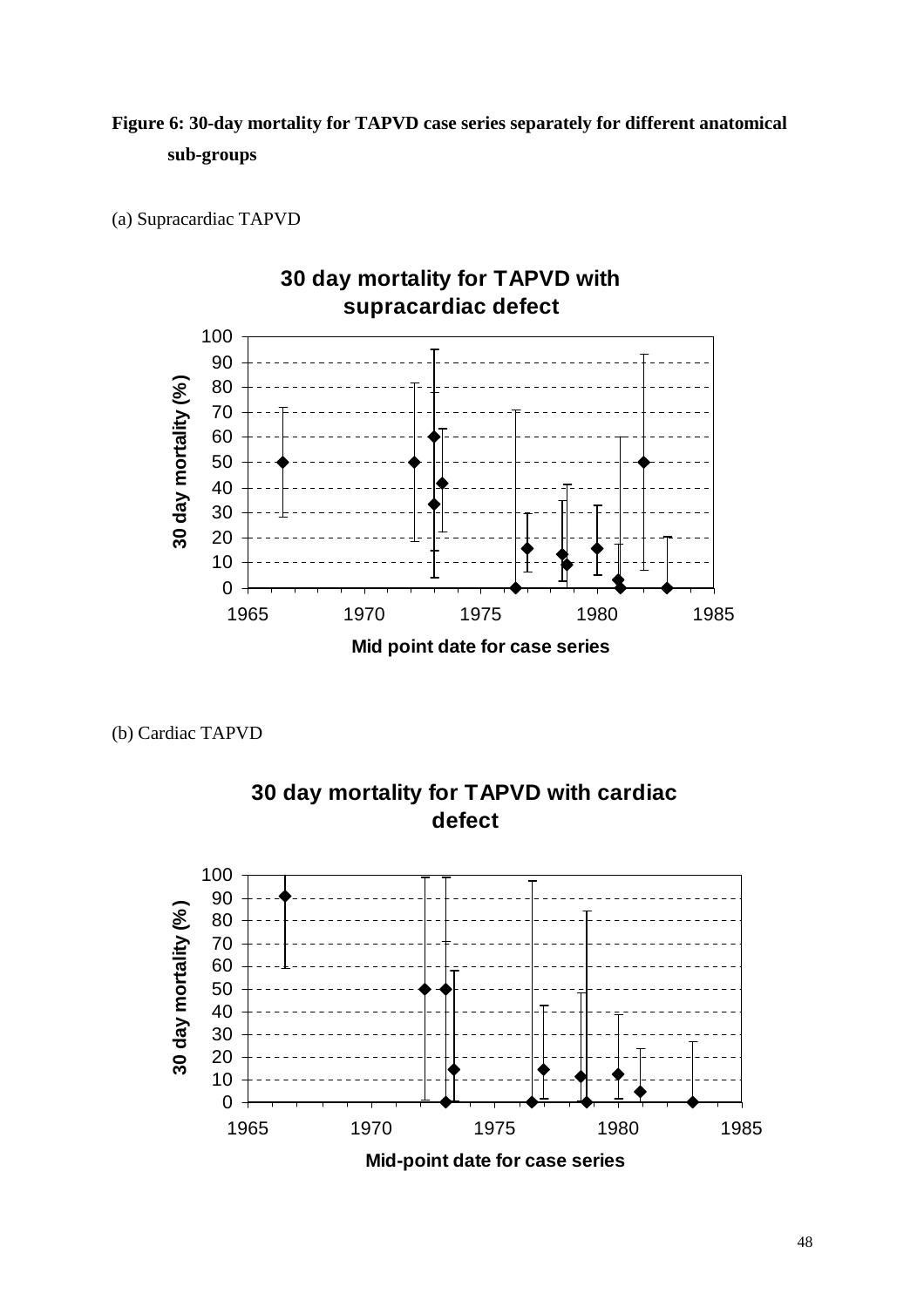**Figure 6: 30-day mortality for TAPVD case series separately for different anatomical sub-groups**

(a) Supracardiac TAPVD

(b) Cardiac TAPVD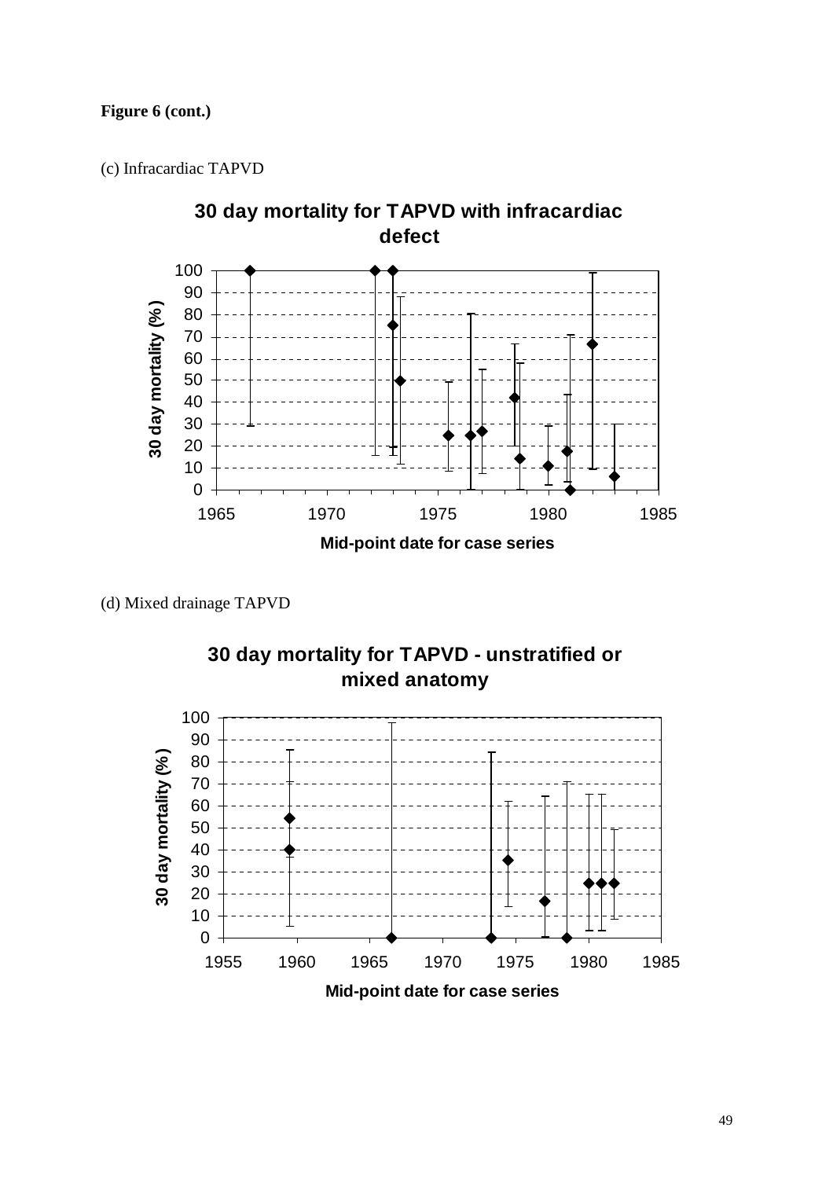**Figure 6 (cont.)**

(c) Infracardiac TAPVD

(d) Mixed drainage TAPVD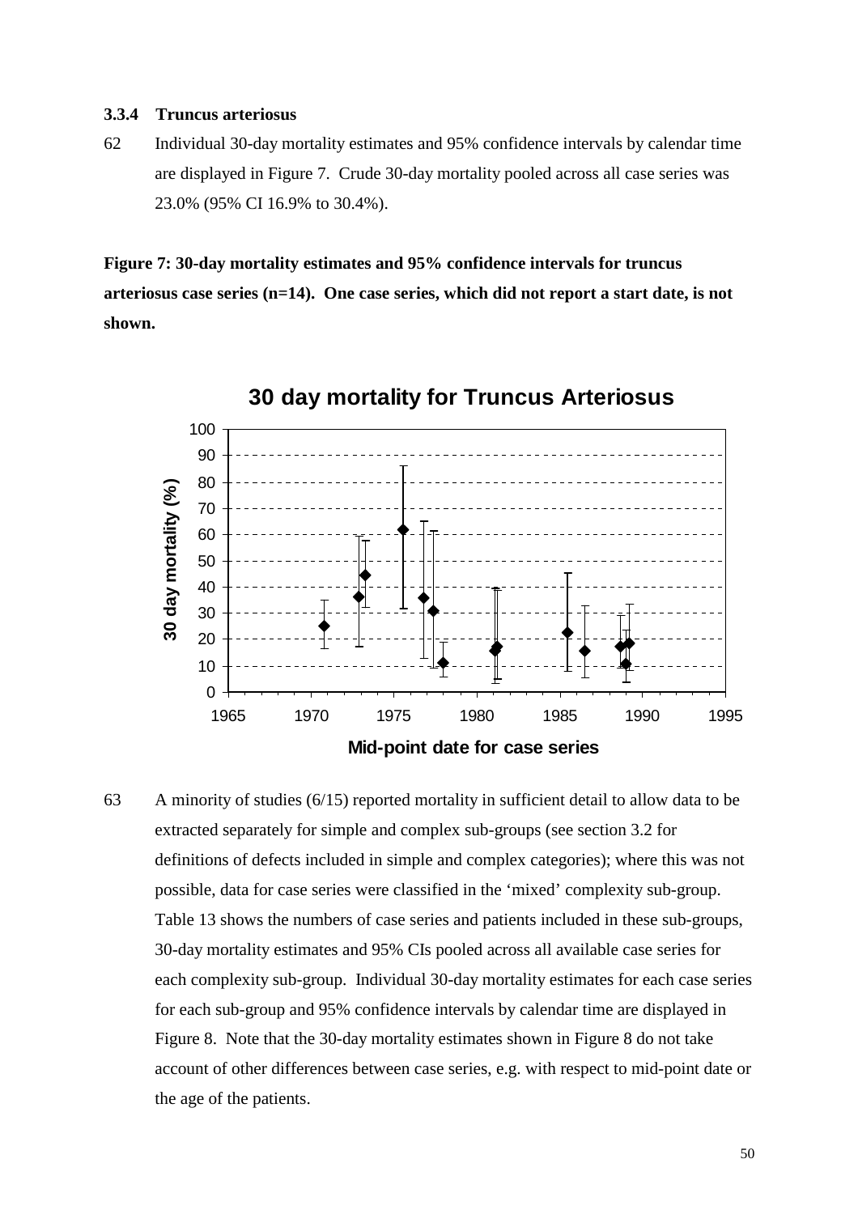### 3.3.4 Truncus arteriosus

62 Individual 30-day mortality estimates and 95% confidence intervals by calendar time are displayed in Figure 7. Crude 30-day mortality pooled across all case series was 23.0% (95% CI 16.9% to 30.4%).

**Figure 7: 30-day mortality estimates and 95% confidence intervals for truncus arteriosus case series (n=14). One case series, which did not report a start date, is not shown.**

63 A minority of studies (6/15) reported mortality in sufficient detail to allow data to be extracted separately for simple and complex sub-groups (see section 3.2 for definitions of defects included in simple and complex categories); where this was not possible, data for case series were classified in the 'mixed' complexity sub-group. Table 13 shows the numbers of case series and patients included in these sub-groups, 30-day mortality estimates and 95% CIs pooled across all available case series for each complexity sub-group. Individual 30-day mortality estimates for each case series for each sub-group and 95% confidence intervals by calendar time are displayed in Figure 8. Note that the 30-day mortality estimates shown in Figure 8 do not take account of other differences between case series, e.g. with respect to mid-point date or the age of the patients.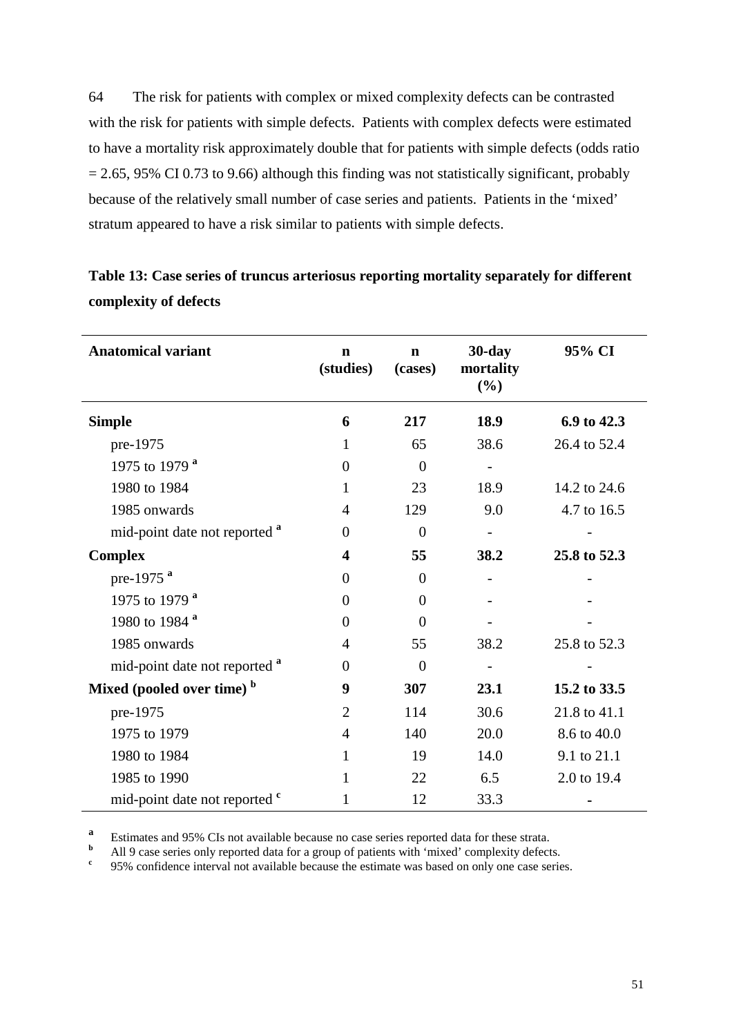64 The risk for patients with complex or mixed complexity defects can be contrasted with the risk for patients with simple defects. Patients with complex defects were estimated to have a mortality risk approximately double that for patients with simple defects (odds ratio = 2.65, 95% CI 0.73 to 9.66) although this finding was not statistically significant, probably because of the relatively small number of case series and patients. Patients in the 'mixed' stratum appeared to have a risk similar to patients with simple defects.

**Table 13: Case series of truncus arteriosus reporting mortality separately for different complexity of defects**

| Anatomical variant | n (studies) | n (cases) | 30-day mortality (%) | 95% CI |
|---|---|---|---|---|
| **Simple** | **6** | **217** | **18.9** | **6.9 to 42.3** |
| pre-1975 | 1 | 65 | 38.6 | 26.4 to 52.4 |
| 1975 to 1979 [a] | 0 | 0 | - | |
| 1980 to 1984 | 1 | 23 | 18.9 | 14.2 to 24.6 |
| 1985 onwards | 4 | 129 | 9.0 | 4.7 to 16.5 |
| mid-point date not reported [a] | 0 | 0 | - | - |
| **Complex** | **4** | **55** | **38.2** | **25.8 to 52.3** |
| pre-1975 [a] | 0 | 0 | - | - |
| 1975 to 1979 [a] | 0 | 0 | - | - |
| 1980 to 1984 [a] | 0 | 0 | - | - |
| 1985 onwards | 4 | 55 | 38.2 | 25.8 to 52.3 |
| mid-point date not reported [a] | 0 | 0 | - | - |
| **Mixed (pooled over time) [b]** | **9** | **307** | **23.1** | **15.2 to 33.5** |
| pre-1975 | 2 | 114 | 30.6 | 21.8 to 41.1 |
| 1975 to 1979 | 4 | 140 | 20.0 | 8.6 to 40.0 |
| 1980 to 1984 | 1 | 19 | 14.0 | 9.1 to 21.1 |
| 1985 to 1990 | 1 | 22 | 6.5 | 2.0 to 19.4 |
| mid-point date not reported [c] | 1 | 12 | 33.3 | - |

[a] Estimates and 95% CIs not available because no case series reported data for these strata.
[b] All 9 case series only reported data for a group of patients with 'mixed' complexity defects.
[c] 95% confidence interval not available because the estimate was based on only one case series.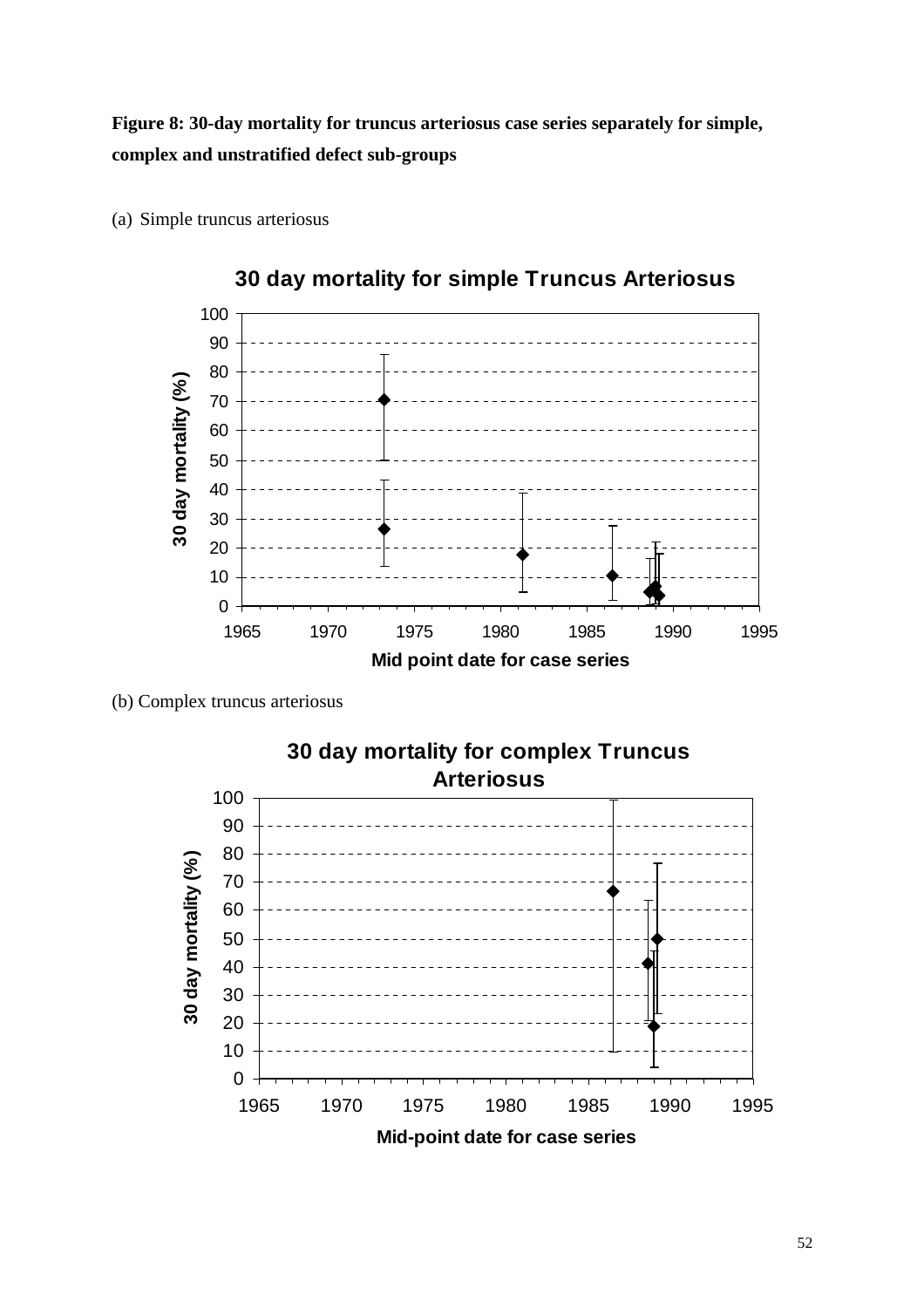**Figure 8: 30-day mortality for truncus arteriosus case series separately for simple, complex and unstratified defect sub-groups**

(a) Simple truncus arteriosus

(b) Complex truncus arteriosus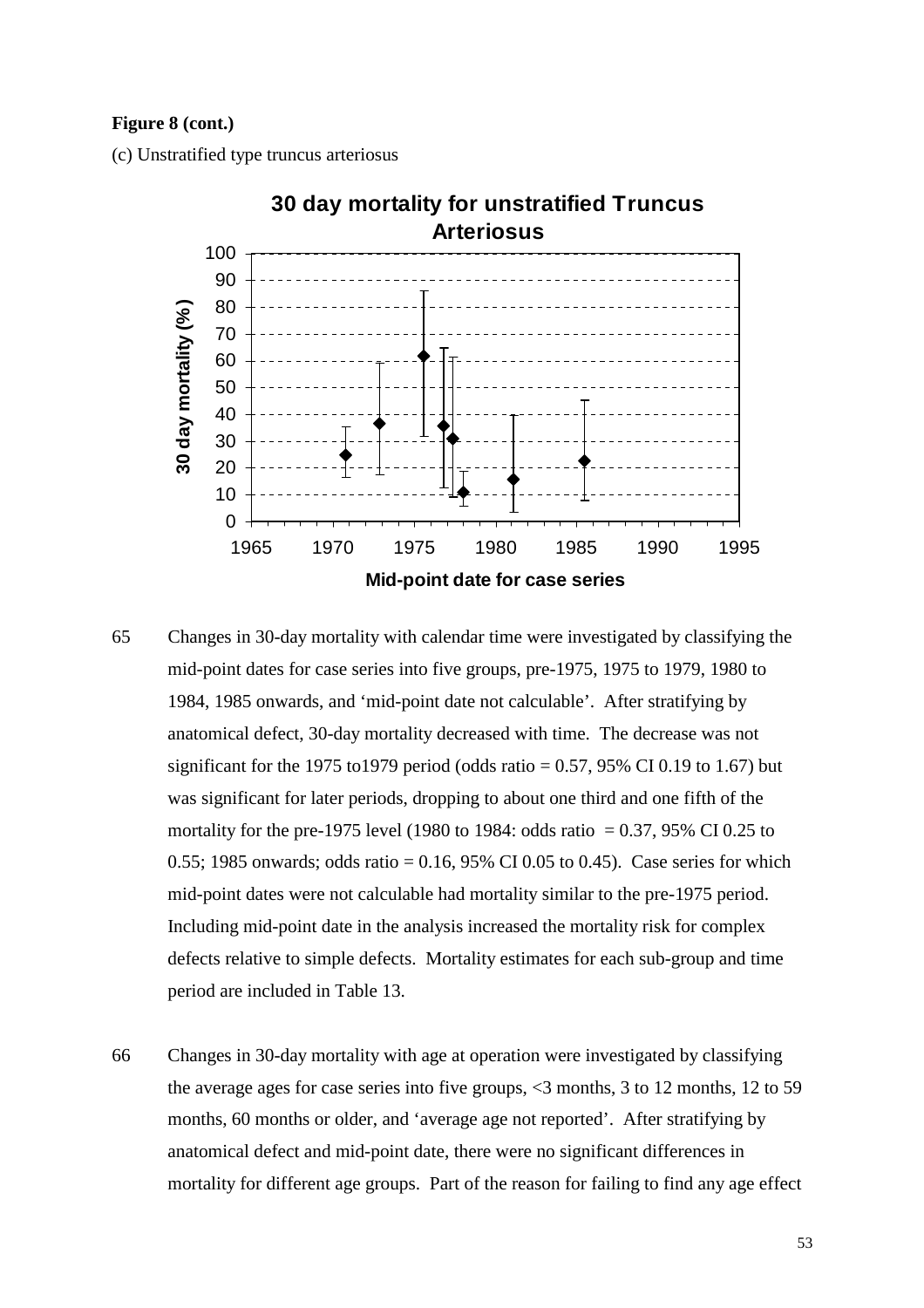**Figure 8 (cont.)**

(c) Unstratified type truncus arteriosus

65 Changes in 30-day mortality with calendar time were investigated by classifying the mid-point dates for case series into five groups, pre-1975, 1975 to 1979, 1980 to 1984, 1985 onwards, and 'mid-point date not calculable'. After stratifying by anatomical defect, 30-day mortality decreased with time. The decrease was not significant for the 1975 to1979 period (odds ratio = 0.57, 95% CI 0.19 to 1.67) but was significant for later periods, dropping to about one third and one fifth of the mortality for the pre-1975 level (1980 to 1984: odds ratio = 0.37, 95% CI 0.25 to 0.55; 1985 onwards; odds ratio = 0.16, 95% CI 0.05 to 0.45). Case series for which mid-point dates were not calculable had mortality similar to the pre-1975 period. Including mid-point date in the analysis increased the mortality risk for complex defects relative to simple defects. Mortality estimates for each sub-group and time period are included in Table 13.

66 Changes in 30-day mortality with age at operation were investigated by classifying the average ages for case series into five groups, <3 months, 3 to 12 months, 12 to 59 months, 60 months or older, and 'average age not reported'. After stratifying by anatomical defect and mid-point date, there were no significant differences in mortality for different age groups. Part of the reason for failing to find any age effect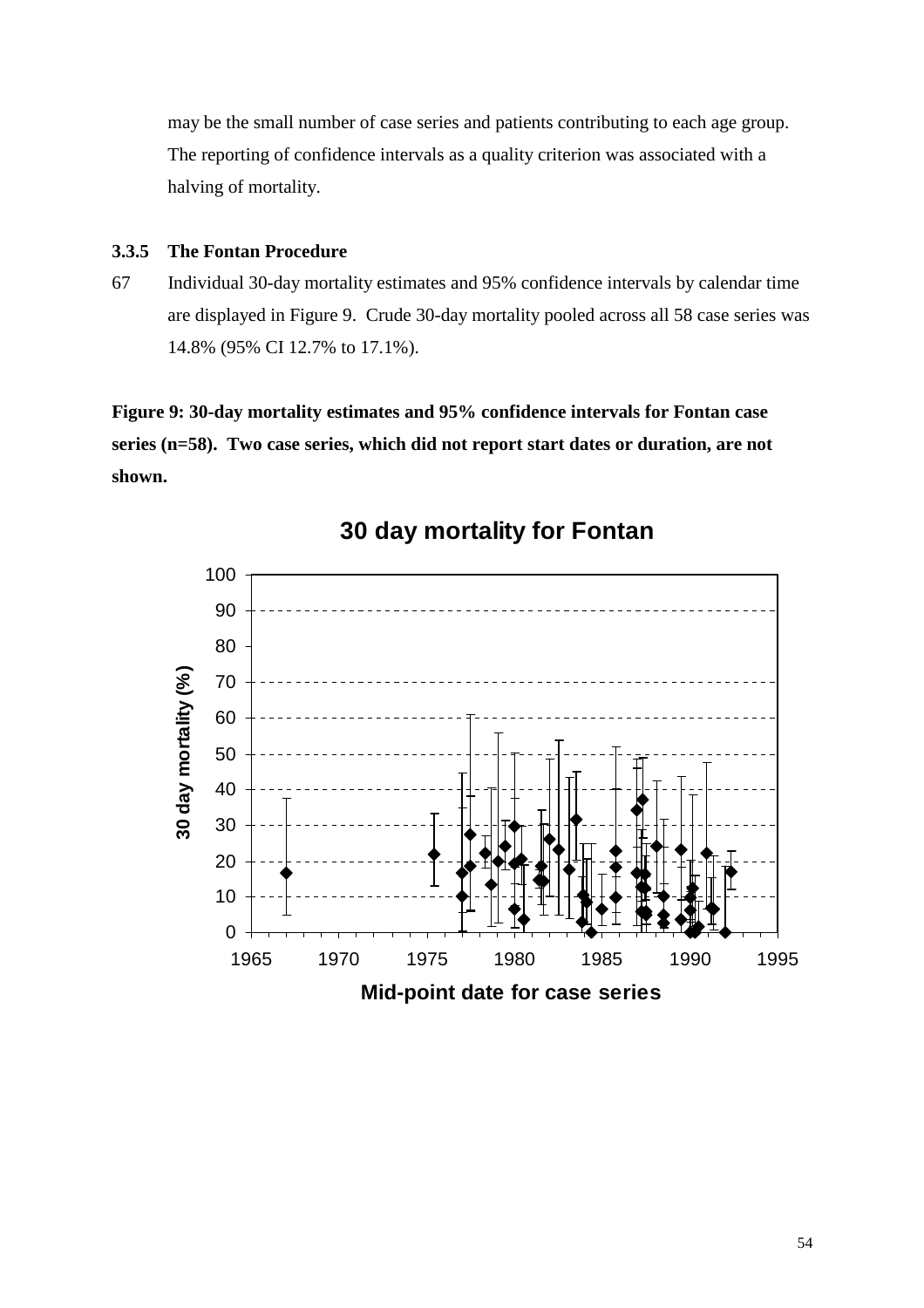may be the small number of case series and patients contributing to each age group. The reporting of confidence intervals as a quality criterion was associated with a halving of mortality.

### 3.3.5 The Fontan Procedure

67 Individual 30-day mortality estimates and 95% confidence intervals by calendar time are displayed in Figure 9. Crude 30-day mortality pooled across all 58 case series was 14.8% (95% CI 12.7% to 17.1%).

**Figure 9: 30-day mortality estimates and 95% confidence intervals for Fontan case series (n=58). Two case series, which did not report start dates or duration, are not shown.**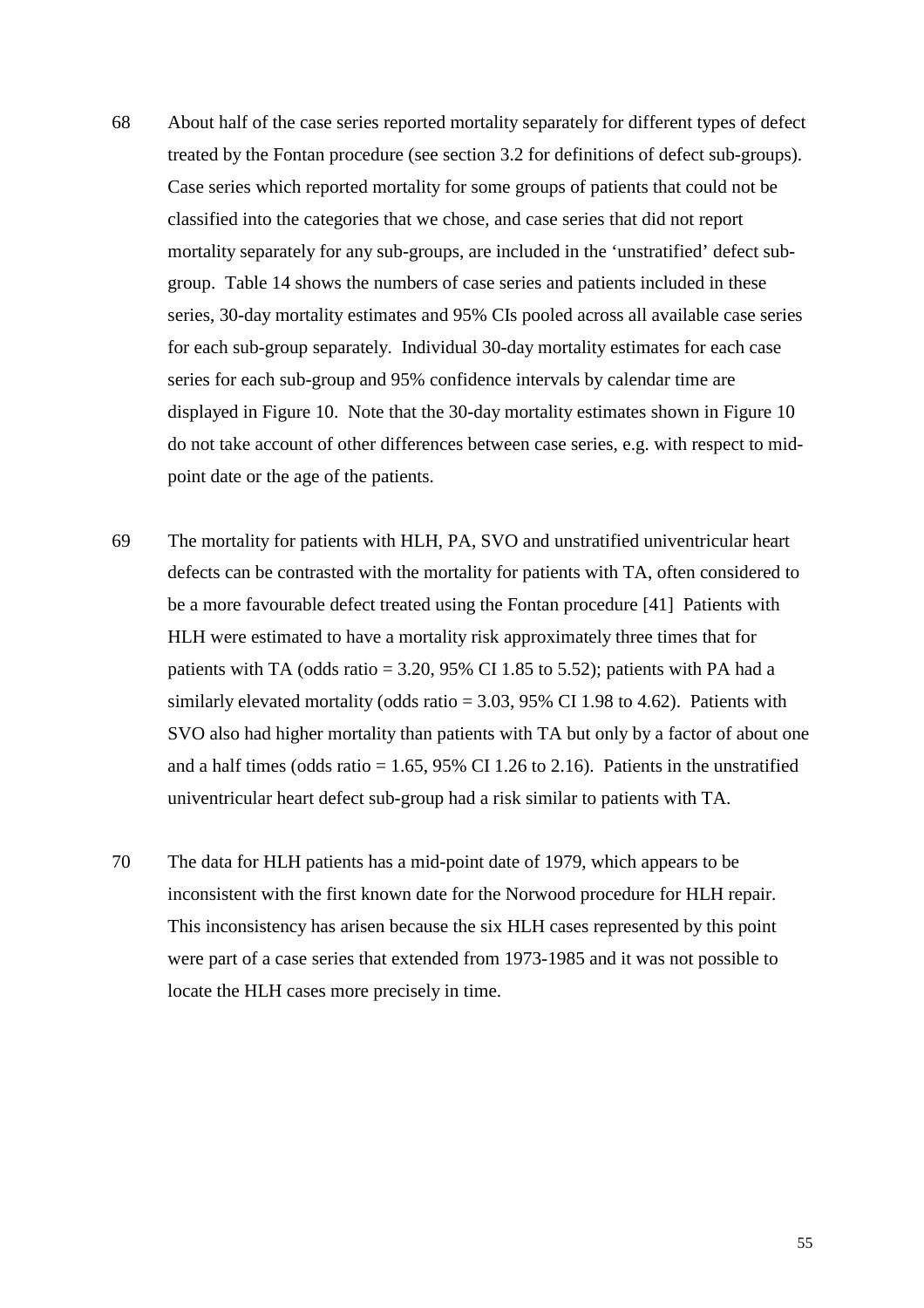68 About half of the case series reported mortality separately for different types of defect treated by the Fontan procedure (see section 3.2 for definitions of defect sub-groups). Case series which reported mortality for some groups of patients that could not be classified into the categories that we chose, and case series that did not report mortality separately for any sub-groups, are included in the 'unstratified' defect sub-group. Table 14 shows the numbers of case series and patients included in these series, 30-day mortality estimates and 95% CIs pooled across all available case series for each sub-group separately. Individual 30-day mortality estimates for each case series for each sub-group and 95% confidence intervals by calendar time are displayed in Figure 10. Note that the 30-day mortality estimates shown in Figure 10 do not take account of other differences between case series, e.g. with respect to mid-point date or the age of the patients.

69 The mortality for patients with HLH, PA, SVO and unstratified univentricular heart defects can be contrasted with the mortality for patients with TA, often considered to be a more favourable defect treated using the Fontan procedure [41] Patients with HLH were estimated to have a mortality risk approximately three times that for patients with TA (odds ratio = 3.20, 95% CI 1.85 to 5.52); patients with PA had a similarly elevated mortality (odds ratio = 3.03, 95% CI 1.98 to 4.62). Patients with SVO also had higher mortality than patients with TA but only by a factor of about one and a half times (odds ratio = 1.65, 95% CI 1.26 to 2.16). Patients in the unstratified univentricular heart defect sub-group had a risk similar to patients with TA.

70 The data for HLH patients has a mid-point date of 1979, which appears to be inconsistent with the first known date for the Norwood procedure for HLH repair. This inconsistency has arisen because the six HLH cases represented by this point were part of a case series that extended from 1973-1985 and it was not possible to locate the HLH cases more precisely in time.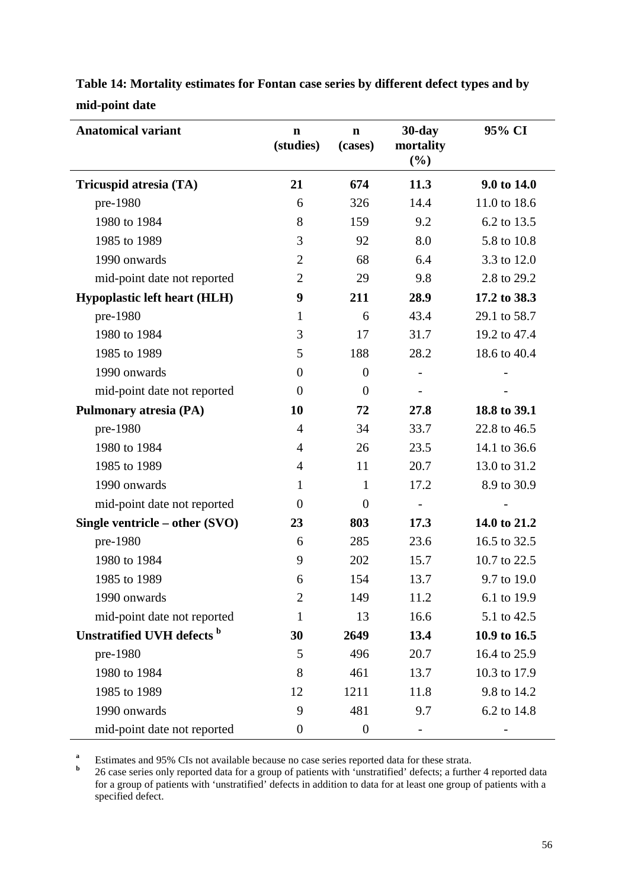**Table 14: Mortality estimates for Fontan case series by different defect types and by mid-point date**

| Anatomical variant | n (studies) | n (cases) | 30-day mortality (%) | 95% CI |
|---|---|---|---|---|
| **Tricuspid atresia (TA)** | **21** | **674** | **11.3** | **9.0 to 14.0** |
| pre-1980 | 6 | 326 | 14.4 | 11.0 to 18.6 |
| 1980 to 1984 | 8 | 159 | 9.2 | 6.2 to 13.5 |
| 1985 to 1989 | 3 | 92 | 8.0 | 5.8 to 10.8 |
| 1990 onwards | 2 | 68 | 6.4 | 3.3 to 12.0 |
| mid-point date not reported | 2 | 29 | 9.8 | 2.8 to 29.2 |
| **Hypoplastic left heart (HLH)** | **9** | **211** | **28.9** | **17.2 to 38.3** |
| pre-1980 | 1 | 6 | 43.4 | 29.1 to 58.7 |
| 1980 to 1984 | 3 | 17 | 31.7 | 19.2 to 47.4 |
| 1985 to 1989 | 5 | 188 | 28.2 | 18.6 to 40.4 |
| 1990 onwards | 0 | 0 | - | - |
| mid-point date not reported | 0 | 0 | - | - |
| **Pulmonary atresia (PA)** | **10** | **72** | **27.8** | **18.8 to 39.1** |
| pre-1980 | 4 | 34 | 33.7 | 22.8 to 46.5 |
| 1980 to 1984 | 4 | 26 | 23.5 | 14.1 to 36.6 |
| 1985 to 1989 | 4 | 11 | 20.7 | 13.0 to 31.2 |
| 1990 onwards | 1 | 1 | 17.2 | 8.9 to 30.9 |
| mid-point date not reported | 0 | 0 | - | - |
| **Single ventricle – other (SVO)** | **23** | **803** | **17.3** | **14.0 to 21.2** |
| pre-1980 | 6 | 285 | 23.6 | 16.5 to 32.5 |
| 1980 to 1984 | 9 | 202 | 15.7 | 10.7 to 22.5 |
| 1985 to 1989 | 6 | 154 | 13.7 | 9.7 to 19.0 |
| 1990 onwards | 2 | 149 | 11.2 | 6.1 to 19.9 |
| mid-point date not reported | 1 | 13 | 16.6 | 5.1 to 42.5 |
| **Unstratified UVH defects [b]** | **30** | **2649** | **13.4** | **10.9 to 16.5** |
| pre-1980 | 5 | 496 | 20.7 | 16.4 to 25.9 |
| 1980 to 1984 | 8 | 461 | 13.7 | 10.3 to 17.9 |
| 1985 to 1989 | 12 | 1211 | 11.8 | 9.8 to 14.2 |
| 1990 onwards | 9 | 481 | 9.7 | 6.2 to 14.8 |
| mid-point date not reported | 0 | 0 | - | - |

[a] Estimates and 95% CIs not available because no case series reported data for these strata.

[b] 26 case series only reported data for a group of patients with 'unstratified' defects; a further 4 reported data for a group of patients with 'unstratified' defects in addition to data for at least one group of patients with a specified defect.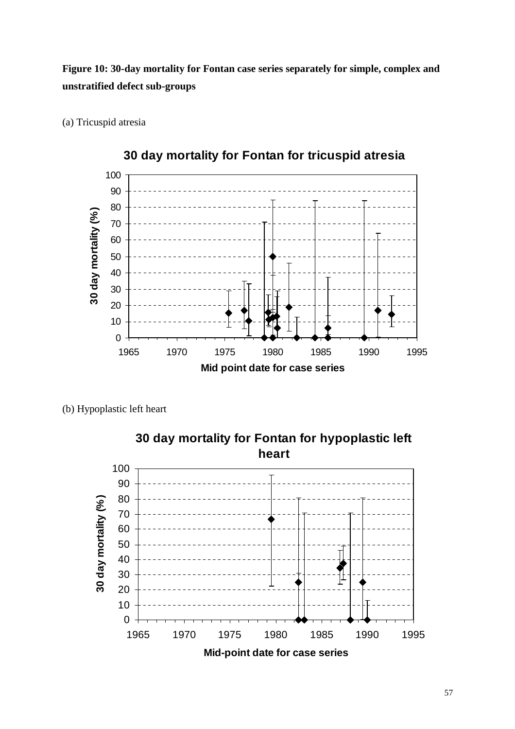**Figure 10: 30-day mortality for Fontan case series separately for simple, complex and unstratified defect sub-groups**

(a) Tricuspid atresia

**30 day mortality for Fontan for tricuspid atresia**

(b) Hypoplastic left heart

**30 day mortality for Fontan for hypoplastic left heart**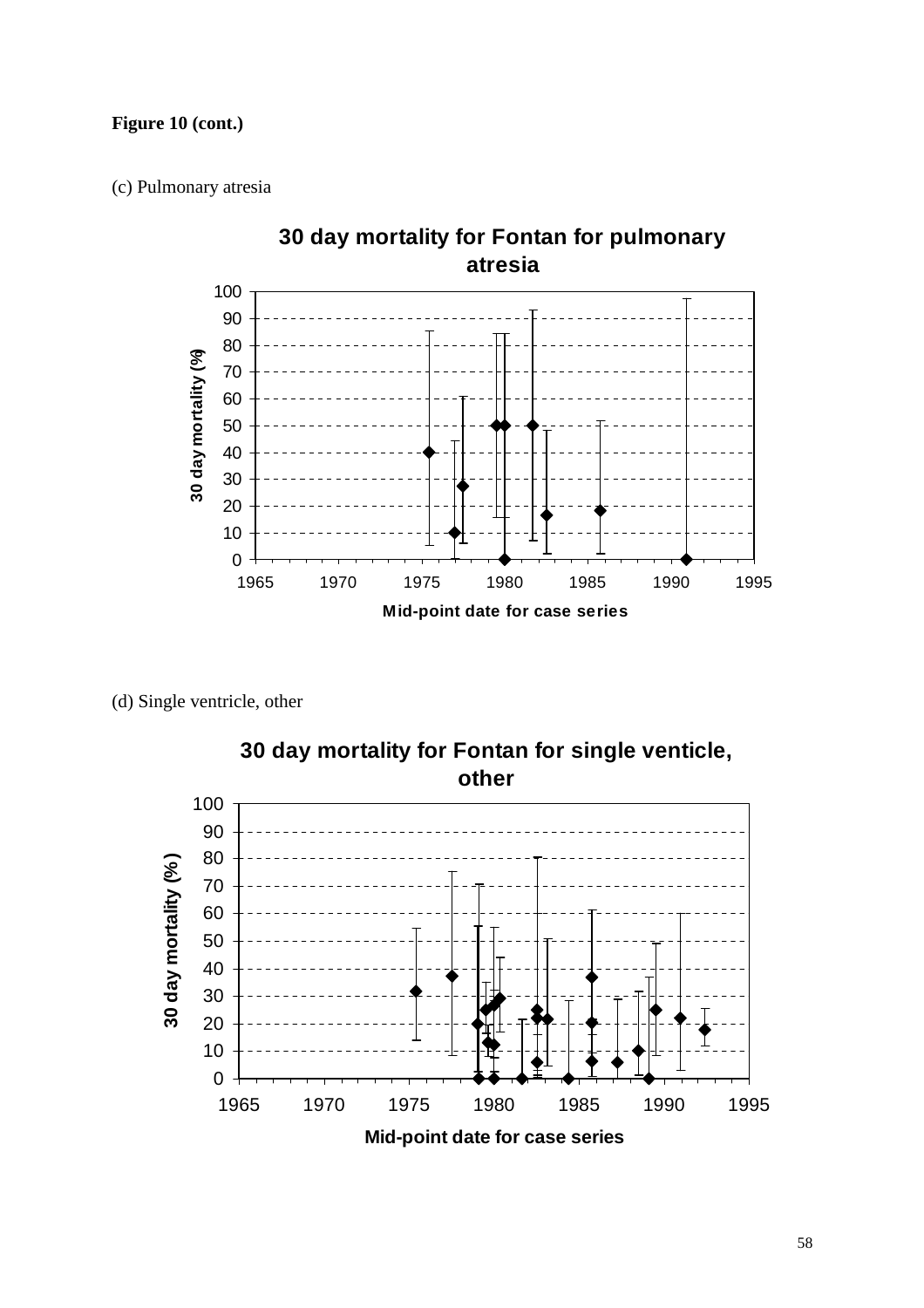**Figure 10 (cont.)**

(c) Pulmonary atresia

(d) Single ventricle, other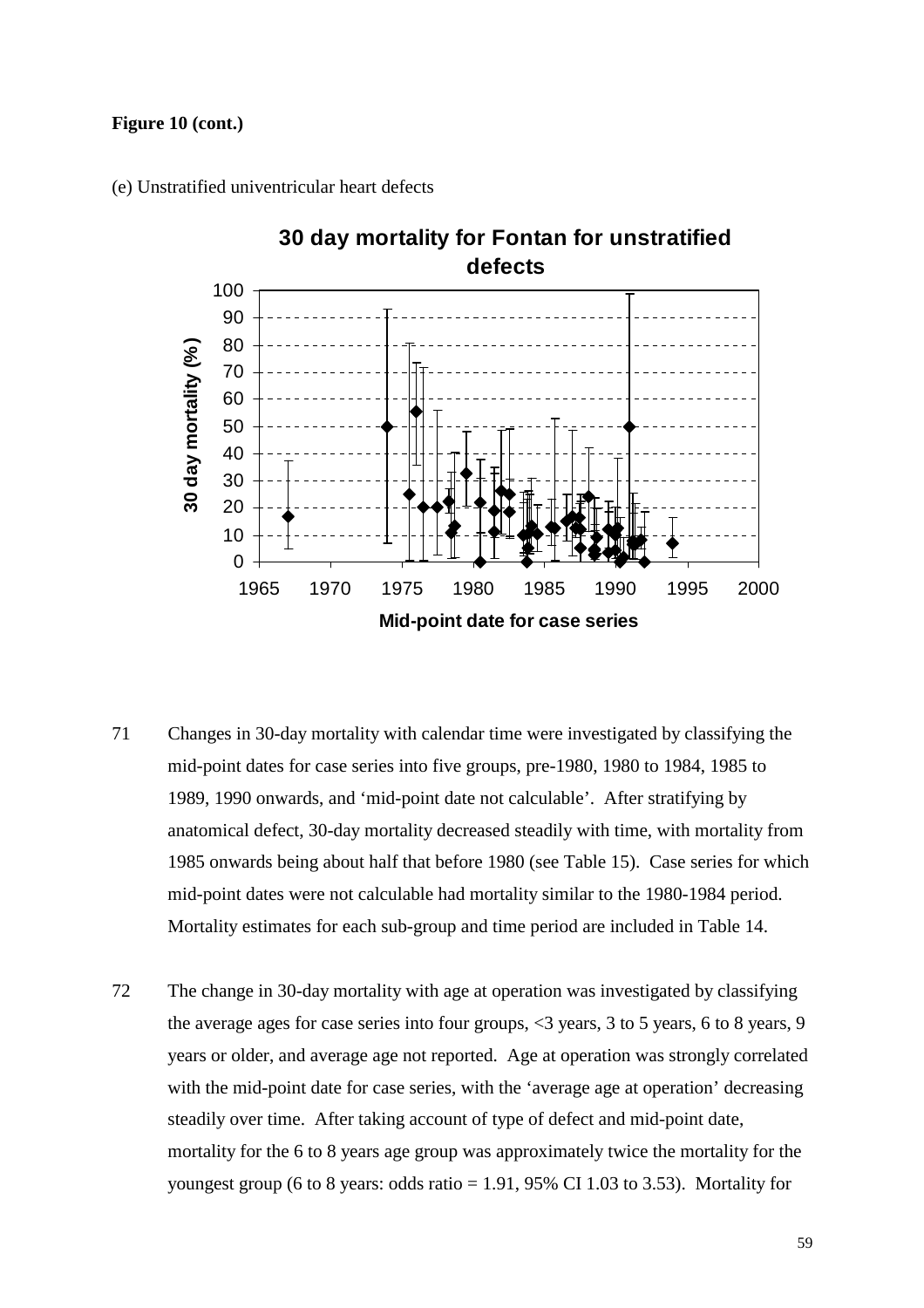**Figure 10 (cont.)**

(e) Unstratified univentricular heart defects

71 Changes in 30-day mortality with calendar time were investigated by classifying the mid-point dates for case series into five groups, pre-1980, 1980 to 1984, 1985 to 1989, 1990 onwards, and 'mid-point date not calculable'. After stratifying by anatomical defect, 30-day mortality decreased steadily with time, with mortality from 1985 onwards being about half that before 1980 (see Table 15). Case series for which mid-point dates were not calculable had mortality similar to the 1980-1984 period. Mortality estimates for each sub-group and time period are included in Table 14.

72 The change in 30-day mortality with age at operation was investigated by classifying the average ages for case series into four groups, <3 years, 3 to 5 years, 6 to 8 years, 9 years or older, and average age not reported. Age at operation was strongly correlated with the mid-point date for case series, with the 'average age at operation' decreasing steadily over time. After taking account of type of defect and mid-point date, mortality for the 6 to 8 years age group was approximately twice the mortality for the youngest group (6 to 8 years: odds ratio = 1.91, 95% CI 1.03 to 3.53). Mortality for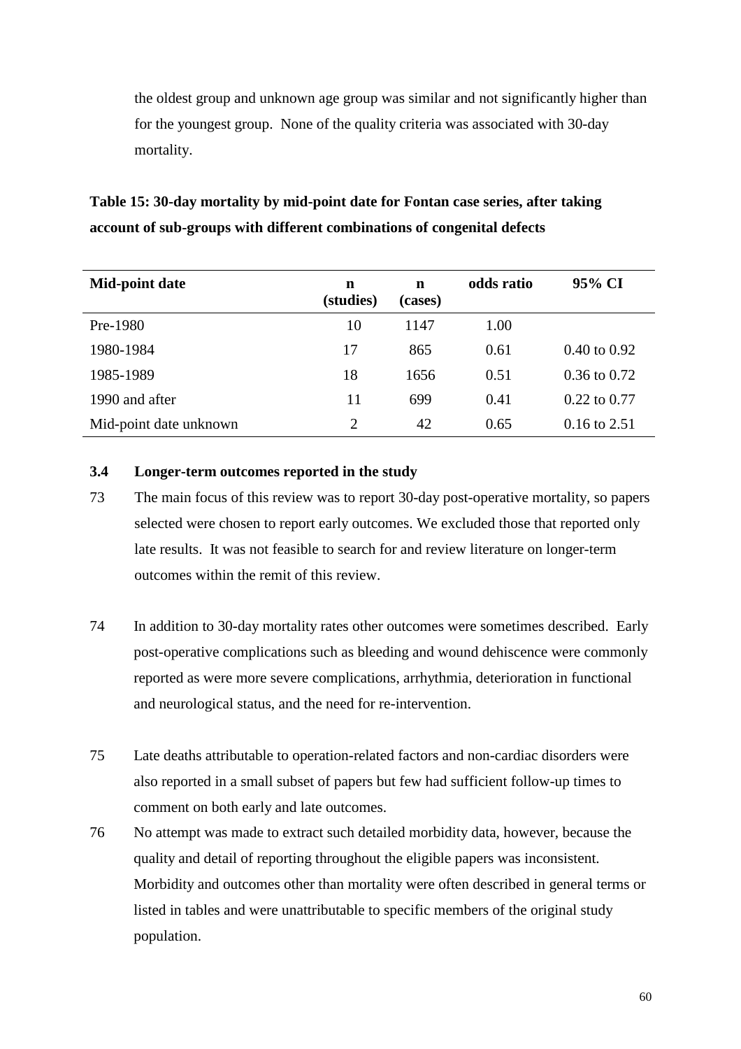the oldest group and unknown age group was similar and not significantly higher than for the youngest group. None of the quality criteria was associated with 30-day mortality.

**Table 15: 30-day mortality by mid-point date for Fontan case series, after taking account of sub-groups with different combinations of congenital defects**

| Mid-point date | n (studies) | n (cases) | odds ratio | 95% CI |
|---|---|---|---|---|
| Pre-1980 | 10 | 1147 | 1.00 | |
| 1980-1984 | 17 | 865 | 0.61 | 0.40 to 0.92 |
| 1985-1989 | 18 | 1656 | 0.51 | 0.36 to 0.72 |
| 1990 and after | 11 | 699 | 0.41 | 0.22 to 0.77 |
| Mid-point date unknown | 2 | 42 | 0.65 | 0.16 to 2.51 |

### 3.4 Longer-term outcomes reported in the study

73 The main focus of this review was to report 30-day post-operative mortality, so papers selected were chosen to report early outcomes. We excluded those that reported only late results. It was not feasible to search for and review literature on longer-term outcomes within the remit of this review.

74 In addition to 30-day mortality rates other outcomes were sometimes described. Early post-operative complications such as bleeding and wound dehiscence were commonly reported as were more severe complications, arrhythmia, deterioration in functional and neurological status, and the need for re-intervention.

75 Late deaths attributable to operation-related factors and non-cardiac disorders were also reported in a small subset of papers but few had sufficient follow-up times to comment on both early and late outcomes.

76 No attempt was made to extract such detailed morbidity data, however, because the quality and detail of reporting throughout the eligible papers was inconsistent. Morbidity and outcomes other than mortality were often described in general terms or listed in tables and were unattributable to specific members of the original study population.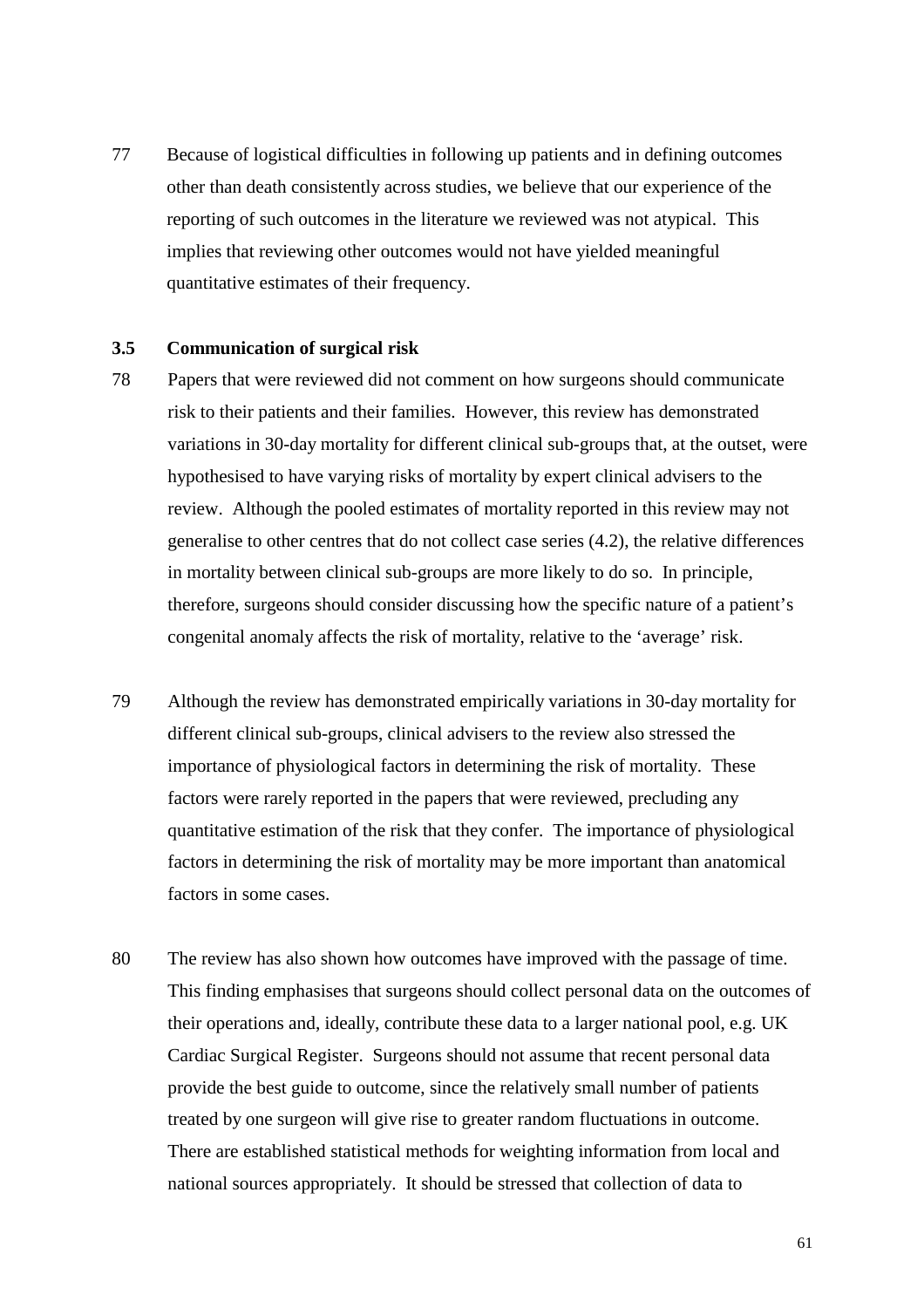77 Because of logistical difficulties in following up patients and in defining outcomes other than death consistently across studies, we believe that our experience of the reporting of such outcomes in the literature we reviewed was not atypical. This implies that reviewing other outcomes would not have yielded meaningful quantitative estimates of their frequency.

### 3.5 Communication of surgical risk

78 Papers that were reviewed did not comment on how surgeons should communicate risk to their patients and their families. However, this review has demonstrated variations in 30-day mortality for different clinical sub-groups that, at the outset, were hypothesised to have varying risks of mortality by expert clinical advisers to the review. Although the pooled estimates of mortality reported in this review may not generalise to other centres that do not collect case series (4.2), the relative differences in mortality between clinical sub-groups are more likely to do so. In principle, therefore, surgeons should consider discussing how the specific nature of a patient's congenital anomaly affects the risk of mortality, relative to the 'average' risk.

79 Although the review has demonstrated empirically variations in 30-day mortality for different clinical sub-groups, clinical advisers to the review also stressed the importance of physiological factors in determining the risk of mortality. These factors were rarely reported in the papers that were reviewed, precluding any quantitative estimation of the risk that they confer. The importance of physiological factors in determining the risk of mortality may be more important than anatomical factors in some cases.

80 The review has also shown how outcomes have improved with the passage of time. This finding emphasises that surgeons should collect personal data on the outcomes of their operations and, ideally, contribute these data to a larger national pool, e.g. UK Cardiac Surgical Register. Surgeons should not assume that recent personal data provide the best guide to outcome, since the relatively small number of patients treated by one surgeon will give rise to greater random fluctuations in outcome. There are established statistical methods for weighting information from local and national sources appropriately. It should be stressed that collection of data to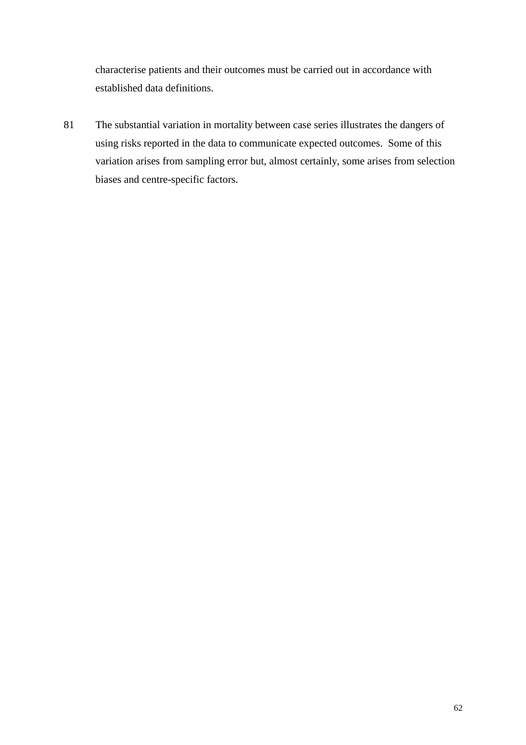characterise patients and their outcomes must be carried out in accordance with established data definitions.

81 The substantial variation in mortality between case series illustrates the dangers of using risks reported in the data to communicate expected outcomes. Some of this variation arises from sampling error but, almost certainly, some arises from selection biases and centre-specific factors.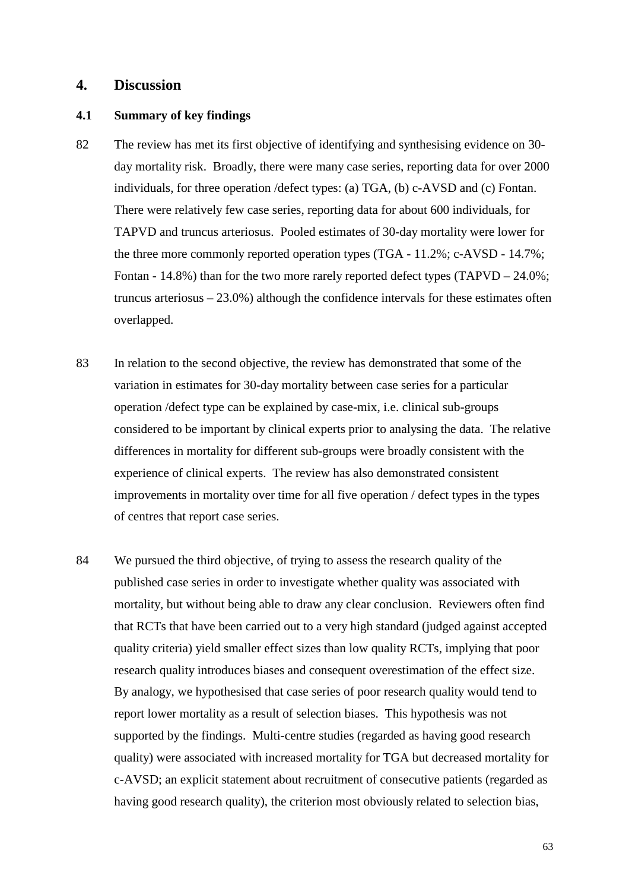# 4. Discussion

## 4.1 Summary of key findings

82 The review has met its first objective of identifying and synthesising evidence on 30-day mortality risk. Broadly, there were many case series, reporting data for over 2000 individuals, for three operation /defect types: (a) TGA, (b) c-AVSD and (c) Fontan. There were relatively few case series, reporting data for about 600 individuals, for TAPVD and truncus arteriosus. Pooled estimates of 30-day mortality were lower for the three more commonly reported operation types (TGA - 11.2%; c-AVSD - 14.7%; Fontan - 14.8%) than for the two more rarely reported defect types (TAPVD – 24.0%; truncus arteriosus – 23.0%) although the confidence intervals for these estimates often overlapped.

83 In relation to the second objective, the review has demonstrated that some of the variation in estimates for 30-day mortality between case series for a particular operation /defect type can be explained by case-mix, i.e. clinical sub-groups considered to be important by clinical experts prior to analysing the data. The relative differences in mortality for different sub-groups were broadly consistent with the experience of clinical experts. The review has also demonstrated consistent improvements in mortality over time for all five operation / defect types in the types of centres that report case series.

84 We pursued the third objective, of trying to assess the research quality of the published case series in order to investigate whether quality was associated with mortality, but without being able to draw any clear conclusion. Reviewers often find that RCTs that have been carried out to a very high standard (judged against accepted quality criteria) yield smaller effect sizes than low quality RCTs, implying that poor research quality introduces biases and consequent overestimation of the effect size. By analogy, we hypothesised that case series of poor research quality would tend to report lower mortality as a result of selection biases. This hypothesis was not supported by the findings. Multi-centre studies (regarded as having good research quality) were associated with increased mortality for TGA but decreased mortality for c-AVSD; an explicit statement about recruitment of consecutive patients (regarded as having good research quality), the criterion most obviously related to selection bias,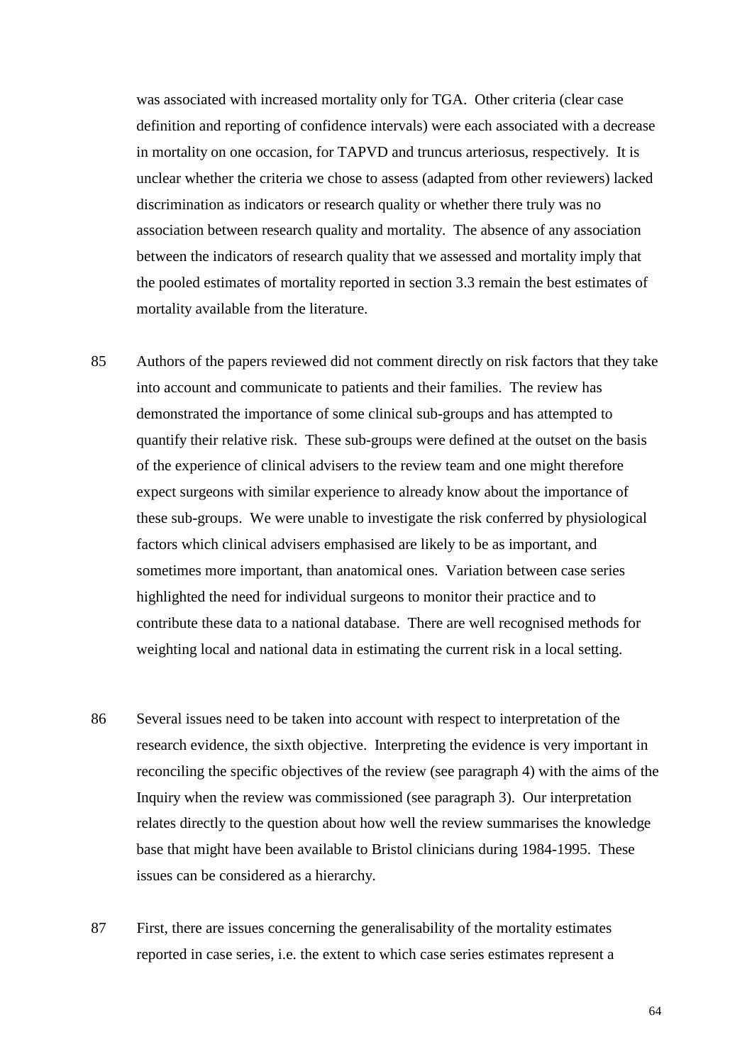was associated with increased mortality only for TGA. Other criteria (clear case definition and reporting of confidence intervals) were each associated with a decrease in mortality on one occasion, for TAPVD and truncus arteriosus, respectively. It is unclear whether the criteria we chose to assess (adapted from other reviewers) lacked discrimination as indicators or research quality or whether there truly was no association between research quality and mortality. The absence of any association between the indicators of research quality that we assessed and mortality imply that the pooled estimates of mortality reported in section 3.3 remain the best estimates of mortality available from the literature.

85 Authors of the papers reviewed did not comment directly on risk factors that they take into account and communicate to patients and their families. The review has demonstrated the importance of some clinical sub-groups and has attempted to quantify their relative risk. These sub-groups were defined at the outset on the basis of the experience of clinical advisers to the review team and one might therefore expect surgeons with similar experience to already know about the importance of these sub-groups. We were unable to investigate the risk conferred by physiological factors which clinical advisers emphasised are likely to be as important, and sometimes more important, than anatomical ones. Variation between case series highlighted the need for individual surgeons to monitor their practice and to contribute these data to a national database. There are well recognised methods for weighting local and national data in estimating the current risk in a local setting.

86 Several issues need to be taken into account with respect to interpretation of the research evidence, the sixth objective. Interpreting the evidence is very important in reconciling the specific objectives of the review (see paragraph 4) with the aims of the Inquiry when the review was commissioned (see paragraph 3). Our interpretation relates directly to the question about how well the review summarises the knowledge base that might have been available to Bristol clinicians during 1984-1995. These issues can be considered as a hierarchy.

87 First, there are issues concerning the generalisability of the mortality estimates reported in case series, i.e. the extent to which case series estimates represent a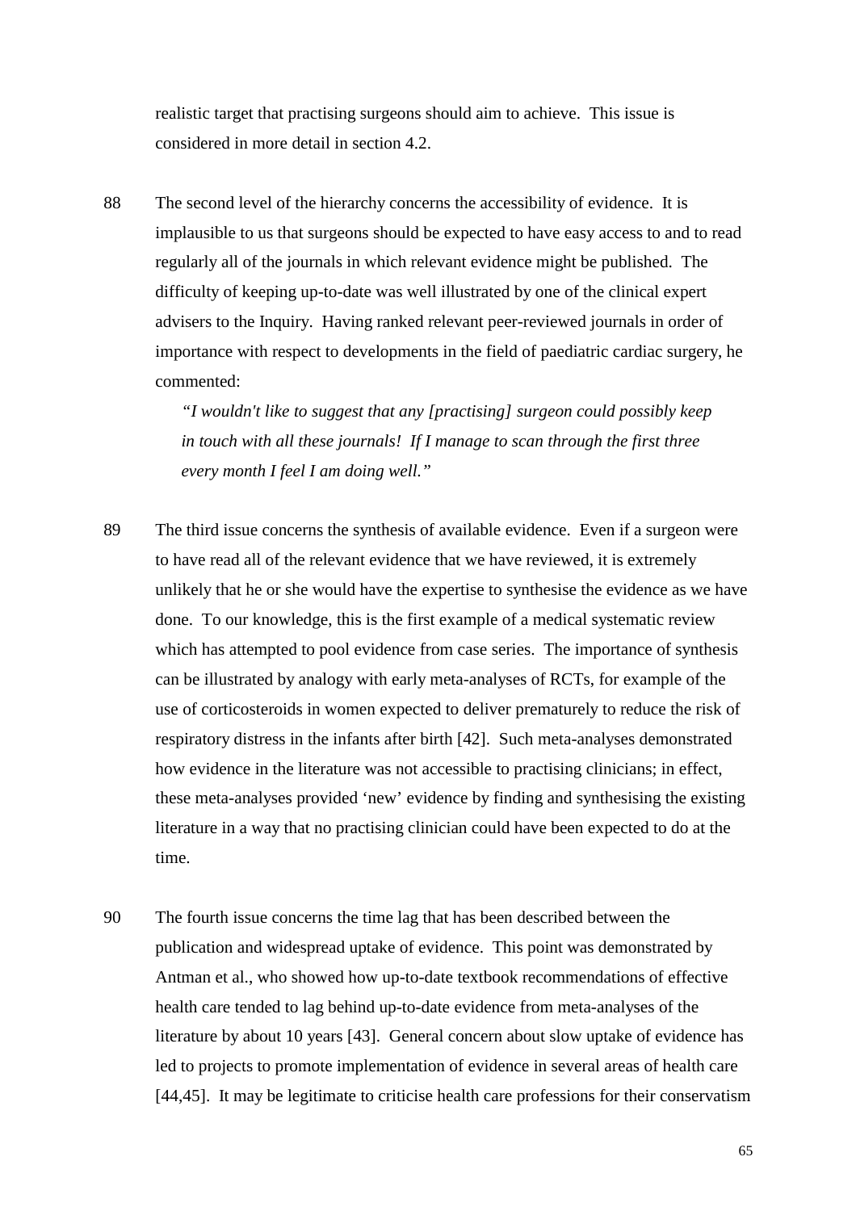realistic target that practising surgeons should aim to achieve. This issue is considered in more detail in section 4.2.

88 The second level of the hierarchy concerns the accessibility of evidence. It is implausible to us that surgeons should be expected to have easy access to and to read regularly all of the journals in which relevant evidence might be published. The difficulty of keeping up-to-date was well illustrated by one of the clinical expert advisers to the Inquiry. Having ranked relevant peer-reviewed journals in order of importance with respect to developments in the field of paediatric cardiac surgery, he commented:

> *"I wouldn't like to suggest that any [practising] surgeon could possibly keep in touch with all these journals! If I manage to scan through the first three every month I feel I am doing well."*

89 The third issue concerns the synthesis of available evidence. Even if a surgeon were to have read all of the relevant evidence that we have reviewed, it is extremely unlikely that he or she would have the expertise to synthesise the evidence as we have done. To our knowledge, this is the first example of a medical systematic review which has attempted to pool evidence from case series. The importance of synthesis can be illustrated by analogy with early meta-analyses of RCTs, for example of the use of corticosteroids in women expected to deliver prematurely to reduce the risk of respiratory distress in the infants after birth [42]. Such meta-analyses demonstrated how evidence in the literature was not accessible to practising clinicians; in effect, these meta-analyses provided 'new' evidence by finding and synthesising the existing literature in a way that no practising clinician could have been expected to do at the time.

90 The fourth issue concerns the time lag that has been described between the publication and widespread uptake of evidence. This point was demonstrated by Antman et al., who showed how up-to-date textbook recommendations of effective health care tended to lag behind up-to-date evidence from meta-analyses of the literature by about 10 years [43]. General concern about slow uptake of evidence has led to projects to promote implementation of evidence in several areas of health care [44,45]. It may be legitimate to criticise health care professions for their conservatism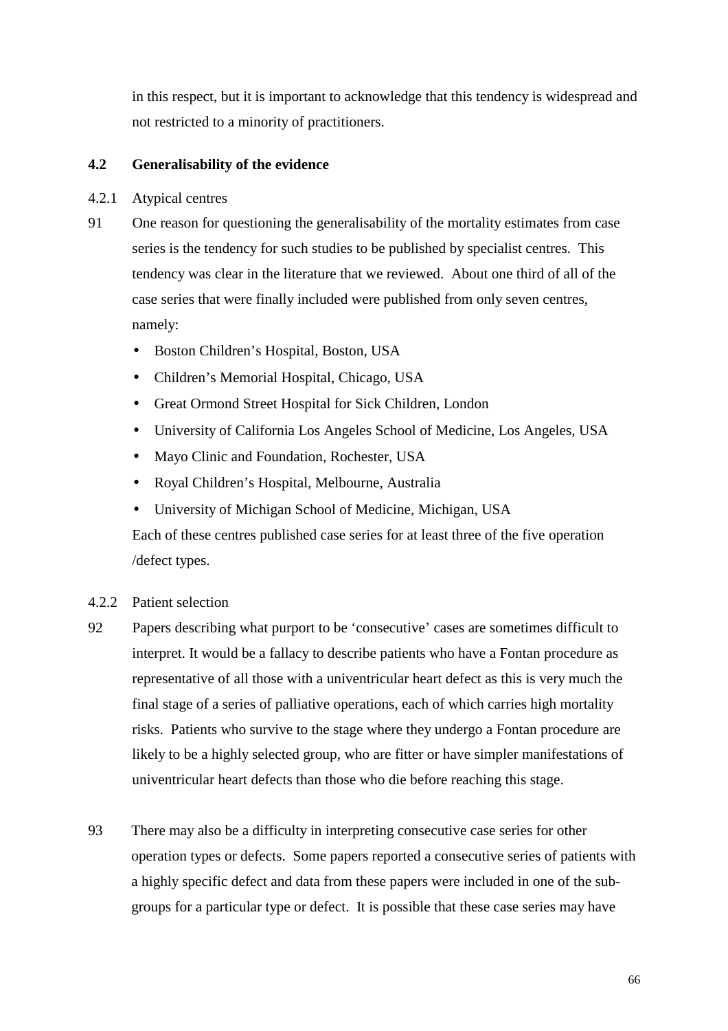in this respect, but it is important to acknowledge that this tendency is widespread and not restricted to a minority of practitioners.

## 4.2 Generalisability of the evidence

### 4.2.1 Atypical centres

91 One reason for questioning the generalisability of the mortality estimates from case series is the tendency for such studies to be published by specialist centres. This tendency was clear in the literature that we reviewed. About one third of all of the case series that were finally included were published from only seven centres, namely:

- Boston Children's Hospital, Boston, USA
- Children's Memorial Hospital, Chicago, USA
- Great Ormond Street Hospital for Sick Children, London
- University of California Los Angeles School of Medicine, Los Angeles, USA
- Mayo Clinic and Foundation, Rochester, USA
- Royal Children's Hospital, Melbourne, Australia
- University of Michigan School of Medicine, Michigan, USA

Each of these centres published case series for at least three of the five operation /defect types.

### 4.2.2 Patient selection

92 Papers describing what purport to be 'consecutive' cases are sometimes difficult to interpret. It would be a fallacy to describe patients who have a Fontan procedure as representative of all those with a univentricular heart defect as this is very much the final stage of a series of palliative operations, each of which carries high mortality risks. Patients who survive to the stage where they undergo a Fontan procedure are likely to be a highly selected group, who are fitter or have simpler manifestations of univentricular heart defects than those who die before reaching this stage.

93 There may also be a difficulty in interpreting consecutive case series for other operation types or defects. Some papers reported a consecutive series of patients with a highly specific defect and data from these papers were included in one of the sub-groups for a particular type or defect. It is possible that these case series may have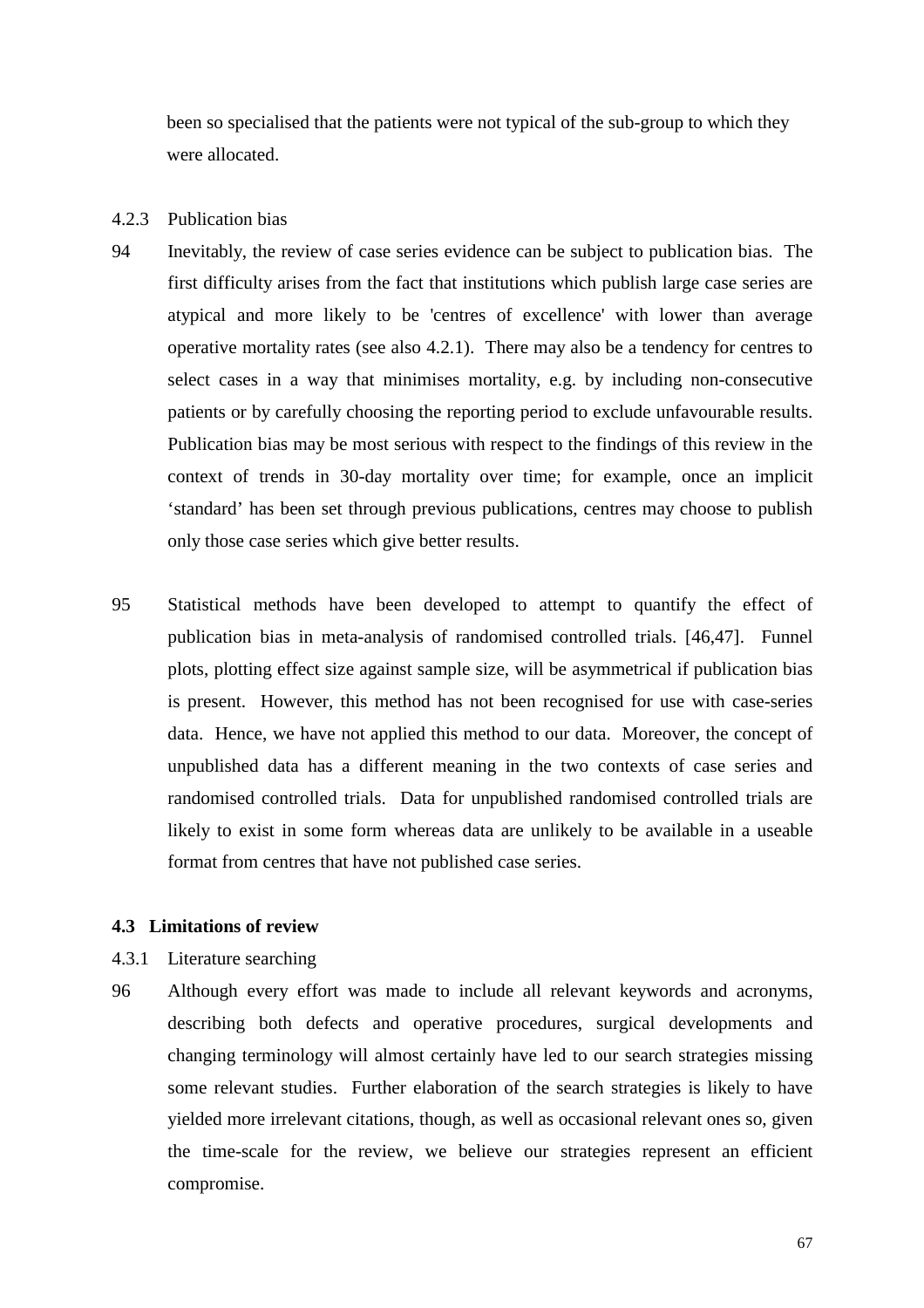been so specialised that the patients were not typical of the sub-group to which they were allocated.

4.2.3 Publication bias

94 Inevitably, the review of case series evidence can be subject to publication bias. The first difficulty arises from the fact that institutions which publish large case series are atypical and more likely to be 'centres of excellence' with lower than average operative mortality rates (see also 4.2.1). There may also be a tendency for centres to select cases in a way that minimises mortality, e.g. by including non-consecutive patients or by carefully choosing the reporting period to exclude unfavourable results. Publication bias may be most serious with respect to the findings of this review in the context of trends in 30-day mortality over time; for example, once an implicit 'standard' has been set through previous publications, centres may choose to publish only those case series which give better results.

95 Statistical methods have been developed to attempt to quantify the effect of publication bias in meta-analysis of randomised controlled trials. [46,47]. Funnel plots, plotting effect size against sample size, will be asymmetrical if publication bias is present. However, this method has not been recognised for use with case-series data. Hence, we have not applied this method to our data. Moreover, the concept of unpublished data has a different meaning in the two contexts of case series and randomised controlled trials. Data for unpublished randomised controlled trials are likely to exist in some form whereas data are unlikely to be available in a useable format from centres that have not published case series.

### 4.3 Limitations of review

4.3.1 Literature searching

96 Although every effort was made to include all relevant keywords and acronyms, describing both defects and operative procedures, surgical developments and changing terminology will almost certainly have led to our search strategies missing some relevant studies. Further elaboration of the search strategies is likely to have yielded more irrelevant citations, though, as well as occasional relevant ones so, given the time-scale for the review, we believe our strategies represent an efficient compromise.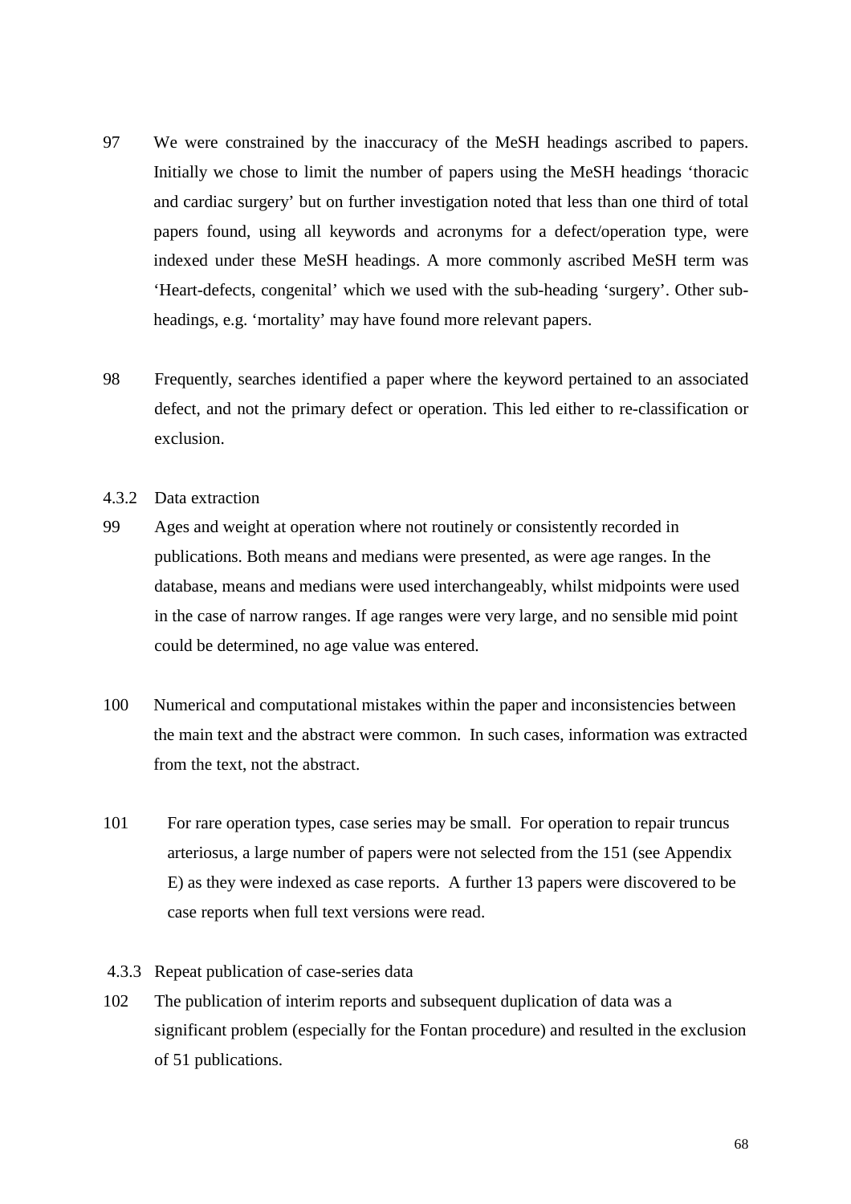97 We were constrained by the inaccuracy of the MeSH headings ascribed to papers. Initially we chose to limit the number of papers using the MeSH headings 'thoracic and cardiac surgery' but on further investigation noted that less than one third of total papers found, using all keywords and acronyms for a defect/operation type, were indexed under these MeSH headings. A more commonly ascribed MeSH term was 'Heart-defects, congenital' which we used with the sub-heading 'surgery'. Other sub-headings, e.g. 'mortality' may have found more relevant papers.

98 Frequently, searches identified a paper where the keyword pertained to an associated defect, and not the primary defect or operation. This led either to re-classification or exclusion.

### 4.3.2 Data extraction

99 Ages and weight at operation where not routinely or consistently recorded in publications. Both means and medians were presented, as were age ranges. In the database, means and medians were used interchangeably, whilst midpoints were used in the case of narrow ranges. If age ranges were very large, and no sensible mid point could be determined, no age value was entered.

100 Numerical and computational mistakes within the paper and inconsistencies between the main text and the abstract were common. In such cases, information was extracted from the text, not the abstract.

101 For rare operation types, case series may be small. For operation to repair truncus arteriosus, a large number of papers were not selected from the 151 (see Appendix E) as they were indexed as case reports. A further 13 papers were discovered to be case reports when full text versions were read.

### 4.3.3 Repeat publication of case-series data

102 The publication of interim reports and subsequent duplication of data was a significant problem (especially for the Fontan procedure) and resulted in the exclusion of 51 publications.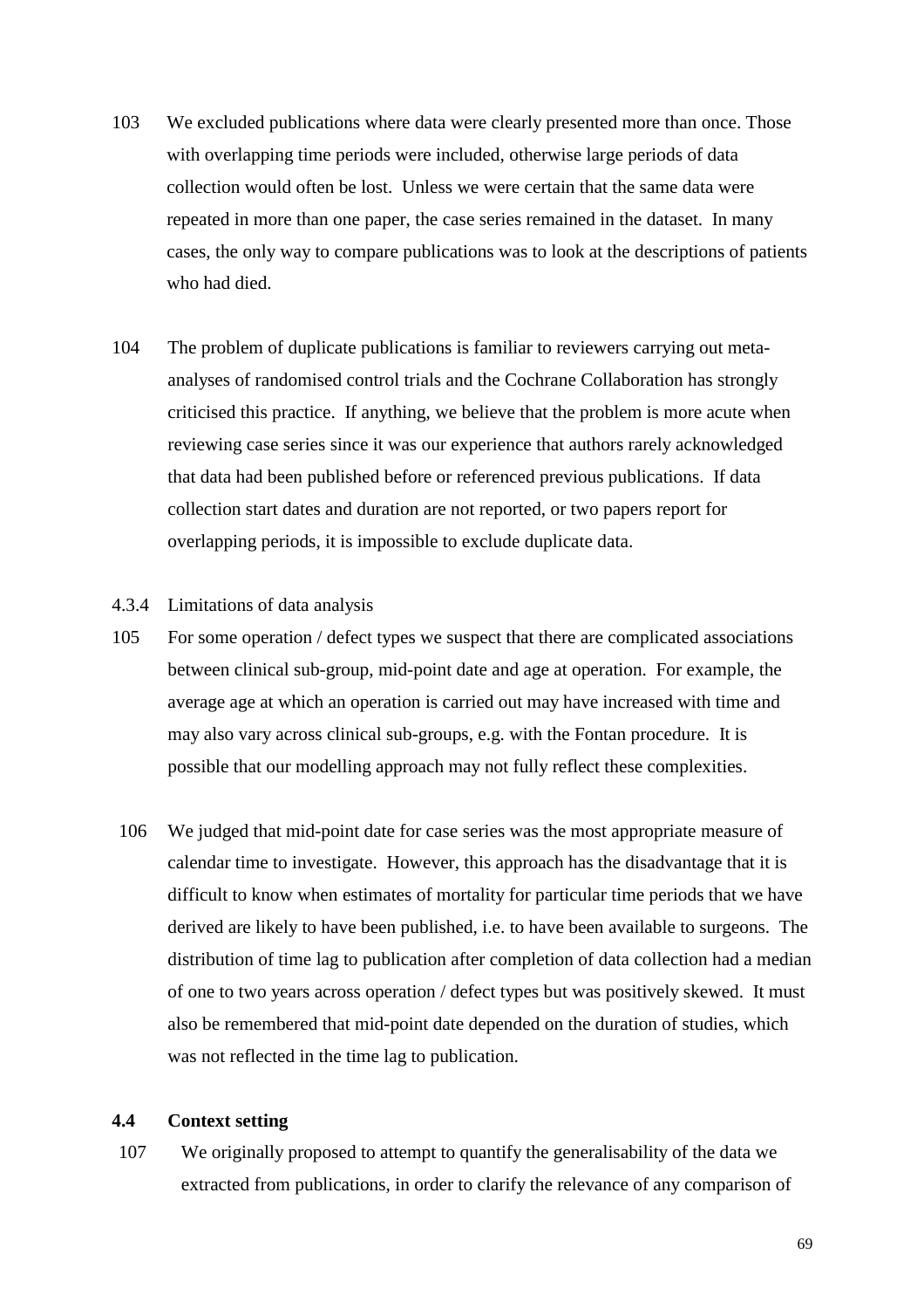103 We excluded publications where data were clearly presented more than once. Those with overlapping time periods were included, otherwise large periods of data collection would often be lost. Unless we were certain that the same data were repeated in more than one paper, the case series remained in the dataset. In many cases, the only way to compare publications was to look at the descriptions of patients who had died.

104 The problem of duplicate publications is familiar to reviewers carrying out meta-analyses of randomised control trials and the Cochrane Collaboration has strongly criticised this practice. If anything, we believe that the problem is more acute when reviewing case series since it was our experience that authors rarely acknowledged that data had been published before or referenced previous publications. If data collection start dates and duration are not reported, or two papers report for overlapping periods, it is impossible to exclude duplicate data.

4.3.4 Limitations of data analysis

105 For some operation / defect types we suspect that there are complicated associations between clinical sub-group, mid-point date and age at operation. For example, the average age at which an operation is carried out may have increased with time and may also vary across clinical sub-groups, e.g. with the Fontan procedure. It is possible that our modelling approach may not fully reflect these complexities.

106 We judged that mid-point date for case series was the most appropriate measure of calendar time to investigate. However, this approach has the disadvantage that it is difficult to know when estimates of mortality for particular time periods that we have derived are likely to have been published, i.e. to have been available to surgeons. The distribution of time lag to publication after completion of data collection had a median of one to two years across operation / defect types but was positively skewed. It must also be remembered that mid-point date depended on the duration of studies, which was not reflected in the time lag to publication.

### 4.4 Context setting

107 We originally proposed to attempt to quantify the generalisability of the data we extracted from publications, in order to clarify the relevance of any comparison of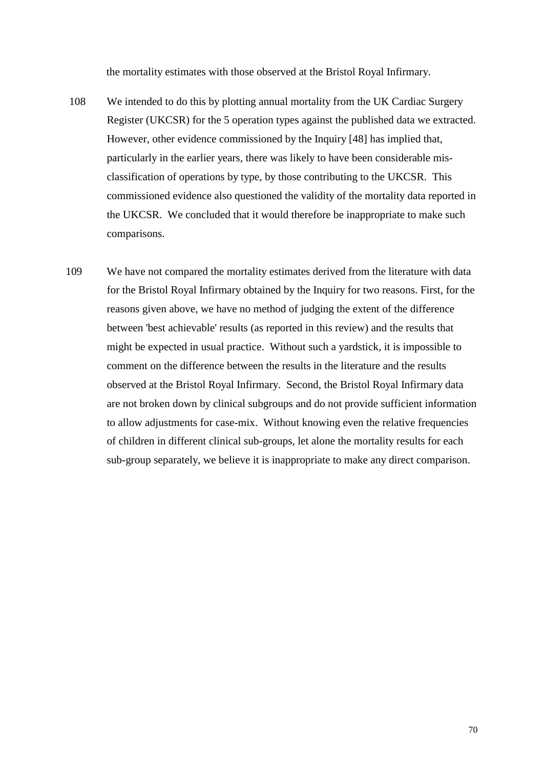the mortality estimates with those observed at the Bristol Royal Infirmary.

108 We intended to do this by plotting annual mortality from the UK Cardiac Surgery Register (UKCSR) for the 5 operation types against the published data we extracted. However, other evidence commissioned by the Inquiry [48] has implied that, particularly in the earlier years, there was likely to have been considerable mis-classification of operations by type, by those contributing to the UKCSR. This commissioned evidence also questioned the validity of the mortality data reported in the UKCSR. We concluded that it would therefore be inappropriate to make such comparisons.

109 We have not compared the mortality estimates derived from the literature with data for the Bristol Royal Infirmary obtained by the Inquiry for two reasons. First, for the reasons given above, we have no method of judging the extent of the difference between 'best achievable' results (as reported in this review) and the results that might be expected in usual practice. Without such a yardstick, it is impossible to comment on the difference between the results in the literature and the results observed at the Bristol Royal Infirmary. Second, the Bristol Royal Infirmary data are not broken down by clinical subgroups and do not provide sufficient information to allow adjustments for case-mix. Without knowing even the relative frequencies of children in different clinical sub-groups, let alone the mortality results for each sub-group separately, we believe it is inappropriate to make any direct comparison.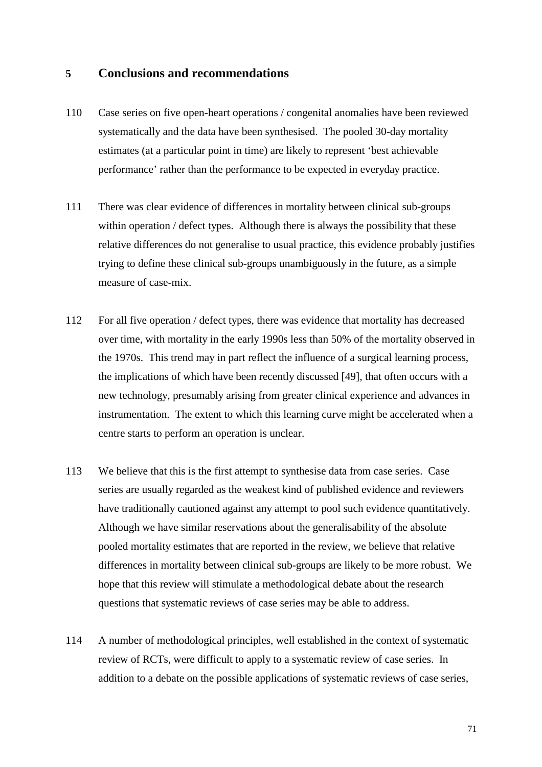## 5 Conclusions and recommendations

110 Case series on five open-heart operations / congenital anomalies have been reviewed systematically and the data have been synthesised. The pooled 30-day mortality estimates (at a particular point in time) are likely to represent 'best achievable performance' rather than the performance to be expected in everyday practice.

111 There was clear evidence of differences in mortality between clinical sub-groups within operation / defect types. Although there is always the possibility that these relative differences do not generalise to usual practice, this evidence probably justifies trying to define these clinical sub-groups unambiguously in the future, as a simple measure of case-mix.

112 For all five operation / defect types, there was evidence that mortality has decreased over time, with mortality in the early 1990s less than 50% of the mortality observed in the 1970s. This trend may in part reflect the influence of a surgical learning process, the implications of which have been recently discussed [49], that often occurs with a new technology, presumably arising from greater clinical experience and advances in instrumentation. The extent to which this learning curve might be accelerated when a centre starts to perform an operation is unclear.

113 We believe that this is the first attempt to synthesise data from case series. Case series are usually regarded as the weakest kind of published evidence and reviewers have traditionally cautioned against any attempt to pool such evidence quantitatively. Although we have similar reservations about the generalisability of the absolute pooled mortality estimates that are reported in the review, we believe that relative differences in mortality between clinical sub-groups are likely to be more robust. We hope that this review will stimulate a methodological debate about the research questions that systematic reviews of case series may be able to address.

114 A number of methodological principles, well established in the context of systematic review of RCTs, were difficult to apply to a systematic review of case series. In addition to a debate on the possible applications of systematic reviews of case series,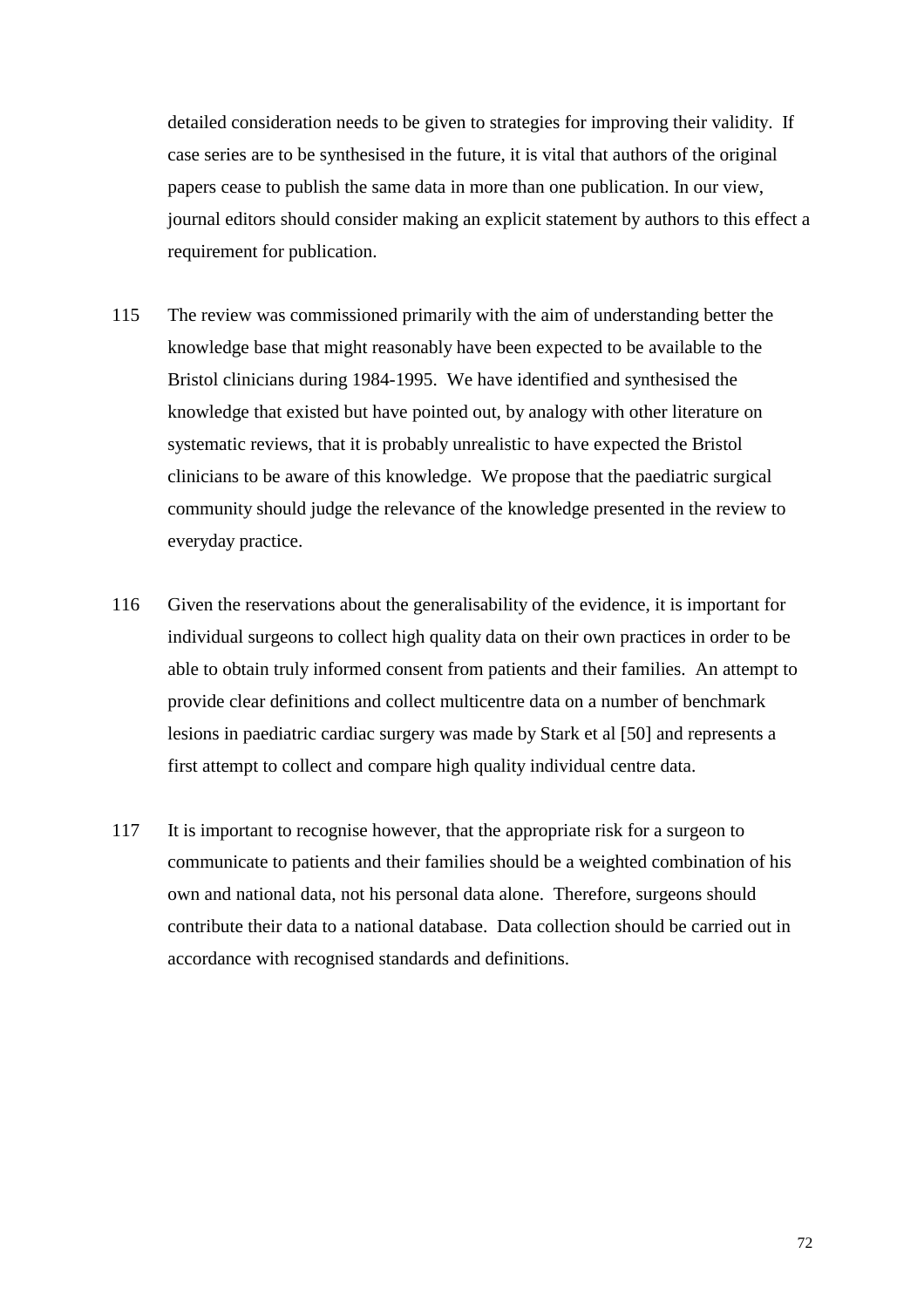detailed consideration needs to be given to strategies for improving their validity. If case series are to be synthesised in the future, it is vital that authors of the original papers cease to publish the same data in more than one publication. In our view, journal editors should consider making an explicit statement by authors to this effect a requirement for publication.

115 The review was commissioned primarily with the aim of understanding better the knowledge base that might reasonably have been expected to be available to the Bristol clinicians during 1984-1995. We have identified and synthesised the knowledge that existed but have pointed out, by analogy with other literature on systematic reviews, that it is probably unrealistic to have expected the Bristol clinicians to be aware of this knowledge. We propose that the paediatric surgical community should judge the relevance of the knowledge presented in the review to everyday practice.

116 Given the reservations about the generalisability of the evidence, it is important for individual surgeons to collect high quality data on their own practices in order to be able to obtain truly informed consent from patients and their families. An attempt to provide clear definitions and collect multicentre data on a number of benchmark lesions in paediatric cardiac surgery was made by Stark et al [50] and represents a first attempt to collect and compare high quality individual centre data.

117 It is important to recognise however, that the appropriate risk for a surgeon to communicate to patients and their families should be a weighted combination of his own and national data, not his personal data alone. Therefore, surgeons should contribute their data to a national database. Data collection should be carried out in accordance with recognised standards and definitions.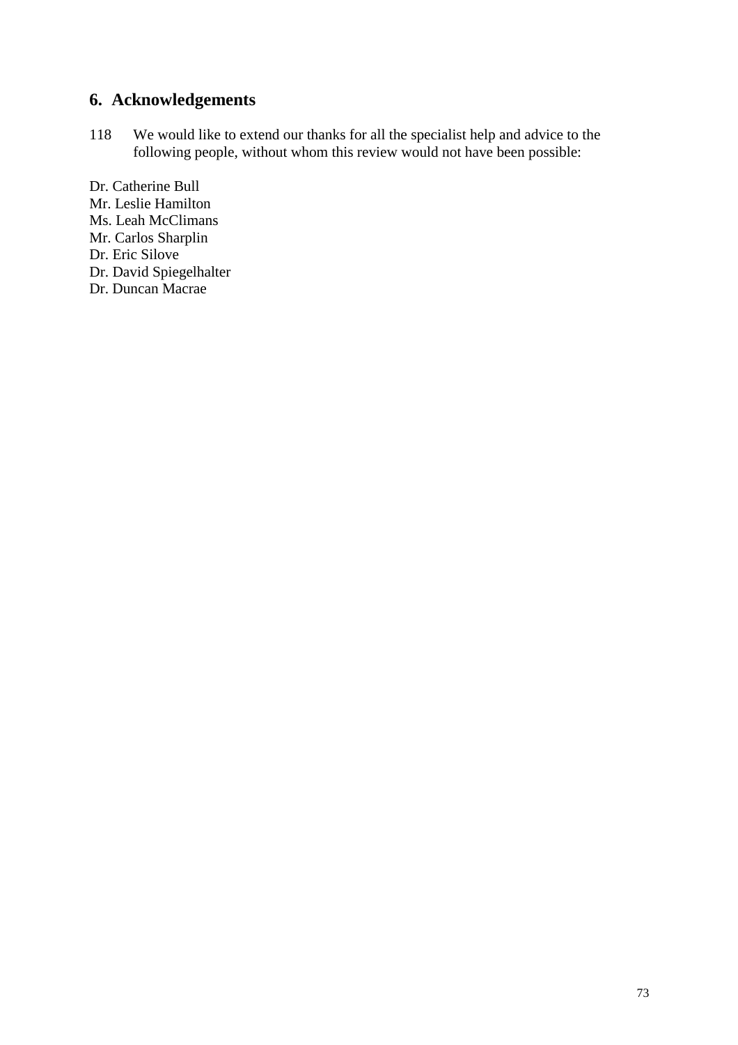## 6. Acknowledgements

118 We would like to extend our thanks for all the specialist help and advice to the following people, without whom this review would not have been possible:

Dr. Catherine Bull
Mr. Leslie Hamilton
Ms. Leah McClimans
Mr. Carlos Sharplin
Dr. Eric Silove
Dr. David Spiegelhalter
Dr. Duncan Macrae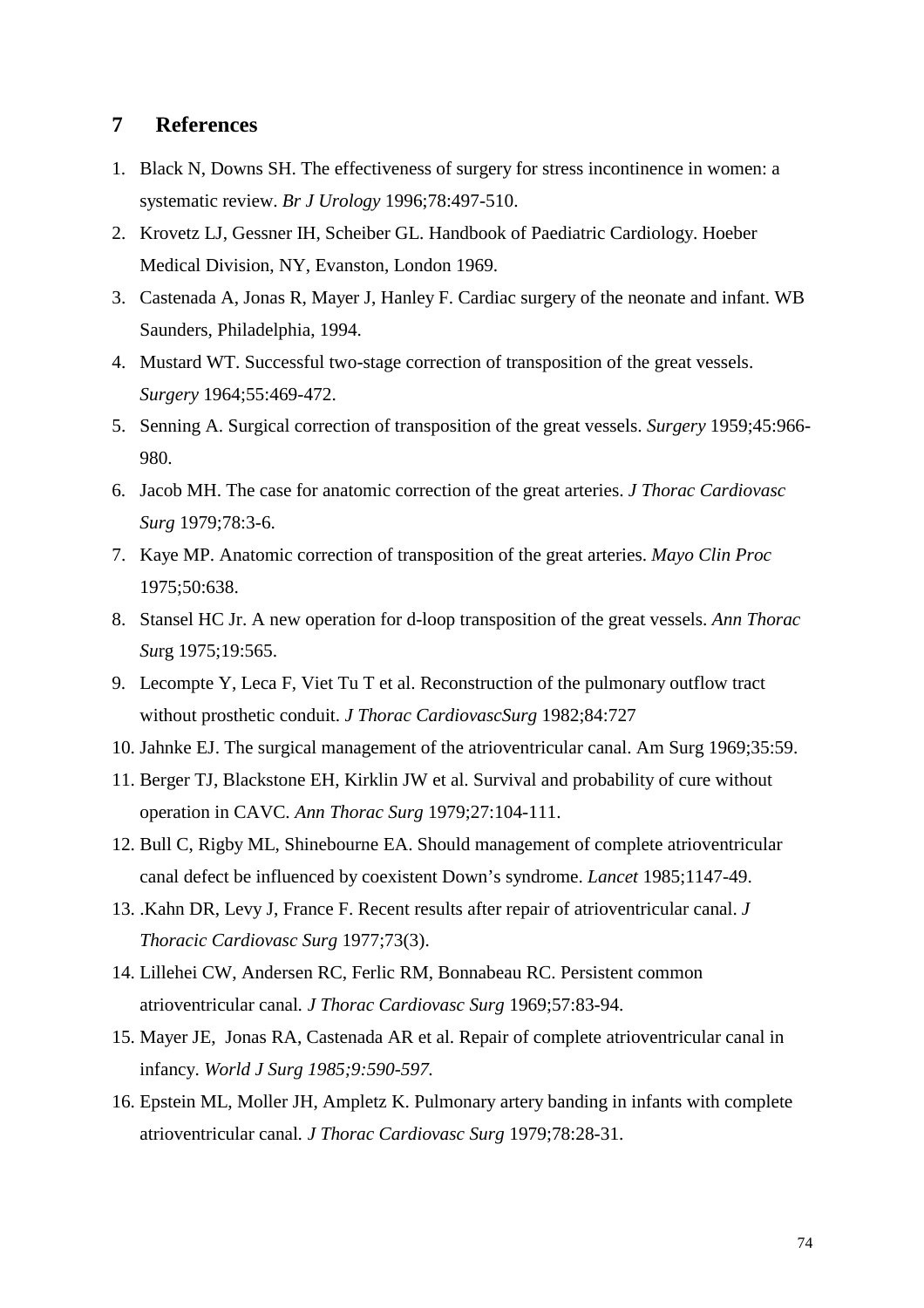## 7 References

1. Black N, Downs SH. The effectiveness of surgery for stress incontinence in women: a systematic review. *Br J Urology* 1996;78:497-510.
2. Krovetz LJ, Gessner IH, Scheiber GL. Handbook of Paediatric Cardiology. Hoeber Medical Division, NY, Evanston, London 1969.
3. Castenada A, Jonas R, Mayer J, Hanley F. Cardiac surgery of the neonate and infant. WB Saunders, Philadelphia, 1994.
4. Mustard WT. Successful two-stage correction of transposition of the great vessels. *Surgery* 1964;55:469-472.
5. Senning A. Surgical correction of transposition of the great vessels. *Surgery* 1959;45:966-980.
6. Jacob MH. The case for anatomic correction of the great arteries. *J Thorac Cardiovasc Surg* 1979;78:3-6.
7. Kaye MP. Anatomic correction of transposition of the great arteries. *Mayo Clin Proc* 1975;50:638.
8. Stansel HC Jr. A new operation for d-loop transposition of the great vessels. *Ann Thorac Sur*g 1975;19:565.
9. Lecompte Y, Leca F, Viet Tu T et al. Reconstruction of the pulmonary outflow tract without prosthetic conduit. *J Thorac CardiovascSurg* 1982;84:727
10. Jahnke EJ. The surgical management of the atrioventricular canal. Am Surg 1969;35:59.
11. Berger TJ, Blackstone EH, Kirklin JW et al. Survival and probability of cure without operation in CAVC. *Ann Thorac Surg* 1979;27:104-111.
12. Bull C, Rigby ML, Shinebourne EA. Should management of complete atrioventricular canal defect be influenced by coexistent Down's syndrome. *Lancet* 1985;1147-49.
13. .Kahn DR, Levy J, France F. Recent results after repair of atrioventricular canal. *J Thoracic Cardiovasc Surg* 1977;73(3).
14. Lillehei CW, Andersen RC, Ferlic RM, Bonnabeau RC. Persistent common atrioventricular canal. *J Thorac Cardiovasc Surg* 1969;57:83-94.
15. Mayer JE, Jonas RA, Castenada AR et al. Repair of complete atrioventricular canal in infancy. *World J Surg 1985;9:590-597.*
16. Epstein ML, Moller JH, Ampletz K. Pulmonary artery banding in infants with complete atrioventricular canal. *J Thorac Cardiovasc Surg* 1979;78:28-31.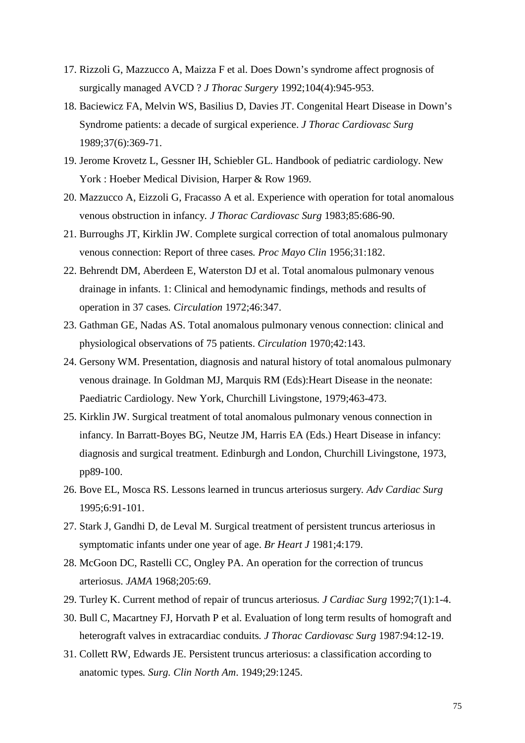17. Rizzoli G, Mazzucco A, Maizza F et al. Does Down's syndrome affect prognosis of surgically managed AVCD ? *J Thorac Surgery* 1992;104(4):945-953.
18. Baciewicz FA, Melvin WS, Basilius D, Davies JT. Congenital Heart Disease in Down's Syndrome patients: a decade of surgical experience. *J Thorac Cardiovasc Surg* 1989;37(6):369-71.
19. Jerome Krovetz L, Gessner IH, Schiebler GL. Handbook of pediatric cardiology. New York : Hoeber Medical Division, Harper & Row 1969.
20. Mazzucco A, Eizzoli G, Fracasso A et al. Experience with operation for total anomalous venous obstruction in infancy. *J Thorac Cardiovasc Surg* 1983;85:686-90.
21. Burroughs JT, Kirklin JW. Complete surgical correction of total anomalous pulmonary venous connection: Report of three cases. *Proc Mayo Clin* 1956;31:182.
22. Behrendt DM, Aberdeen E, Waterston DJ et al. Total anomalous pulmonary venous drainage in infants. 1: Clinical and hemodynamic findings, methods and results of operation in 37 cases. *Circulation* 1972;46:347.
23. Gathman GE, Nadas AS. Total anomalous pulmonary venous connection: clinical and physiological observations of 75 patients. *Circulation* 1970;42:143.
24. Gersony WM. Presentation, diagnosis and natural history of total anomalous pulmonary venous drainage. In Goldman MJ, Marquis RM (Eds):Heart Disease in the neonate: Paediatric Cardiology. New York, Churchill Livingstone, 1979;463-473.
25. Kirklin JW. Surgical treatment of total anomalous pulmonary venous connection in infancy. In Barratt-Boyes BG, Neutze JM, Harris EA (Eds.) Heart Disease in infancy: diagnosis and surgical treatment. Edinburgh and London, Churchill Livingstone, 1973, pp89-100.
26. Bove EL, Mosca RS. Lessons learned in truncus arteriosus surgery. *Adv Cardiac Surg* 1995;6:91-101.
27. Stark J, Gandhi D, de Leval M. Surgical treatment of persistent truncus arteriosus in symptomatic infants under one year of age. *Br Heart J* 1981;4:179.
28. McGoon DC, Rastelli CC, Ongley PA. An operation for the correction of truncus arteriosus. *JAMA* 1968;205:69.
29. Turley K. Current method of repair of truncus arteriosus. *J Cardiac Surg* 1992;7(1):1-4.
30. Bull C, Macartney FJ, Horvath P et al. Evaluation of long term results of homograft and heterograft valves in extracardiac conduits. *J Thorac Cardiovasc Surg* 1987:94:12-19.
31. Collett RW, Edwards JE. Persistent truncus arteriosus: a classification according to anatomic types. *Surg. Clin North Am*. 1949;29:1245.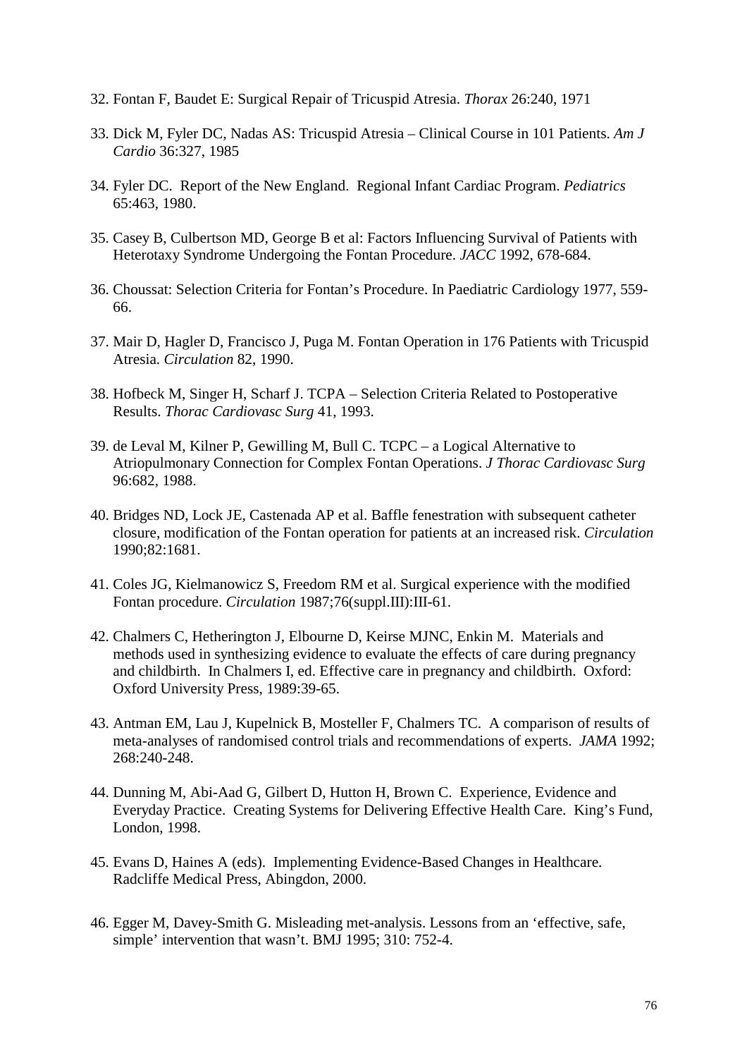32. Fontan F, Baudet E: Surgical Repair of Tricuspid Atresia. *Thorax* 26:240, 1971

33. Dick M, Fyler DC, Nadas AS: Tricuspid Atresia – Clinical Course in 101 Patients. *Am J Cardio* 36:327, 1985

34. Fyler DC. Report of the New England. Regional Infant Cardiac Program. *Pediatrics* 65:463, 1980.

35. Casey B, Culbertson MD, George B et al: Factors Influencing Survival of Patients with Heterotaxy Syndrome Undergoing the Fontan Procedure. *JACC* 1992, 678-684.

36. Choussat: Selection Criteria for Fontan's Procedure. In Paediatric Cardiology 1977, 559-66.

37. Mair D, Hagler D, Francisco J, Puga M. Fontan Operation in 176 Patients with Tricuspid Atresia. *Circulation* 82, 1990.

38. Hofbeck M, Singer H, Scharf J. TCPA – Selection Criteria Related to Postoperative Results. *Thorac Cardiovasc Surg* 41, 1993.

39. de Leval M, Kilner P, Gewilling M, Bull C. TCPC – a Logical Alternative to Atriopulmonary Connection for Complex Fontan Operations. *J Thorac Cardiovasc Surg* 96:682, 1988.

40. Bridges ND, Lock JE, Castenada AP et al. Baffle fenestration with subsequent catheter closure, modification of the Fontan operation for patients at an increased risk. *Circulation* 1990;82:1681.

41. Coles JG, Kielmanowicz S, Freedom RM et al. Surgical experience with the modified Fontan procedure. *Circulation* 1987;76(suppl.III):III-61.

42. Chalmers C, Hetherington J, Elbourne D, Keirse MJNC, Enkin M. Materials and methods used in synthesizing evidence to evaluate the effects of care during pregnancy and childbirth. In Chalmers I, ed. Effective care in pregnancy and childbirth. Oxford: Oxford University Press, 1989:39-65.

43. Antman EM, Lau J, Kupelnick B, Mosteller F, Chalmers TC. A comparison of results of meta-analyses of randomised control trials and recommendations of experts. *JAMA* 1992; 268:240-248.

44. Dunning M, Abi-Aad G, Gilbert D, Hutton H, Brown C. Experience, Evidence and Everyday Practice. Creating Systems for Delivering Effective Health Care. King's Fund, London, 1998.

45. Evans D, Haines A (eds). Implementing Evidence-Based Changes in Healthcare. Radcliffe Medical Press, Abingdon, 2000.

46. Egger M, Davey-Smith G. Misleading met-analysis. Lessons from an 'effective, safe, simple' intervention that wasn't. BMJ 1995; 310: 752-4.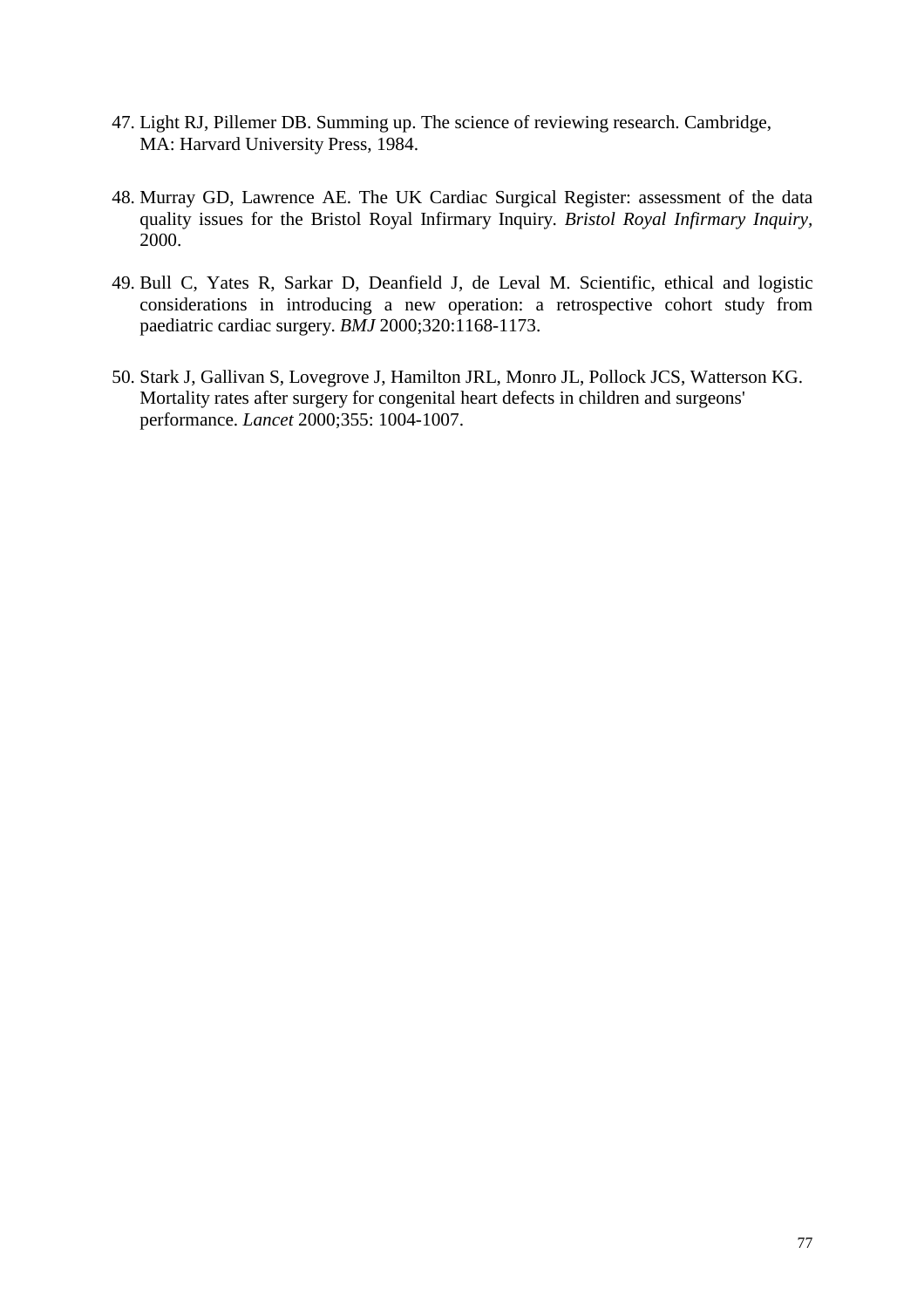47. Light RJ, Pillemer DB. Summing up. The science of reviewing research. Cambridge, MA: Harvard University Press, 1984.

48. Murray GD, Lawrence AE. The UK Cardiac Surgical Register: assessment of the data quality issues for the Bristol Royal Infirmary Inquiry. *Bristol Royal Infirmary Inquiry,* 2000.

49. Bull C, Yates R, Sarkar D, Deanfield J, de Leval M. Scientific, ethical and logistic considerations in introducing a new operation: a retrospective cohort study from paediatric cardiac surgery. *BMJ* 2000;320:1168-1173.

50. Stark J, Gallivan S, Lovegrove J, Hamilton JRL, Monro JL, Pollock JCS, Watterson KG. Mortality rates after surgery for congenital heart defects in children and surgeons' performance. *Lancet* 2000;355: 1004-1007.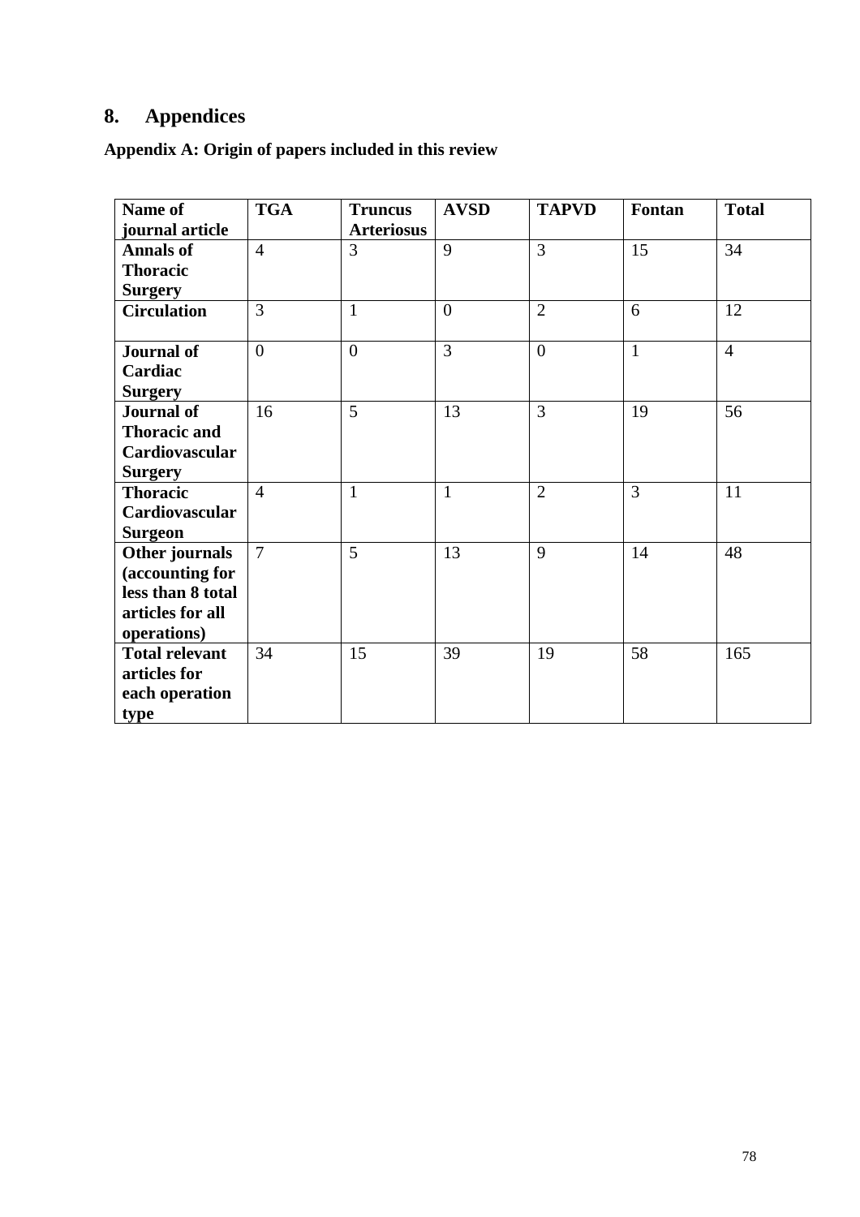# 8. Appendices

## Appendix A: Origin of papers included in this review

| Name of journal article | TGA | Truncus Arteriosus | AVSD | TAPVD | Fontan | Total |
|---|---|---|---|---|---|---|
| **Annals of Thoracic Surgery** | 4 | 3 | 9 | 3 | 15 | 34 |
| **Circulation** | 3 | 1 | 0 | 2 | 6 | 12 |
| **Journal of Cardiac Surgery** | 0 | 0 | 3 | 0 | 1 | 4 |
| **Journal of Thoracic and Cardiovascular Surgery** | 16 | 5 | 13 | 3 | 19 | 56 |
| **Thoracic Cardiovascular Surgeon** | 4 | 1 | 1 | 2 | 3 | 11 |
| **Other journals (accounting for less than 8 total articles for all operations)** | 7 | 5 | 13 | 9 | 14 | 48 |
| **Total relevant articles for each operation type** | 34 | 15 | 39 | 19 | 58 | 165 |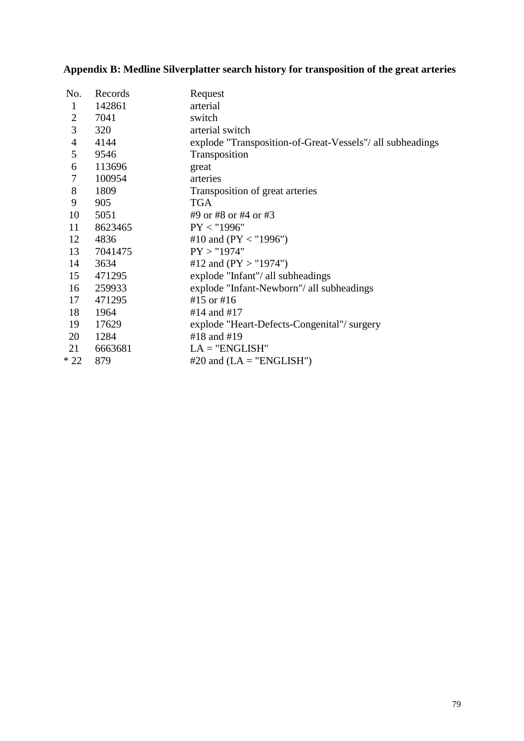**Appendix B: Medline Silverplatter search history for transposition of the great arteries**

| No. | Records | Request |
|---|---|---|
| 1 | 142861 | arterial |
| 2 | 7041 | switch |
| 3 | 320 | arterial switch |
| 4 | 4144 | explode "Transposition-of-Great-Vessels"/ all subheadings |
| 5 | 9546 | Transposition |
| 6 | 113696 | great |
| 7 | 100954 | arteries |
| 8 | 1809 | Transposition of great arteries |
| 9 | 905 | TGA |
| 10 | 5051 | #9 or #8 or #4 or #3 |
| 11 | 8623465 | PY < "1996" |
| 12 | 4836 | #10 and (PY < "1996") |
| 13 | 7041475 | PY > "1974" |
| 14 | 3634 | #12 and (PY > "1974") |
| 15 | 471295 | explode "Infant"/ all subheadings |
| 16 | 259933 | explode "Infant-Newborn"/ all subheadings |
| 17 | 471295 | #15 or #16 |
| 18 | 1964 | #14 and #17 |
| 19 | 17629 | explode "Heart-Defects-Congenital"/ surgery |
| 20 | 1284 | #18 and #19 |
| 21 | 6663681 | LA = "ENGLISH" |
| * 22 | 879 | #20 and (LA = "ENGLISH") |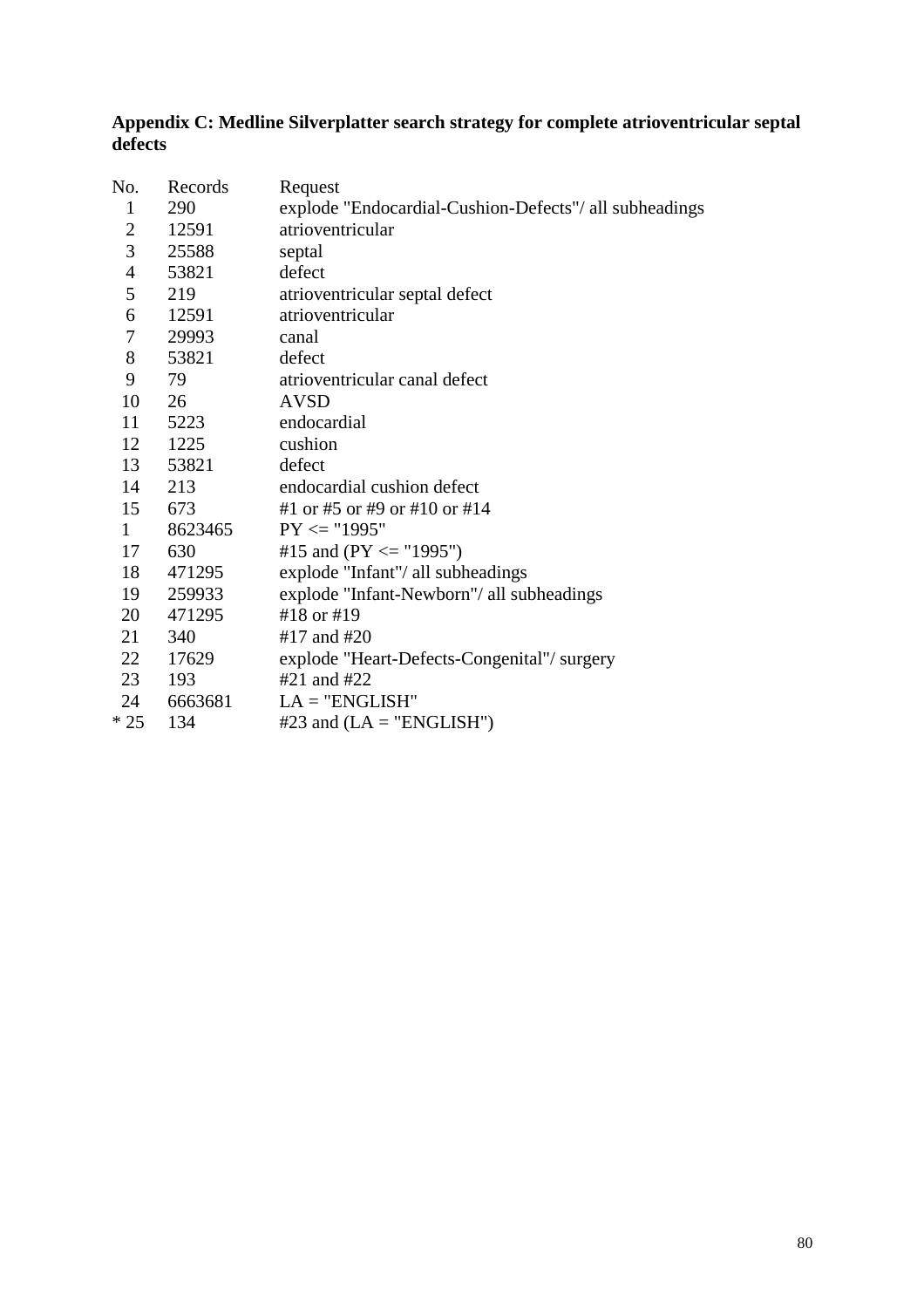**Appendix C: Medline Silverplatter search strategy for complete atrioventricular septal defects**

| No. | Records | Request |
|---|---|---|
| 1 | 290 | explode "Endocardial-Cushion-Defects"/ all subheadings |
| 2 | 12591 | atrioventricular |
| 3 | 25588 | septal |
| 4 | 53821 | defect |
| 5 | 219 | atrioventricular septal defect |
| 6 | 12591 | atrioventricular |
| 7 | 29993 | canal |
| 8 | 53821 | defect |
| 9 | 79 | atrioventricular canal defect |
| 10 | 26 | AVSD |
| 11 | 5223 | endocardial |
| 12 | 1225 | cushion |
| 13 | 53821 | defect |
| 14 | 213 | endocardial cushion defect |
| 15 | 673 | #1 or #5 or #9 or #10 or #14 |
| 1 | 8623465 | PY <= "1995" |
| 17 | 630 | #15 and (PY <= "1995") |
| 18 | 471295 | explode "Infant"/ all subheadings |
| 19 | 259933 | explode "Infant-Newborn"/ all subheadings |
| 20 | 471295 | #18 or #19 |
| 21 | 340 | #17 and #20 |
| 22 | 17629 | explode "Heart-Defects-Congenital"/ surgery |
| 23 | 193 | #21 and #22 |
| 24 | 6663681 | LA = "ENGLISH" |
| * 25 | 134 | #23 and (LA = "ENGLISH") |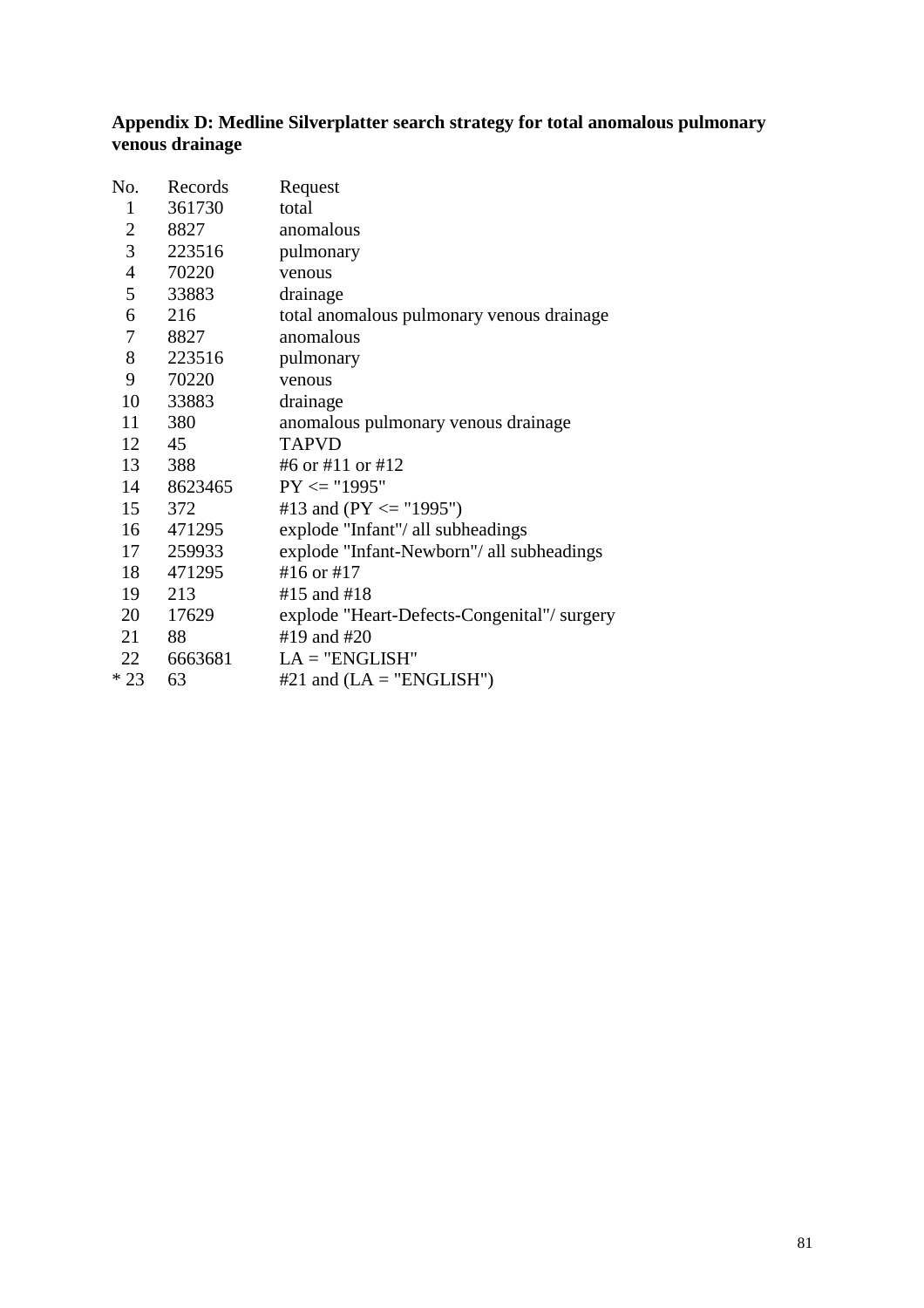**Appendix D: Medline Silverplatter search strategy for total anomalous pulmonary venous drainage**

| No. | Records | Request |
|---|---|---|
| 1 | 361730 | total |
| 2 | 8827 | anomalous |
| 3 | 223516 | pulmonary |
| 4 | 70220 | venous |
| 5 | 33883 | drainage |
| 6 | 216 | total anomalous pulmonary venous drainage |
| 7 | 8827 | anomalous |
| 8 | 223516 | pulmonary |
| 9 | 70220 | venous |
| 10 | 33883 | drainage |
| 11 | 380 | anomalous pulmonary venous drainage |
| 12 | 45 | TAPVD |
| 13 | 388 | #6 or #11 or #12 |
| 14 | 8623465 | PY <= "1995" |
| 15 | 372 | #13 and (PY <= "1995") |
| 16 | 471295 | explode "Infant"/ all subheadings |
| 17 | 259933 | explode "Infant-Newborn"/ all subheadings |
| 18 | 471295 | #16 or #17 |
| 19 | 213 | #15 and #18 |
| 20 | 17629 | explode "Heart-Defects-Congenital"/ surgery |
| 21 | 88 | #19 and #20 |
| 22 | 6663681 | LA = "ENGLISH" |
| * 23 | 63 | #21 and (LA = "ENGLISH") |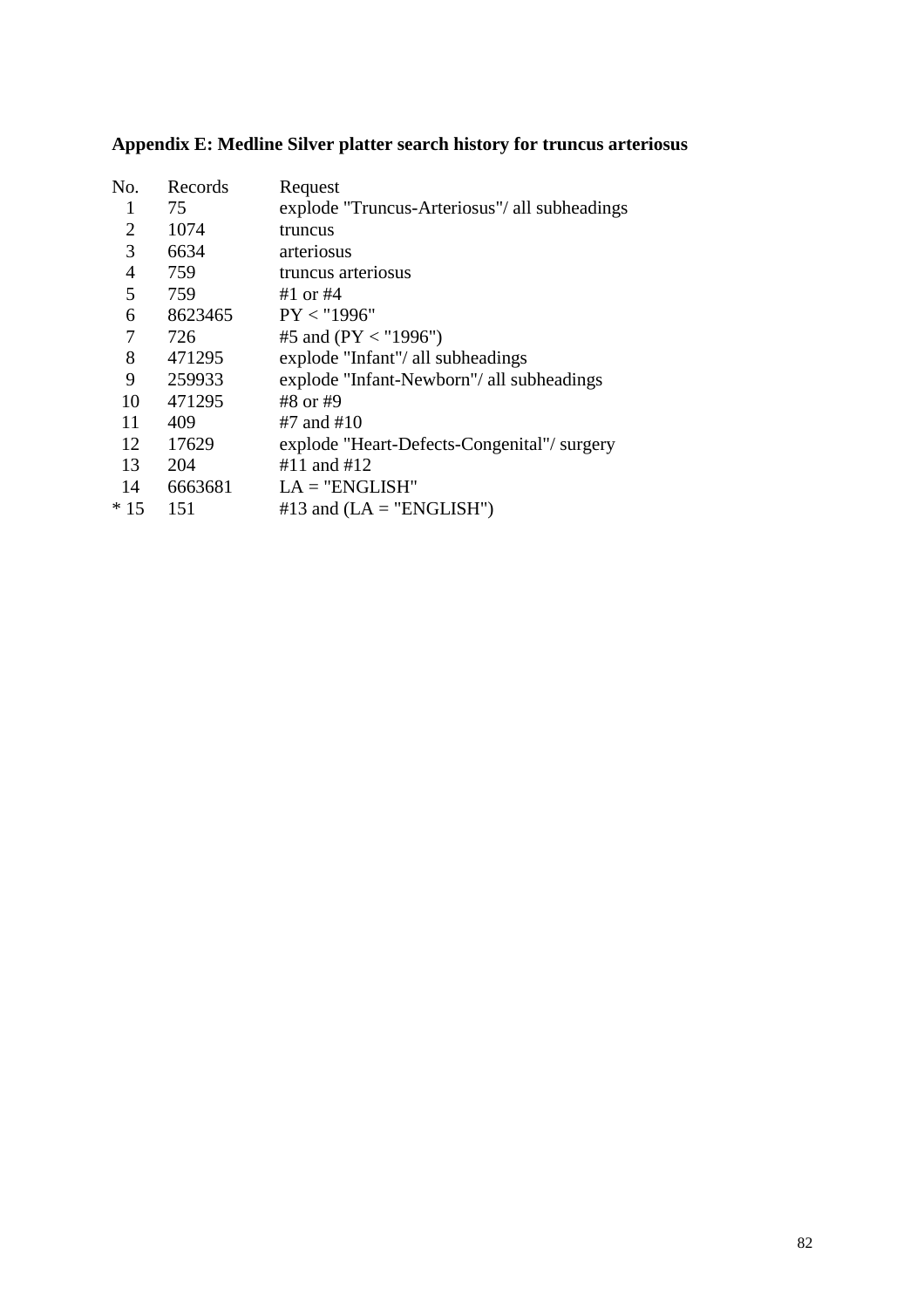**Appendix E: Medline Silver platter search history for truncus arteriosus**

| No. | Records | Request |
|---|---|---|
| 1 | 75 | explode "Truncus-Arteriosus"/ all subheadings |
| 2 | 1074 | truncus |
| 3 | 6634 | arteriosus |
| 4 | 759 | truncus arteriosus |
| 5 | 759 | #1 or #4 |
| 6 | 8623465 | PY < "1996" |
| 7 | 726 | #5 and (PY < "1996") |
| 8 | 471295 | explode "Infant"/ all subheadings |
| 9 | 259933 | explode "Infant-Newborn"/ all subheadings |
| 10 | 471295 | #8 or #9 |
| 11 | 409 | #7 and #10 |
| 12 | 17629 | explode "Heart-Defects-Congenital"/ surgery |
| 13 | 204 | #11 and #12 |
| 14 | 6663681 | LA = "ENGLISH" |
| * 15 | 151 | #13 and (LA = "ENGLISH") |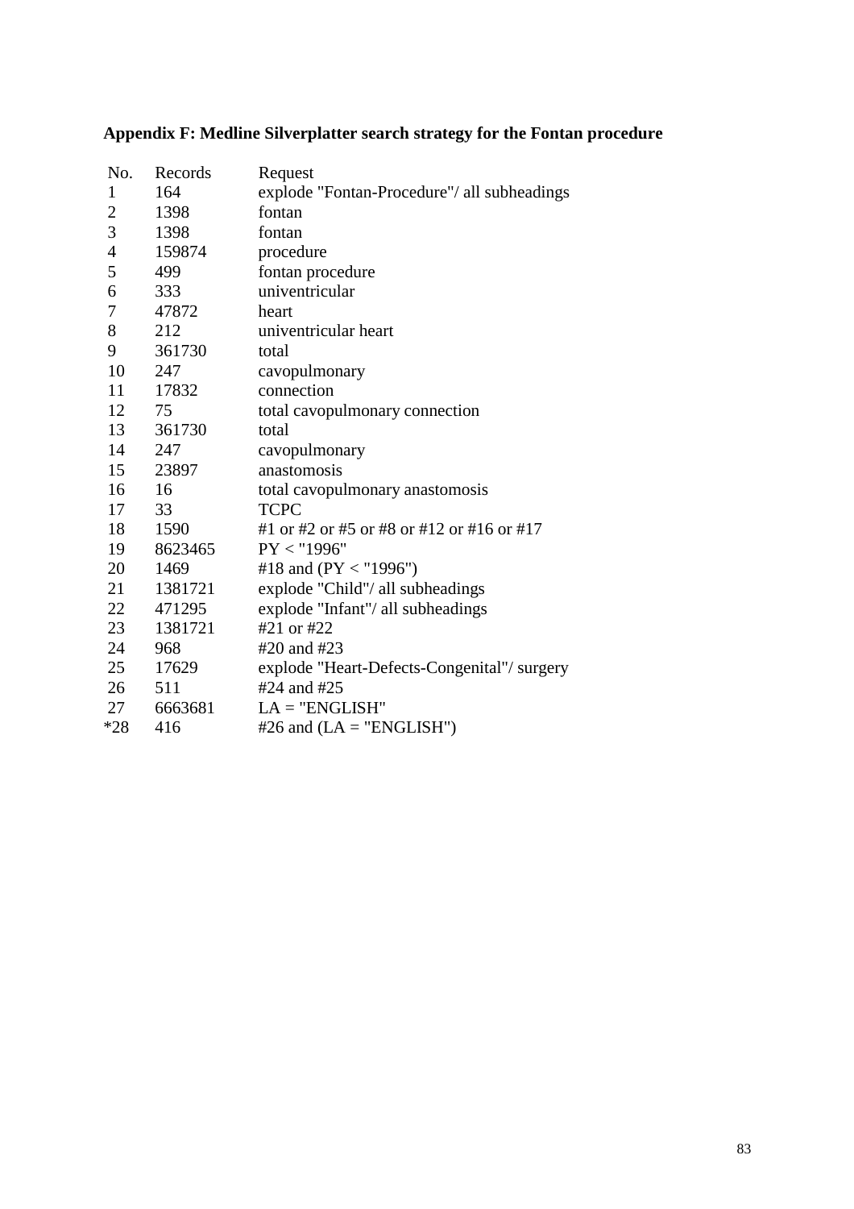**Appendix F: Medline Silverplatter search strategy for the Fontan procedure**

| No. | Records | Request |
|---|---|---|
| 1 | 164 | explode "Fontan-Procedure"/ all subheadings |
| 2 | 1398 | fontan |
| 3 | 1398 | fontan |
| 4 | 159874 | procedure |
| 5 | 499 | fontan procedure |
| 6 | 333 | univentricular |
| 7 | 47872 | heart |
| 8 | 212 | univentricular heart |
| 9 | 361730 | total |
| 10 | 247 | cavopulmonary |
| 11 | 17832 | connection |
| 12 | 75 | total cavopulmonary connection |
| 13 | 361730 | total |
| 14 | 247 | cavopulmonary |
| 15 | 23897 | anastomosis |
| 16 | 16 | total cavopulmonary anastomosis |
| 17 | 33 | TCPC |
| 18 | 1590 | #1 or #2 or #5 or #8 or #12 or #16 or #17 |
| 19 | 8623465 | PY < "1996" |
| 20 | 1469 | #18 and (PY < "1996") |
| 21 | 1381721 | explode "Child"/ all subheadings |
| 22 | 471295 | explode "Infant"/ all subheadings |
| 23 | 1381721 | #21 or #22 |
| 24 | 968 | #20 and #23 |
| 25 | 17629 | explode "Heart-Defects-Congenital"/ surgery |
| 26 | 511 | #24 and #25 |
| 27 | 6663681 | LA = "ENGLISH" |
| *28 | 416 | #26 and (LA = "ENGLISH") |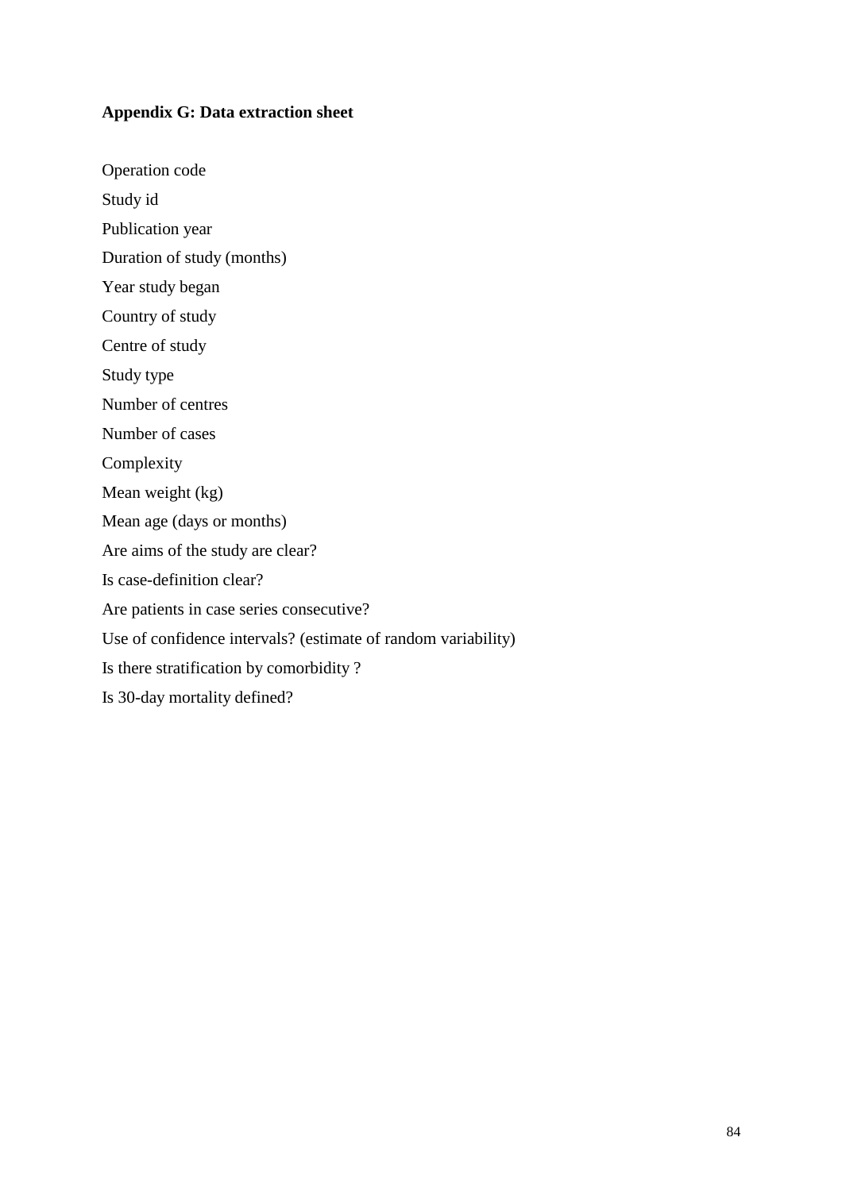**Appendix G: Data extraction sheet**

Operation code

Study id

Publication year

Duration of study (months)

Year study began

Country of study

Centre of study

Study type

Number of centres

Number of cases

Complexity

Mean weight (kg)

Mean age (days or months)

Are aims of the study are clear?

Is case-definition clear?

Are patients in case series consecutive?

Use of confidence intervals? (estimate of random variability)

Is there stratification by comorbidity ?

Is 30-day mortality defined?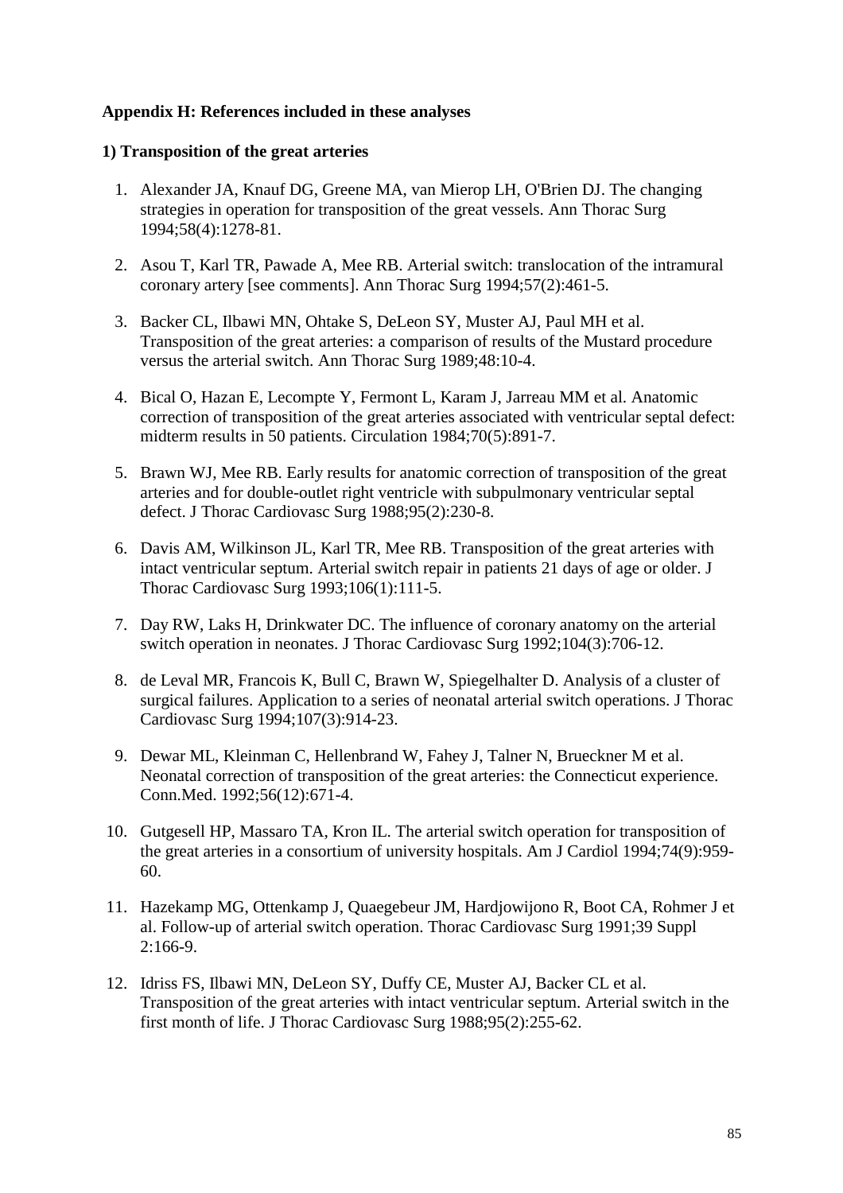**Appendix H: References included in these analyses**

**1) Transposition of the great arteries**

1. Alexander JA, Knauf DG, Greene MA, van Mierop LH, O'Brien DJ. The changing strategies in operation for transposition of the great vessels. Ann Thorac Surg 1994;58(4):1278-81.

2. Asou T, Karl TR, Pawade A, Mee RB. Arterial switch: translocation of the intramural coronary artery [see comments]. Ann Thorac Surg 1994;57(2):461-5.

3. Backer CL, Ilbawi MN, Ohtake S, DeLeon SY, Muster AJ, Paul MH et al. Transposition of the great arteries: a comparison of results of the Mustard procedure versus the arterial switch. Ann Thorac Surg 1989;48:10-4.

4. Bical O, Hazan E, Lecompte Y, Fermont L, Karam J, Jarreau MM et al. Anatomic correction of transposition of the great arteries associated with ventricular septal defect: midterm results in 50 patients. Circulation 1984;70(5):891-7.

5. Brawn WJ, Mee RB. Early results for anatomic correction of transposition of the great arteries and for double-outlet right ventricle with subpulmonary ventricular septal defect. J Thorac Cardiovasc Surg 1988;95(2):230-8.

6. Davis AM, Wilkinson JL, Karl TR, Mee RB. Transposition of the great arteries with intact ventricular septum. Arterial switch repair in patients 21 days of age or older. J Thorac Cardiovasc Surg 1993;106(1):111-5.

7. Day RW, Laks H, Drinkwater DC. The influence of coronary anatomy on the arterial switch operation in neonates. J Thorac Cardiovasc Surg 1992;104(3):706-12.

8. de Leval MR, Francois K, Bull C, Brawn W, Spiegelhalter D. Analysis of a cluster of surgical failures. Application to a series of neonatal arterial switch operations. J Thorac Cardiovasc Surg 1994;107(3):914-23.

9. Dewar ML, Kleinman C, Hellenbrand W, Fahey J, Talner N, Brueckner M et al. Neonatal correction of transposition of the great arteries: the Connecticut experience. Conn.Med. 1992;56(12):671-4.

10. Gutgesell HP, Massaro TA, Kron IL. The arterial switch operation for transposition of the great arteries in a consortium of university hospitals. Am J Cardiol 1994;74(9):959-60.

11. Hazekamp MG, Ottenkamp J, Quaegebeur JM, Hardjowijono R, Boot CA, Rohmer J et al. Follow-up of arterial switch operation. Thorac Cardiovasc Surg 1991;39 Suppl 2:166-9.

12. Idriss FS, Ilbawi MN, DeLeon SY, Duffy CE, Muster AJ, Backer CL et al. Transposition of the great arteries with intact ventricular septum. Arterial switch in the first month of life. J Thorac Cardiovasc Surg 1988;95(2):255-62.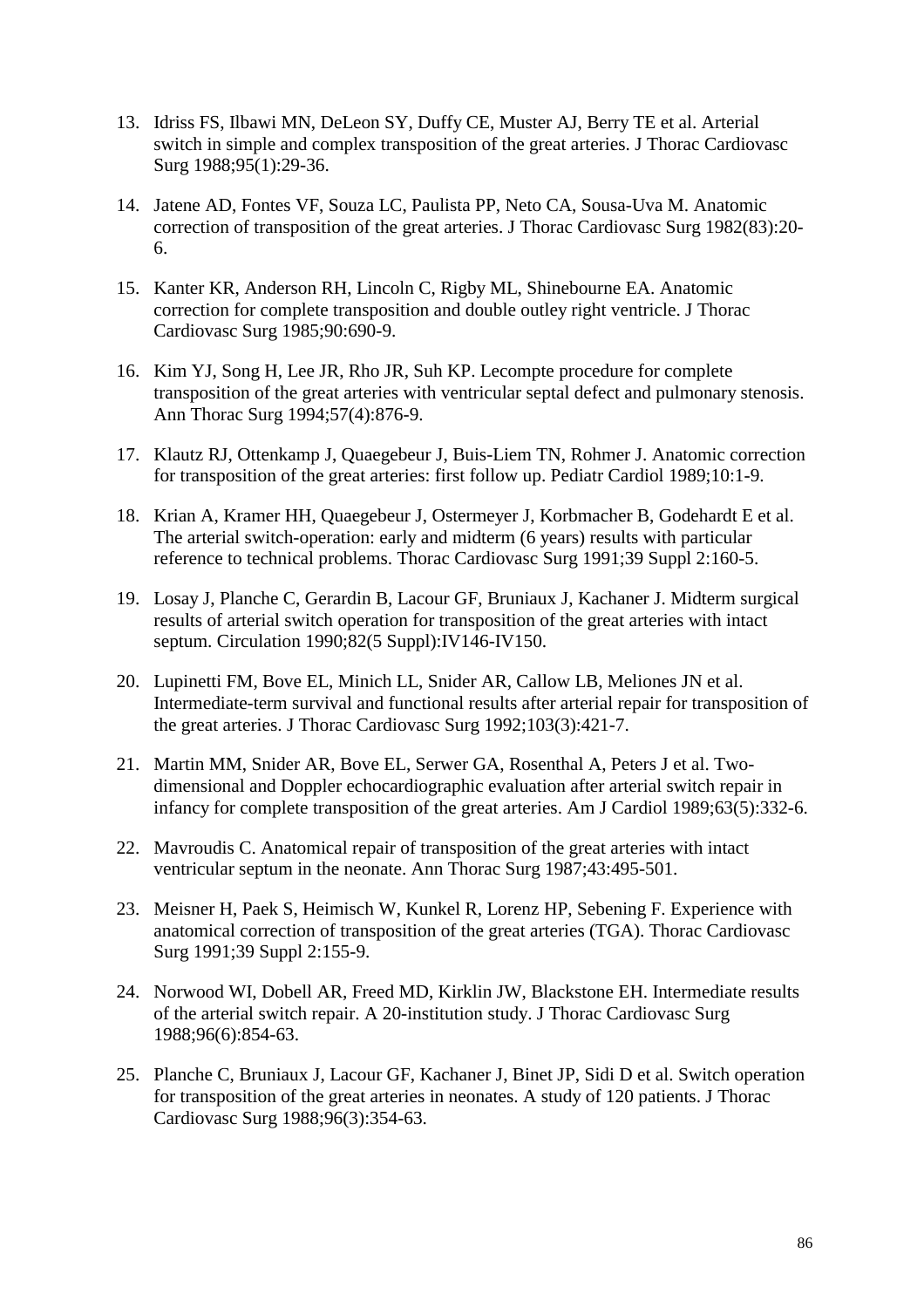13. Idriss FS, Ilbawi MN, DeLeon SY, Duffy CE, Muster AJ, Berry TE et al. Arterial switch in simple and complex transposition of the great arteries. J Thorac Cardiovasc Surg 1988;95(1):29-36.

14. Jatene AD, Fontes VF, Souza LC, Paulista PP, Neto CA, Sousa-Uva M. Anatomic correction of transposition of the great arteries. J Thorac Cardiovasc Surg 1982(83):20-6.

15. Kanter KR, Anderson RH, Lincoln C, Rigby ML, Shinebourne EA. Anatomic correction for complete transposition and double outley right ventricle. J Thorac Cardiovasc Surg 1985;90:690-9.

16. Kim YJ, Song H, Lee JR, Rho JR, Suh KP. Lecompte procedure for complete transposition of the great arteries with ventricular septal defect and pulmonary stenosis. Ann Thorac Surg 1994;57(4):876-9.

17. Klautz RJ, Ottenkamp J, Quaegebeur J, Buis-Liem TN, Rohmer J. Anatomic correction for transposition of the great arteries: first follow up. Pediatr Cardiol 1989;10:1-9.

18. Krian A, Kramer HH, Quaegebeur J, Ostermeyer J, Korbmacher B, Godehardt E et al. The arterial switch-operation: early and midterm (6 years) results with particular reference to technical problems. Thorac Cardiovasc Surg 1991;39 Suppl 2:160-5.

19. Losay J, Planche C, Gerardin B, Lacour GF, Bruniaux J, Kachaner J. Midterm surgical results of arterial switch operation for transposition of the great arteries with intact septum. Circulation 1990;82(5 Suppl):IV146-IV150.

20. Lupinetti FM, Bove EL, Minich LL, Snider AR, Callow LB, Meliones JN et al. Intermediate-term survival and functional results after arterial repair for transposition of the great arteries. J Thorac Cardiovasc Surg 1992;103(3):421-7.

21. Martin MM, Snider AR, Bove EL, Serwer GA, Rosenthal A, Peters J et al. Two-dimensional and Doppler echocardiographic evaluation after arterial switch repair in infancy for complete transposition of the great arteries. Am J Cardiol 1989;63(5):332-6.

22. Mavroudis C. Anatomical repair of transposition of the great arteries with intact ventricular septum in the neonate. Ann Thorac Surg 1987;43:495-501.

23. Meisner H, Paek S, Heimisch W, Kunkel R, Lorenz HP, Sebening F. Experience with anatomical correction of transposition of the great arteries (TGA). Thorac Cardiovasc Surg 1991;39 Suppl 2:155-9.

24. Norwood WI, Dobell AR, Freed MD, Kirklin JW, Blackstone EH. Intermediate results of the arterial switch repair. A 20-institution study. J Thorac Cardiovasc Surg 1988;96(6):854-63.

25. Planche C, Bruniaux J, Lacour GF, Kachaner J, Binet JP, Sidi D et al. Switch operation for transposition of the great arteries in neonates. A study of 120 patients. J Thorac Cardiovasc Surg 1988;96(3):354-63.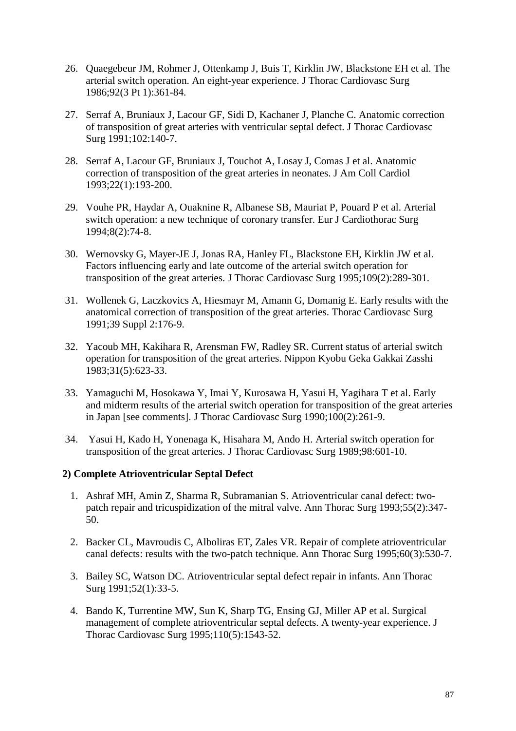26. Quaegebeur JM, Rohmer J, Ottenkamp J, Buis T, Kirklin JW, Blackstone EH et al. The arterial switch operation. An eight-year experience. J Thorac Cardiovasc Surg 1986;92(3 Pt 1):361-84.

27. Serraf A, Bruniaux J, Lacour GF, Sidi D, Kachaner J, Planche C. Anatomic correction of transposition of great arteries with ventricular septal defect. J Thorac Cardiovasc Surg 1991;102:140-7.

28. Serraf A, Lacour GF, Bruniaux J, Touchot A, Losay J, Comas J et al. Anatomic correction of transposition of the great arteries in neonates. J Am Coll Cardiol 1993;22(1):193-200.

29. Vouhe PR, Haydar A, Ouaknine R, Albanese SB, Mauriat P, Pouard P et al. Arterial switch operation: a new technique of coronary transfer. Eur J Cardiothorac Surg 1994;8(2):74-8.

30. Wernovsky G, Mayer-JE J, Jonas RA, Hanley FL, Blackstone EH, Kirklin JW et al. Factors influencing early and late outcome of the arterial switch operation for transposition of the great arteries. J Thorac Cardiovasc Surg 1995;109(2):289-301.

31. Wollenek G, Laczkovics A, Hiesmayr M, Amann G, Domanig E. Early results with the anatomical correction of transposition of the great arteries. Thorac Cardiovasc Surg 1991;39 Suppl 2:176-9.

32. Yacoub MH, Kakihara R, Arensman FW, Radley SR. Current status of arterial switch operation for transposition of the great arteries. Nippon Kyobu Geka Gakkai Zasshi 1983;31(5):623-33.

33. Yamaguchi M, Hosokawa Y, Imai Y, Kurosawa H, Yasui H, Yagihara T et al. Early and midterm results of the arterial switch operation for transposition of the great arteries in Japan [see comments]. J Thorac Cardiovasc Surg 1990;100(2):261-9.

34. Yasui H, Kado H, Yonenaga K, Hisahara M, Ando H. Arterial switch operation for transposition of the great arteries. J Thorac Cardiovasc Surg 1989;98:601-10.

**2) Complete Atrioventricular Septal Defect**

1. Ashraf MH, Amin Z, Sharma R, Subramanian S. Atrioventricular canal defect: two-patch repair and tricuspidization of the mitral valve. Ann Thorac Surg 1993;55(2):347-50.

2. Backer CL, Mavroudis C, Alboliras ET, Zales VR. Repair of complete atrioventricular canal defects: results with the two-patch technique. Ann Thorac Surg 1995;60(3):530-7.

3. Bailey SC, Watson DC. Atrioventricular septal defect repair in infants. Ann Thorac Surg 1991;52(1):33-5.

4. Bando K, Turrentine MW, Sun K, Sharp TG, Ensing GJ, Miller AP et al. Surgical management of complete atrioventricular septal defects. A twenty-year experience. J Thorac Cardiovasc Surg 1995;110(5):1543-52.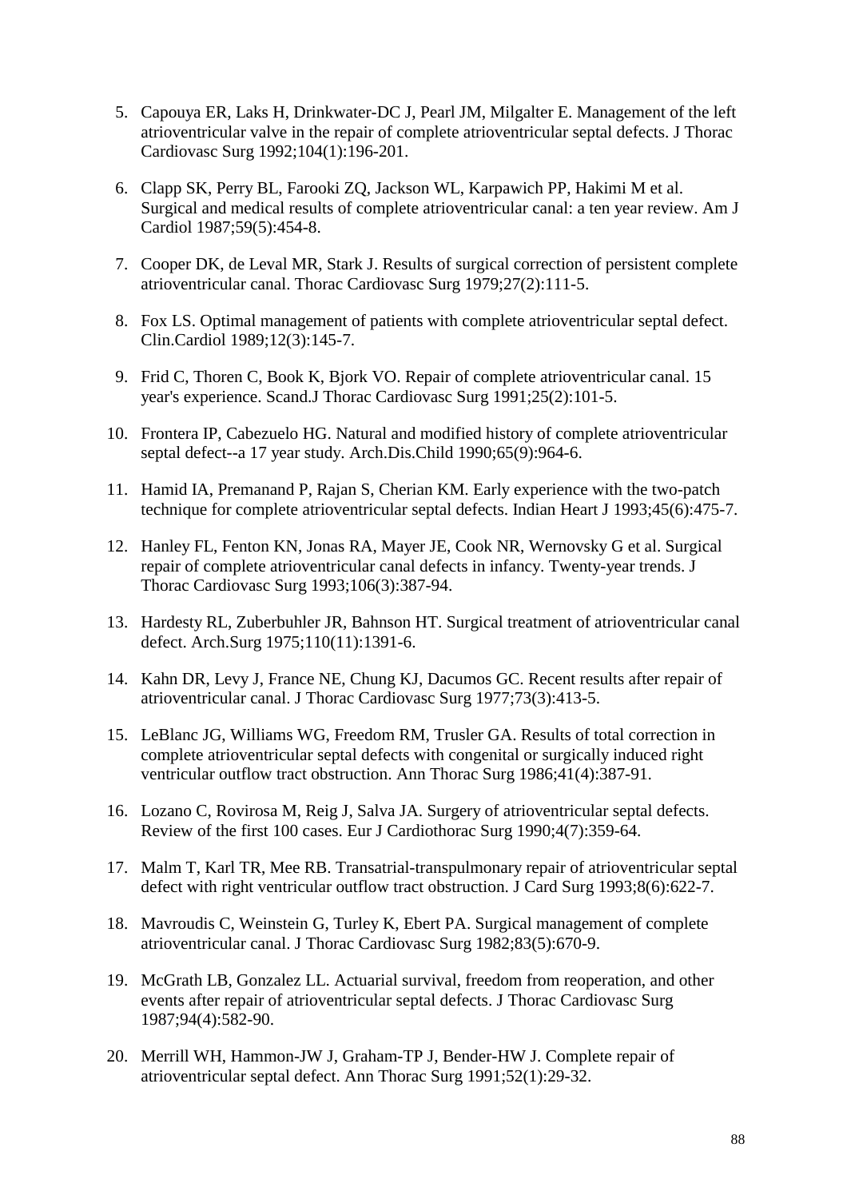5. Capouya ER, Laks H, Drinkwater-DC J, Pearl JM, Milgalter E. Management of the left atrioventricular valve in the repair of complete atrioventricular septal defects. J Thorac Cardiovasc Surg 1992;104(1):196-201.

6. Clapp SK, Perry BL, Farooki ZQ, Jackson WL, Karpawich PP, Hakimi M et al. Surgical and medical results of complete atrioventricular canal: a ten year review. Am J Cardiol 1987;59(5):454-8.

7. Cooper DK, de Leval MR, Stark J. Results of surgical correction of persistent complete atrioventricular canal. Thorac Cardiovasc Surg 1979;27(2):111-5.

8. Fox LS. Optimal management of patients with complete atrioventricular septal defect. Clin.Cardiol 1989;12(3):145-7.

9. Frid C, Thoren C, Book K, Bjork VO. Repair of complete atrioventricular canal. 15 year's experience. Scand.J Thorac Cardiovasc Surg 1991;25(2):101-5.

10. Frontera IP, Cabezuelo HG. Natural and modified history of complete atrioventricular septal defect--a 17 year study. Arch.Dis.Child 1990;65(9):964-6.

11. Hamid IA, Premanand P, Rajan S, Cherian KM. Early experience with the two-patch technique for complete atrioventricular septal defects. Indian Heart J 1993;45(6):475-7.

12. Hanley FL, Fenton KN, Jonas RA, Mayer JE, Cook NR, Wernovsky G et al. Surgical repair of complete atrioventricular canal defects in infancy. Twenty-year trends. J Thorac Cardiovasc Surg 1993;106(3):387-94.

13. Hardesty RL, Zuberbuhler JR, Bahnson HT. Surgical treatment of atrioventricular canal defect. Arch.Surg 1975;110(11):1391-6.

14. Kahn DR, Levy J, France NE, Chung KJ, Dacumos GC. Recent results after repair of atrioventricular canal. J Thorac Cardiovasc Surg 1977;73(3):413-5.

15. LeBlanc JG, Williams WG, Freedom RM, Trusler GA. Results of total correction in complete atrioventricular septal defects with congenital or surgically induced right ventricular outflow tract obstruction. Ann Thorac Surg 1986;41(4):387-91.

16. Lozano C, Rovirosa M, Reig J, Salva JA. Surgery of atrioventricular septal defects. Review of the first 100 cases. Eur J Cardiothorac Surg 1990;4(7):359-64.

17. Malm T, Karl TR, Mee RB. Transatrial-transpulmonary repair of atrioventricular septal defect with right ventricular outflow tract obstruction. J Card Surg 1993;8(6):622-7.

18. Mavroudis C, Weinstein G, Turley K, Ebert PA. Surgical management of complete atrioventricular canal. J Thorac Cardiovasc Surg 1982;83(5):670-9.

19. McGrath LB, Gonzalez LL. Actuarial survival, freedom from reoperation, and other events after repair of atrioventricular septal defects. J Thorac Cardiovasc Surg 1987;94(4):582-90.

20. Merrill WH, Hammon-JW J, Graham-TP J, Bender-HW J. Complete repair of atrioventricular septal defect. Ann Thorac Surg 1991;52(1):29-32.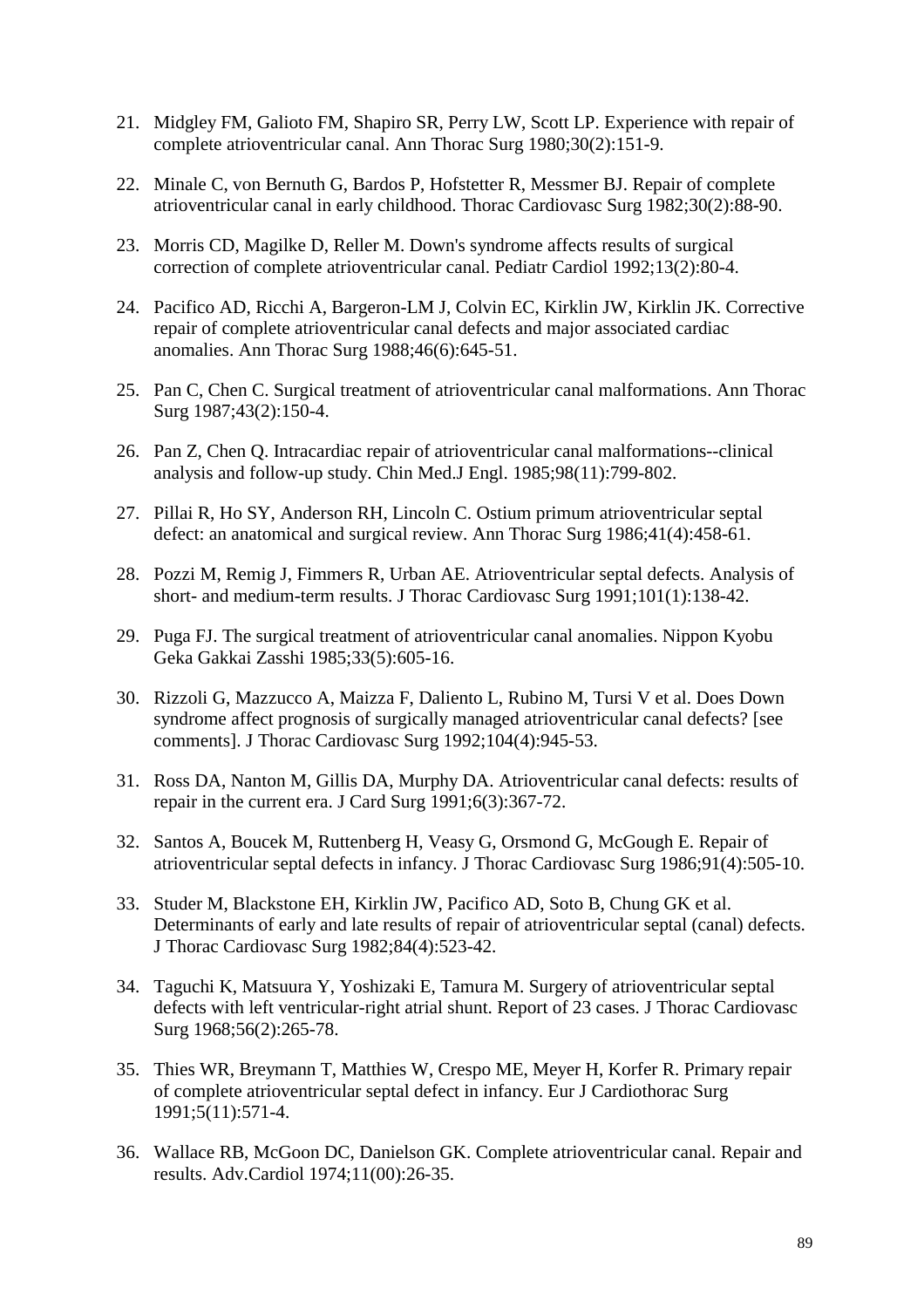21. Midgley FM, Galioto FM, Shapiro SR, Perry LW, Scott LP. Experience with repair of complete atrioventricular canal. Ann Thorac Surg 1980;30(2):151-9.

22. Minale C, von Bernuth G, Bardos P, Hofstetter R, Messmer BJ. Repair of complete atrioventricular canal in early childhood. Thorac Cardiovasc Surg 1982;30(2):88-90.

23. Morris CD, Magilke D, Reller M. Down's syndrome affects results of surgical correction of complete atrioventricular canal. Pediatr Cardiol 1992;13(2):80-4.

24. Pacifico AD, Ricchi A, Bargeron-LM J, Colvin EC, Kirklin JW, Kirklin JK. Corrective repair of complete atrioventricular canal defects and major associated cardiac anomalies. Ann Thorac Surg 1988;46(6):645-51.

25. Pan C, Chen C. Surgical treatment of atrioventricular canal malformations. Ann Thorac Surg 1987;43(2):150-4.

26. Pan Z, Chen Q. Intracardiac repair of atrioventricular canal malformations--clinical analysis and follow-up study. Chin Med.J Engl. 1985;98(11):799-802.

27. Pillai R, Ho SY, Anderson RH, Lincoln C. Ostium primum atrioventricular septal defect: an anatomical and surgical review. Ann Thorac Surg 1986;41(4):458-61.

28. Pozzi M, Remig J, Fimmers R, Urban AE. Atrioventricular septal defects. Analysis of short- and medium-term results. J Thorac Cardiovasc Surg 1991;101(1):138-42.

29. Puga FJ. The surgical treatment of atrioventricular canal anomalies. Nippon Kyobu Geka Gakkai Zasshi 1985;33(5):605-16.

30. Rizzoli G, Mazzucco A, Maizza F, Daliento L, Rubino M, Tursi V et al. Does Down syndrome affect prognosis of surgically managed atrioventricular canal defects? [see comments]. J Thorac Cardiovasc Surg 1992;104(4):945-53.

31. Ross DA, Nanton M, Gillis DA, Murphy DA. Atrioventricular canal defects: results of repair in the current era. J Card Surg 1991;6(3):367-72.

32. Santos A, Boucek M, Ruttenberg H, Veasy G, Orsmond G, McGough E. Repair of atrioventricular septal defects in infancy. J Thorac Cardiovasc Surg 1986;91(4):505-10.

33. Studer M, Blackstone EH, Kirklin JW, Pacifico AD, Soto B, Chung GK et al. Determinants of early and late results of repair of atrioventricular septal (canal) defects. J Thorac Cardiovasc Surg 1982;84(4):523-42.

34. Taguchi K, Matsuura Y, Yoshizaki E, Tamura M. Surgery of atrioventricular septal defects with left ventricular-right atrial shunt. Report of 23 cases. J Thorac Cardiovasc Surg 1968;56(2):265-78.

35. Thies WR, Breymann T, Matthies W, Crespo ME, Meyer H, Korfer R. Primary repair of complete atrioventricular septal defect in infancy. Eur J Cardiothorac Surg 1991;5(11):571-4.

36. Wallace RB, McGoon DC, Danielson GK. Complete atrioventricular canal. Repair and results. Adv.Cardiol 1974;11(00):26-35.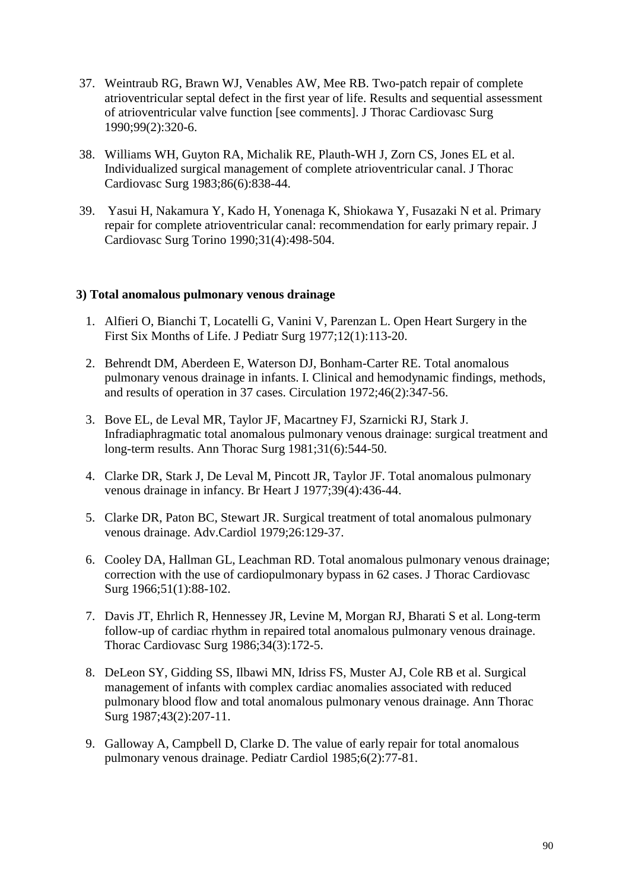37. Weintraub RG, Brawn WJ, Venables AW, Mee RB. Two-patch repair of complete atrioventricular septal defect in the first year of life. Results and sequential assessment of atrioventricular valve function [see comments]. J Thorac Cardiovasc Surg 1990;99(2):320-6.

38. Williams WH, Guyton RA, Michalik RE, Plauth-WH J, Zorn CS, Jones EL et al. Individualized surgical management of complete atrioventricular canal. J Thorac Cardiovasc Surg 1983;86(6):838-44.

39. Yasui H, Nakamura Y, Kado H, Yonenaga K, Shiokawa Y, Fusazaki N et al. Primary repair for complete atrioventricular canal: recommendation for early primary repair. J Cardiovasc Surg Torino 1990;31(4):498-504.

**3) Total anomalous pulmonary venous drainage**

1. Alfieri O, Bianchi T, Locatelli G, Vanini V, Parenzan L. Open Heart Surgery in the First Six Months of Life. J Pediatr Surg 1977;12(1):113-20.

2. Behrendt DM, Aberdeen E, Waterson DJ, Bonham-Carter RE. Total anomalous pulmonary venous drainage in infants. I. Clinical and hemodynamic findings, methods, and results of operation in 37 cases. Circulation 1972;46(2):347-56.

3. Bove EL, de Leval MR, Taylor JF, Macartney FJ, Szarnicki RJ, Stark J. Infradiaphragmatic total anomalous pulmonary venous drainage: surgical treatment and long-term results. Ann Thorac Surg 1981;31(6):544-50.

4. Clarke DR, Stark J, De Leval M, Pincott JR, Taylor JF. Total anomalous pulmonary venous drainage in infancy. Br Heart J 1977;39(4):436-44.

5. Clarke DR, Paton BC, Stewart JR. Surgical treatment of total anomalous pulmonary venous drainage. Adv.Cardiol 1979;26:129-37.

6. Cooley DA, Hallman GL, Leachman RD. Total anomalous pulmonary venous drainage; correction with the use of cardiopulmonary bypass in 62 cases. J Thorac Cardiovasc Surg 1966;51(1):88-102.

7. Davis JT, Ehrlich R, Hennessey JR, Levine M, Morgan RJ, Bharati S et al. Long-term follow-up of cardiac rhythm in repaired total anomalous pulmonary venous drainage. Thorac Cardiovasc Surg 1986;34(3):172-5.

8. DeLeon SY, Gidding SS, Ilbawi MN, Idriss FS, Muster AJ, Cole RB et al. Surgical management of infants with complex cardiac anomalies associated with reduced pulmonary blood flow and total anomalous pulmonary venous drainage. Ann Thorac Surg 1987;43(2):207-11.

9. Galloway A, Campbell D, Clarke D. The value of early repair for total anomalous pulmonary venous drainage. Pediatr Cardiol 1985;6(2):77-81.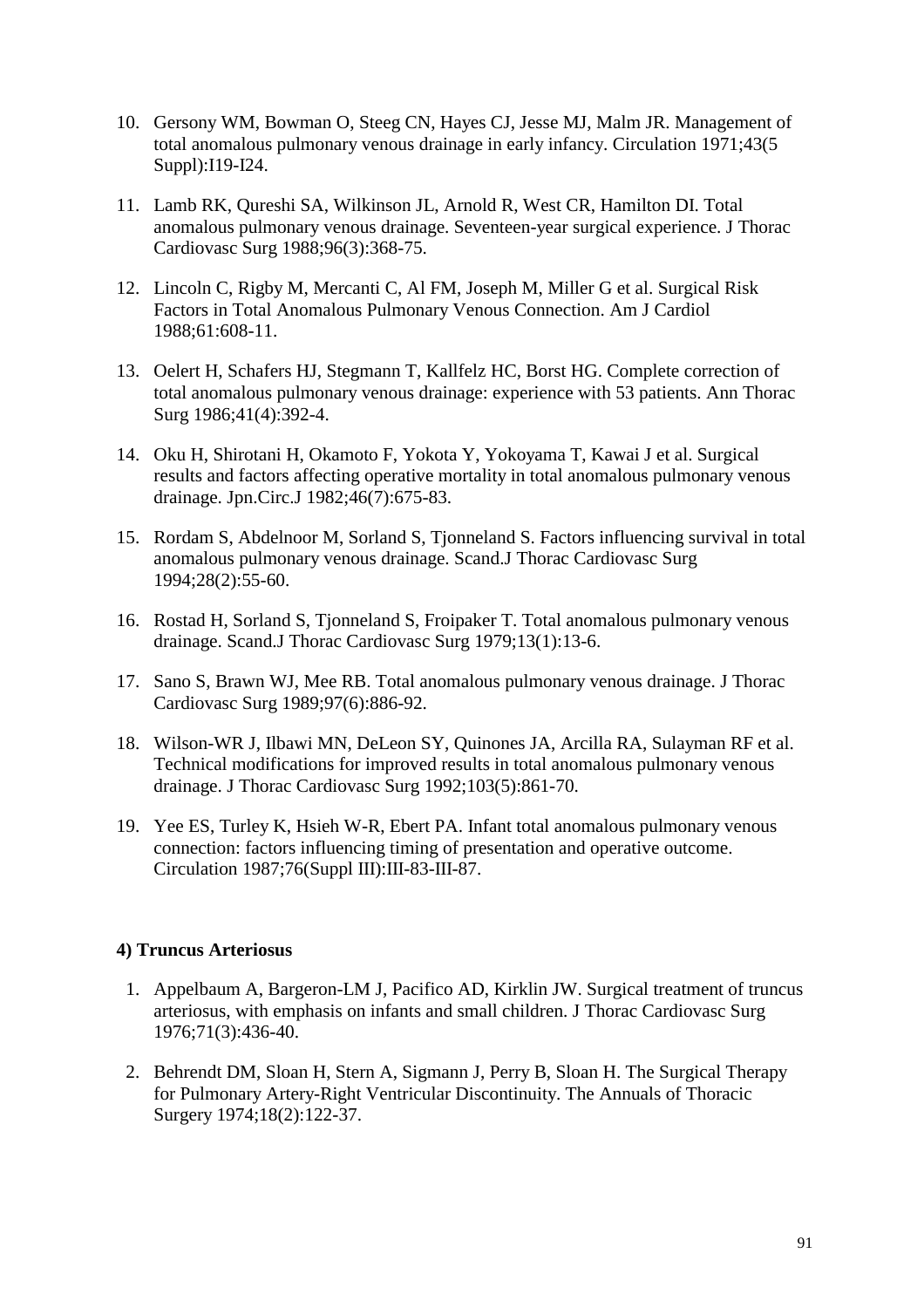10. Gersony WM, Bowman O, Steeg CN, Hayes CJ, Jesse MJ, Malm JR. Management of total anomalous pulmonary venous drainage in early infancy. Circulation 1971;43(5 Suppl):I19-I24.

11. Lamb RK, Qureshi SA, Wilkinson JL, Arnold R, West CR, Hamilton DI. Total anomalous pulmonary venous drainage. Seventeen-year surgical experience. J Thorac Cardiovasc Surg 1988;96(3):368-75.

12. Lincoln C, Rigby M, Mercanti C, Al FM, Joseph M, Miller G et al. Surgical Risk Factors in Total Anomalous Pulmonary Venous Connection. Am J Cardiol 1988;61:608-11.

13. Oelert H, Schafers HJ, Stegmann T, Kallfelz HC, Borst HG. Complete correction of total anomalous pulmonary venous drainage: experience with 53 patients. Ann Thorac Surg 1986;41(4):392-4.

14. Oku H, Shirotani H, Okamoto F, Yokota Y, Yokoyama T, Kawai J et al. Surgical results and factors affecting operative mortality in total anomalous pulmonary venous drainage. Jpn.Circ.J 1982;46(7):675-83.

15. Rordam S, Abdelnoor M, Sorland S, Tjonneland S. Factors influencing survival in total anomalous pulmonary venous drainage. Scand.J Thorac Cardiovasc Surg 1994;28(2):55-60.

16. Rostad H, Sorland S, Tjonneland S, Froipaker T. Total anomalous pulmonary venous drainage. Scand.J Thorac Cardiovasc Surg 1979;13(1):13-6.

17. Sano S, Brawn WJ, Mee RB. Total anomalous pulmonary venous drainage. J Thorac Cardiovasc Surg 1989;97(6):886-92.

18. Wilson-WR J, Ilbawi MN, DeLeon SY, Quinones JA, Arcilla RA, Sulayman RF et al. Technical modifications for improved results in total anomalous pulmonary venous drainage. J Thorac Cardiovasc Surg 1992;103(5):861-70.

19. Yee ES, Turley K, Hsieh W-R, Ebert PA. Infant total anomalous pulmonary venous connection: factors influencing timing of presentation and operative outcome. Circulation 1987;76(Suppl III):III-83-III-87.

**4) Truncus Arteriosus**

1. Appelbaum A, Bargeron-LM J, Pacifico AD, Kirklin JW. Surgical treatment of truncus arteriosus, with emphasis on infants and small children. J Thorac Cardiovasc Surg 1976;71(3):436-40.

2. Behrendt DM, Sloan H, Stern A, Sigmann J, Perry B, Sloan H. The Surgical Therapy for Pulmonary Artery-Right Ventricular Discontinuity. The Annuals of Thoracic Surgery 1974;18(2):122-37.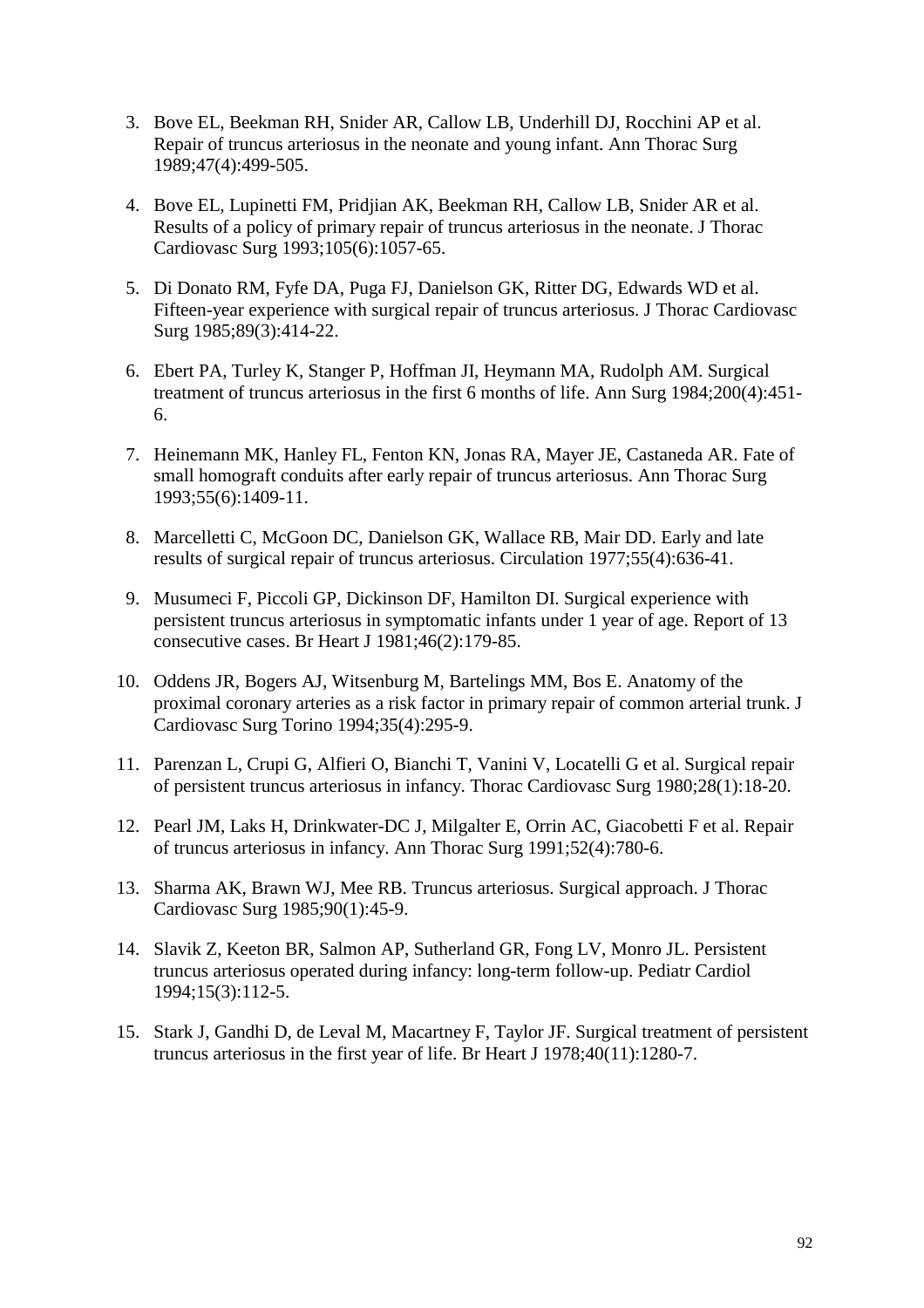3. Bove EL, Beekman RH, Snider AR, Callow LB, Underhill DJ, Rocchini AP et al. Repair of truncus arteriosus in the neonate and young infant. Ann Thorac Surg 1989;47(4):499-505.

4. Bove EL, Lupinetti FM, Pridjian AK, Beekman RH, Callow LB, Snider AR et al. Results of a policy of primary repair of truncus arteriosus in the neonate. J Thorac Cardiovasc Surg 1993;105(6):1057-65.

5. Di Donato RM, Fyfe DA, Puga FJ, Danielson GK, Ritter DG, Edwards WD et al. Fifteen-year experience with surgical repair of truncus arteriosus. J Thorac Cardiovasc Surg 1985;89(3):414-22.

6. Ebert PA, Turley K, Stanger P, Hoffman JI, Heymann MA, Rudolph AM. Surgical treatment of truncus arteriosus in the first 6 months of life. Ann Surg 1984;200(4):451-6.

7. Heinemann MK, Hanley FL, Fenton KN, Jonas RA, Mayer JE, Castaneda AR. Fate of small homograft conduits after early repair of truncus arteriosus. Ann Thorac Surg 1993;55(6):1409-11.

8. Marcelletti C, McGoon DC, Danielson GK, Wallace RB, Mair DD. Early and late results of surgical repair of truncus arteriosus. Circulation 1977;55(4):636-41.

9. Musumeci F, Piccoli GP, Dickinson DF, Hamilton DI. Surgical experience with persistent truncus arteriosus in symptomatic infants under 1 year of age. Report of 13 consecutive cases. Br Heart J 1981;46(2):179-85.

10. Oddens JR, Bogers AJ, Witsenburg M, Bartelings MM, Bos E. Anatomy of the proximal coronary arteries as a risk factor in primary repair of common arterial trunk. J Cardiovasc Surg Torino 1994;35(4):295-9.

11. Parenzan L, Crupi G, Alfieri O, Bianchi T, Vanini V, Locatelli G et al. Surgical repair of persistent truncus arteriosus in infancy. Thorac Cardiovasc Surg 1980;28(1):18-20.

12. Pearl JM, Laks H, Drinkwater-DC J, Milgalter E, Orrin AC, Giacobetti F et al. Repair of truncus arteriosus in infancy. Ann Thorac Surg 1991;52(4):780-6.

13. Sharma AK, Brawn WJ, Mee RB. Truncus arteriosus. Surgical approach. J Thorac Cardiovasc Surg 1985;90(1):45-9.

14. Slavik Z, Keeton BR, Salmon AP, Sutherland GR, Fong LV, Monro JL. Persistent truncus arteriosus operated during infancy: long-term follow-up. Pediatr Cardiol 1994;15(3):112-5.

15. Stark J, Gandhi D, de Leval M, Macartney F, Taylor JF. Surgical treatment of persistent truncus arteriosus in the first year of life. Br Heart J 1978;40(11):1280-7.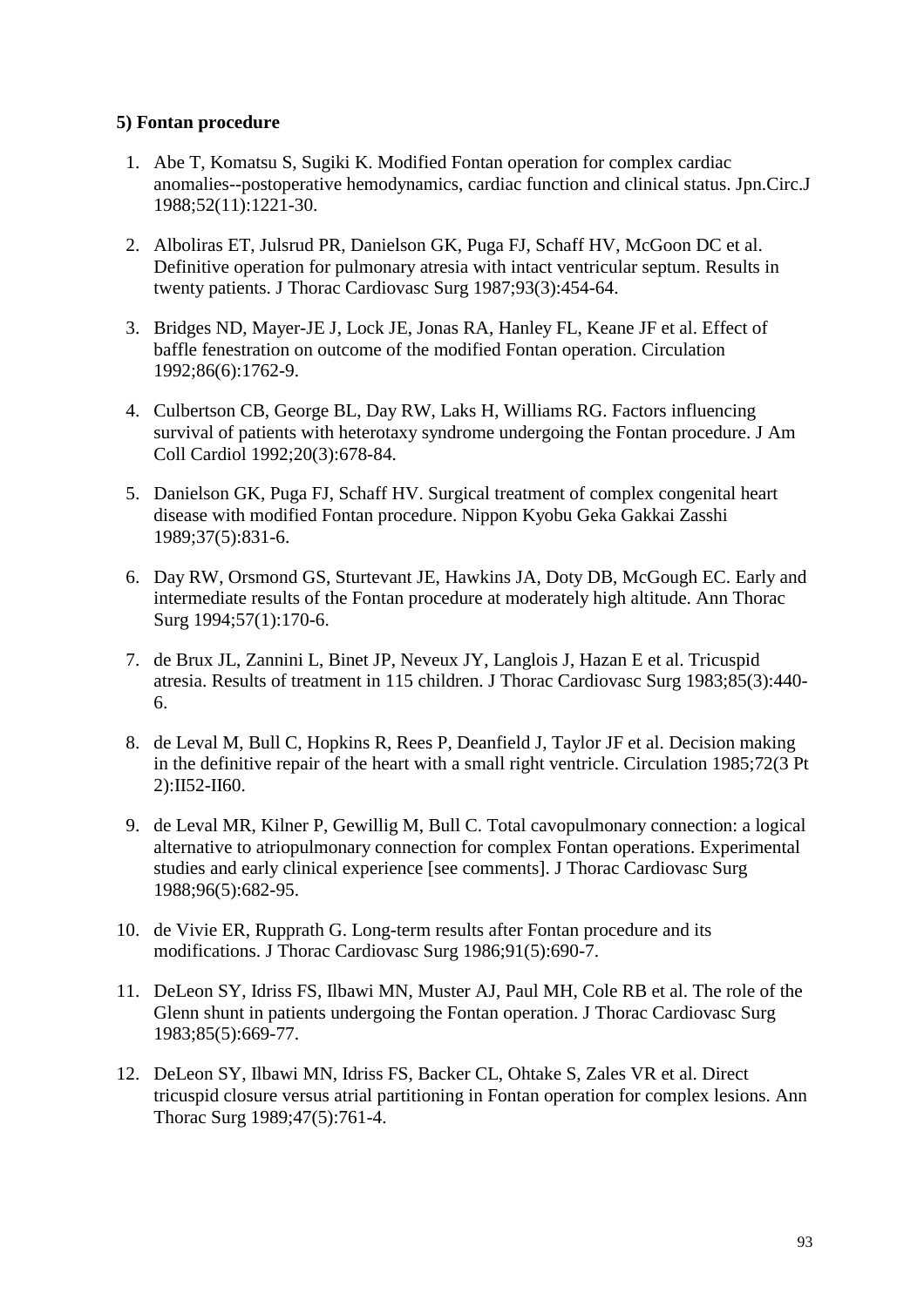**5) Fontan procedure**

1. Abe T, Komatsu S, Sugiki K. Modified Fontan operation for complex cardiac anomalies--postoperative hemodynamics, cardiac function and clinical status. Jpn.Circ.J 1988;52(11):1221-30.

2. Alboliras ET, Julsrud PR, Danielson GK, Puga FJ, Schaff HV, McGoon DC et al. Definitive operation for pulmonary atresia with intact ventricular septum. Results in twenty patients. J Thorac Cardiovasc Surg 1987;93(3):454-64.

3. Bridges ND, Mayer-JE J, Lock JE, Jonas RA, Hanley FL, Keane JF et al. Effect of baffle fenestration on outcome of the modified Fontan operation. Circulation 1992;86(6):1762-9.

4. Culbertson CB, George BL, Day RW, Laks H, Williams RG. Factors influencing survival of patients with heterotaxy syndrome undergoing the Fontan procedure. J Am Coll Cardiol 1992;20(3):678-84.

5. Danielson GK, Puga FJ, Schaff HV. Surgical treatment of complex congenital heart disease with modified Fontan procedure. Nippon Kyobu Geka Gakkai Zasshi 1989;37(5):831-6.

6. Day RW, Orsmond GS, Sturtevant JE, Hawkins JA, Doty DB, McGough EC. Early and intermediate results of the Fontan procedure at moderately high altitude. Ann Thorac Surg 1994;57(1):170-6.

7. de Brux JL, Zannini L, Binet JP, Neveux JY, Langlois J, Hazan E et al. Tricuspid atresia. Results of treatment in 115 children. J Thorac Cardiovasc Surg 1983;85(3):440-6.

8. de Leval M, Bull C, Hopkins R, Rees P, Deanfield J, Taylor JF et al. Decision making in the definitive repair of the heart with a small right ventricle. Circulation 1985;72(3 Pt 2):II52-II60.

9. de Leval MR, Kilner P, Gewillig M, Bull C. Total cavopulmonary connection: a logical alternative to atriopulmonary connection for complex Fontan operations. Experimental studies and early clinical experience [see comments]. J Thorac Cardiovasc Surg 1988;96(5):682-95.

10. de Vivie ER, Rupprath G. Long-term results after Fontan procedure and its modifications. J Thorac Cardiovasc Surg 1986;91(5):690-7.

11. DeLeon SY, Idriss FS, Ilbawi MN, Muster AJ, Paul MH, Cole RB et al. The role of the Glenn shunt in patients undergoing the Fontan operation. J Thorac Cardiovasc Surg 1983;85(5):669-77.

12. DeLeon SY, Ilbawi MN, Idriss FS, Backer CL, Ohtake S, Zales VR et al. Direct tricuspid closure versus atrial partitioning in Fontan operation for complex lesions. Ann Thorac Surg 1989;47(5):761-4.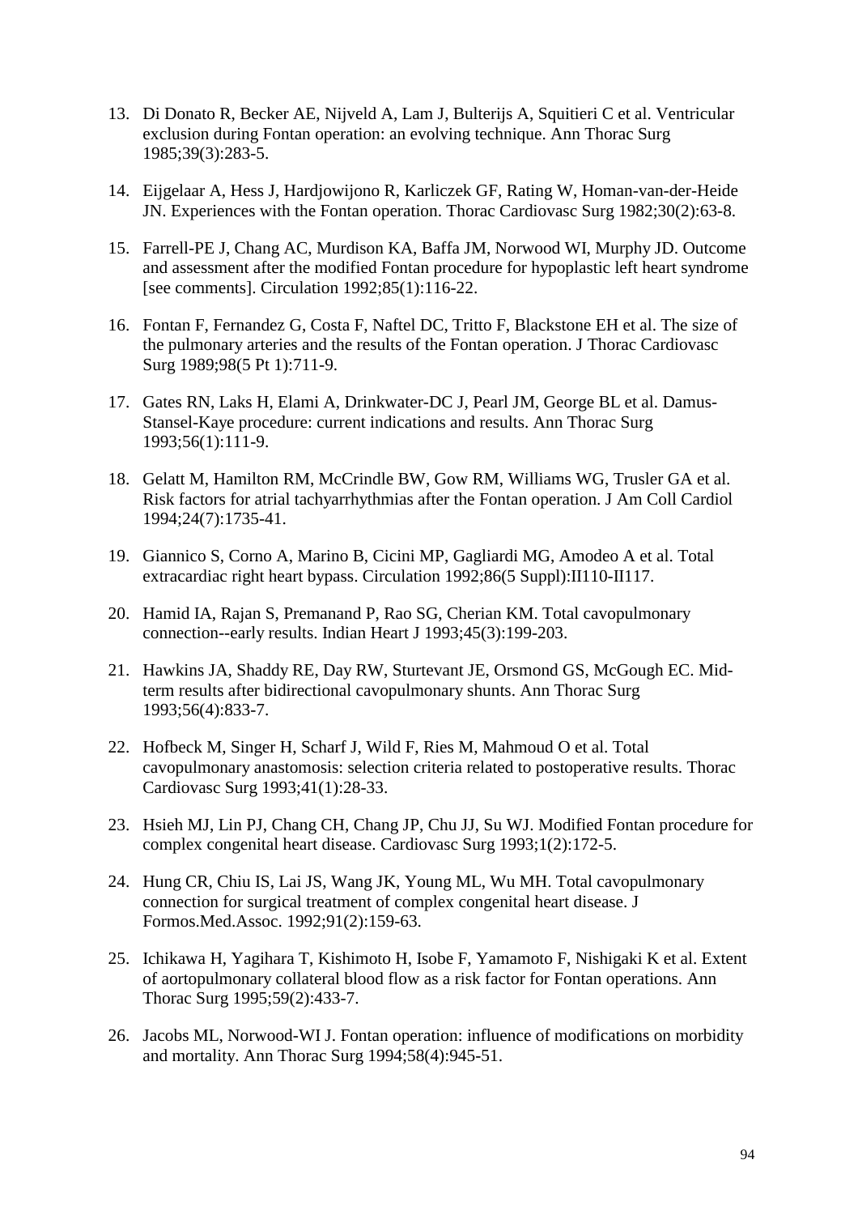13. Di Donato R, Becker AE, Nijveld A, Lam J, Bulterijs A, Squitieri C et al. Ventricular exclusion during Fontan operation: an evolving technique. Ann Thorac Surg 1985;39(3):283-5.

14. Eijgelaar A, Hess J, Hardjowijono R, Karliczek GF, Rating W, Homan-van-der-Heide JN. Experiences with the Fontan operation. Thorac Cardiovasc Surg 1982;30(2):63-8.

15. Farrell-PE J, Chang AC, Murdison KA, Baffa JM, Norwood WI, Murphy JD. Outcome and assessment after the modified Fontan procedure for hypoplastic left heart syndrome [see comments]. Circulation 1992;85(1):116-22.

16. Fontan F, Fernandez G, Costa F, Naftel DC, Tritto F, Blackstone EH et al. The size of the pulmonary arteries and the results of the Fontan operation. J Thorac Cardiovasc Surg 1989;98(5 Pt 1):711-9.

17. Gates RN, Laks H, Elami A, Drinkwater-DC J, Pearl JM, George BL et al. Damus-Stansel-Kaye procedure: current indications and results. Ann Thorac Surg 1993;56(1):111-9.

18. Gelatt M, Hamilton RM, McCrindle BW, Gow RM, Williams WG, Trusler GA et al. Risk factors for atrial tachyarrhythmias after the Fontan operation. J Am Coll Cardiol 1994;24(7):1735-41.

19. Giannico S, Corno A, Marino B, Cicini MP, Gagliardi MG, Amodeo A et al. Total extracardiac right heart bypass. Circulation 1992;86(5 Suppl):II110-II117.

20. Hamid IA, Rajan S, Premanand P, Rao SG, Cherian KM. Total cavopulmonary connection--early results. Indian Heart J 1993;45(3):199-203.

21. Hawkins JA, Shaddy RE, Day RW, Sturtevant JE, Orsmond GS, McGough EC. Mid-term results after bidirectional cavopulmonary shunts. Ann Thorac Surg 1993;56(4):833-7.

22. Hofbeck M, Singer H, Scharf J, Wild F, Ries M, Mahmoud O et al. Total cavopulmonary anastomosis: selection criteria related to postoperative results. Thorac Cardiovasc Surg 1993;41(1):28-33.

23. Hsieh MJ, Lin PJ, Chang CH, Chang JP, Chu JJ, Su WJ. Modified Fontan procedure for complex congenital heart disease. Cardiovasc Surg 1993;1(2):172-5.

24. Hung CR, Chiu IS, Lai JS, Wang JK, Young ML, Wu MH. Total cavopulmonary connection for surgical treatment of complex congenital heart disease. J Formos.Med.Assoc. 1992;91(2):159-63.

25. Ichikawa H, Yagihara T, Kishimoto H, Isobe F, Yamamoto F, Nishigaki K et al. Extent of aortopulmonary collateral blood flow as a risk factor for Fontan operations. Ann Thorac Surg 1995;59(2):433-7.

26. Jacobs ML, Norwood-WI J. Fontan operation: influence of modifications on morbidity and mortality. Ann Thorac Surg 1994;58(4):945-51.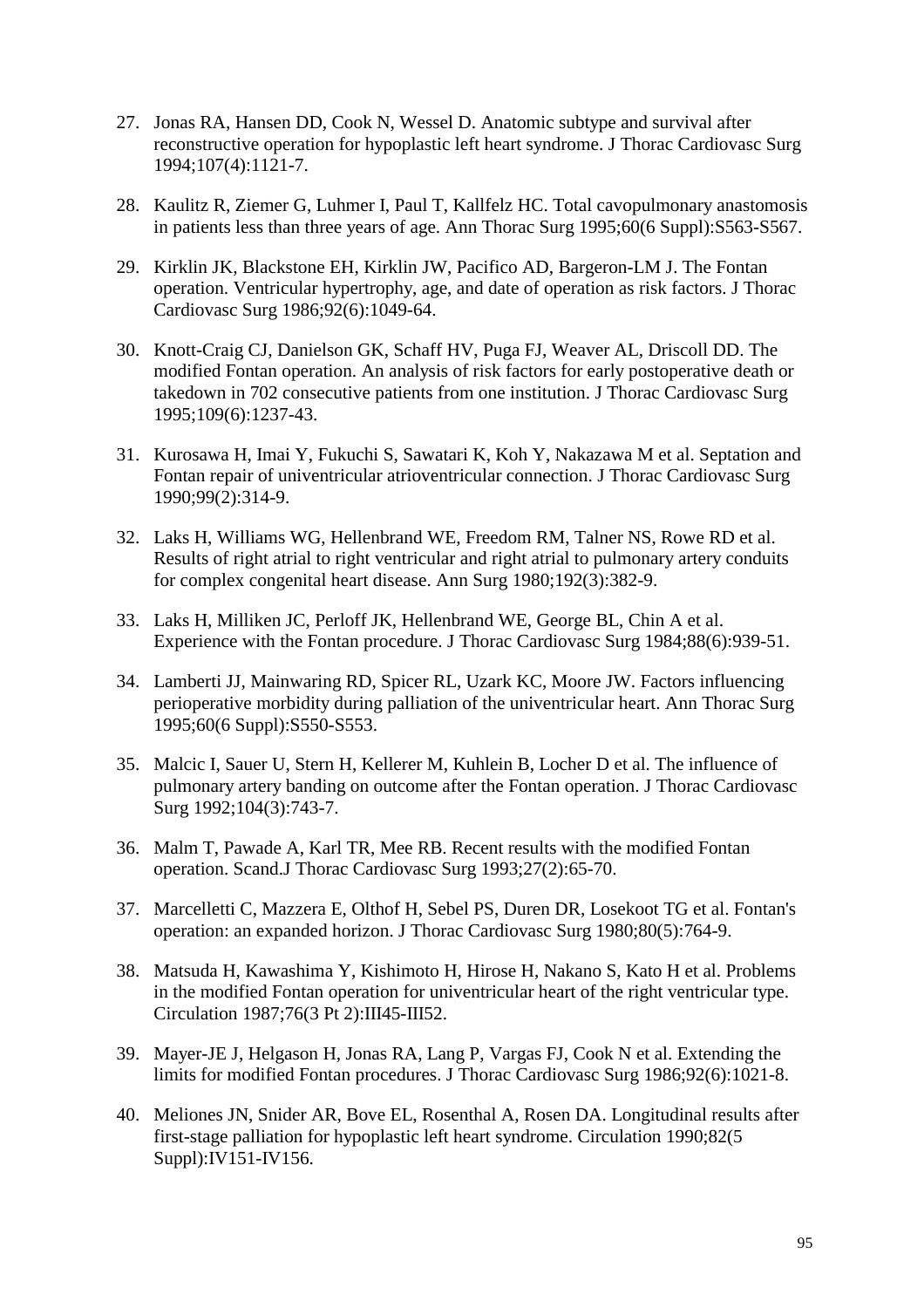27. Jonas RA, Hansen DD, Cook N, Wessel D. Anatomic subtype and survival after reconstructive operation for hypoplastic left heart syndrome. J Thorac Cardiovasc Surg 1994;107(4):1121-7.

28. Kaulitz R, Ziemer G, Luhmer I, Paul T, Kallfelz HC. Total cavopulmonary anastomosis in patients less than three years of age. Ann Thorac Surg 1995;60(6 Suppl):S563-S567.

29. Kirklin JK, Blackstone EH, Kirklin JW, Pacifico AD, Bargeron-LM J. The Fontan operation. Ventricular hypertrophy, age, and date of operation as risk factors. J Thorac Cardiovasc Surg 1986;92(6):1049-64.

30. Knott-Craig CJ, Danielson GK, Schaff HV, Puga FJ, Weaver AL, Driscoll DD. The modified Fontan operation. An analysis of risk factors for early postoperative death or takedown in 702 consecutive patients from one institution. J Thorac Cardiovasc Surg 1995;109(6):1237-43.

31. Kurosawa H, Imai Y, Fukuchi S, Sawatari K, Koh Y, Nakazawa M et al. Septation and Fontan repair of univentricular atrioventricular connection. J Thorac Cardiovasc Surg 1990;99(2):314-9.

32. Laks H, Williams WG, Hellenbrand WE, Freedom RM, Talner NS, Rowe RD et al. Results of right atrial to right ventricular and right atrial to pulmonary artery conduits for complex congenital heart disease. Ann Surg 1980;192(3):382-9.

33. Laks H, Milliken JC, Perloff JK, Hellenbrand WE, George BL, Chin A et al. Experience with the Fontan procedure. J Thorac Cardiovasc Surg 1984;88(6):939-51.

34. Lamberti JJ, Mainwaring RD, Spicer RL, Uzark KC, Moore JW. Factors influencing perioperative morbidity during palliation of the univentricular heart. Ann Thorac Surg 1995;60(6 Suppl):S550-S553.

35. Malcic I, Sauer U, Stern H, Kellerer M, Kuhlein B, Locher D et al. The influence of pulmonary artery banding on outcome after the Fontan operation. J Thorac Cardiovasc Surg 1992;104(3):743-7.

36. Malm T, Pawade A, Karl TR, Mee RB. Recent results with the modified Fontan operation. Scand.J Thorac Cardiovasc Surg 1993;27(2):65-70.

37. Marcelletti C, Mazzera E, Olthof H, Sebel PS, Duren DR, Losekoot TG et al. Fontan's operation: an expanded horizon. J Thorac Cardiovasc Surg 1980;80(5):764-9.

38. Matsuda H, Kawashima Y, Kishimoto H, Hirose H, Nakano S, Kato H et al. Problems in the modified Fontan operation for univentricular heart of the right ventricular type. Circulation 1987;76(3 Pt 2):III45-III52.

39. Mayer-JE J, Helgason H, Jonas RA, Lang P, Vargas FJ, Cook N et al. Extending the limits for modified Fontan procedures. J Thorac Cardiovasc Surg 1986;92(6):1021-8.

40. Meliones JN, Snider AR, Bove EL, Rosenthal A, Rosen DA. Longitudinal results after first-stage palliation for hypoplastic left heart syndrome. Circulation 1990;82(5 Suppl):IV151-IV156.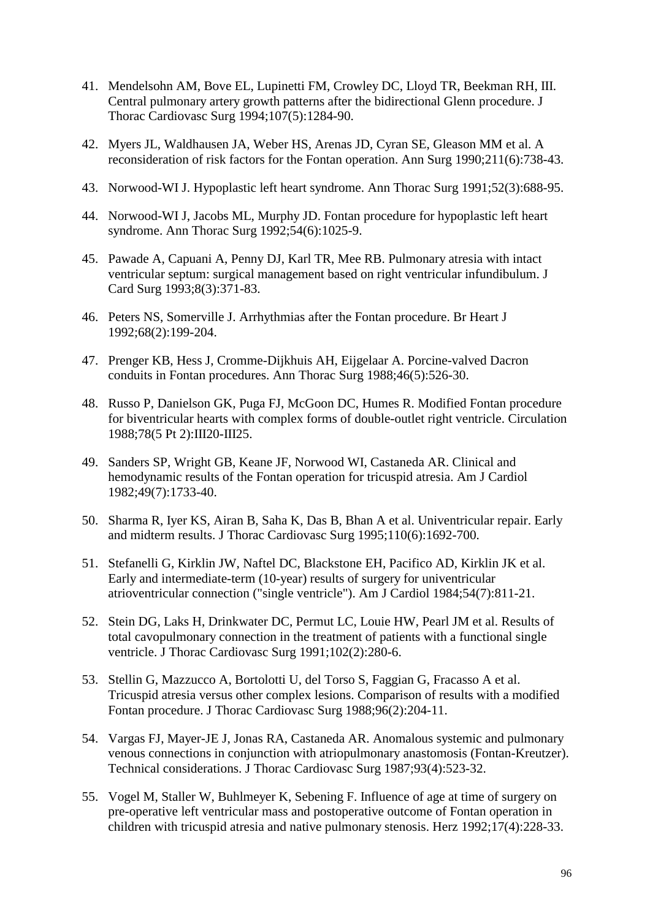41. Mendelsohn AM, Bove EL, Lupinetti FM, Crowley DC, Lloyd TR, Beekman RH, III. Central pulmonary artery growth patterns after the bidirectional Glenn procedure. J Thorac Cardiovasc Surg 1994;107(5):1284-90.

42. Myers JL, Waldhausen JA, Weber HS, Arenas JD, Cyran SE, Gleason MM et al. A reconsideration of risk factors for the Fontan operation. Ann Surg 1990;211(6):738-43.

43. Norwood-WI J. Hypoplastic left heart syndrome. Ann Thorac Surg 1991;52(3):688-95.

44. Norwood-WI J, Jacobs ML, Murphy JD. Fontan procedure for hypoplastic left heart syndrome. Ann Thorac Surg 1992;54(6):1025-9.

45. Pawade A, Capuani A, Penny DJ, Karl TR, Mee RB. Pulmonary atresia with intact ventricular septum: surgical management based on right ventricular infundibulum. J Card Surg 1993;8(3):371-83.

46. Peters NS, Somerville J. Arrhythmias after the Fontan procedure. Br Heart J 1992;68(2):199-204.

47. Prenger KB, Hess J, Cromme-Dijkhuis AH, Eijgelaar A. Porcine-valved Dacron conduits in Fontan procedures. Ann Thorac Surg 1988;46(5):526-30.

48. Russo P, Danielson GK, Puga FJ, McGoon DC, Humes R. Modified Fontan procedure for biventricular hearts with complex forms of double-outlet right ventricle. Circulation 1988;78(5 Pt 2):III20-III25.

49. Sanders SP, Wright GB, Keane JF, Norwood WI, Castaneda AR. Clinical and hemodynamic results of the Fontan operation for tricuspid atresia. Am J Cardiol 1982;49(7):1733-40.

50. Sharma R, Iyer KS, Airan B, Saha K, Das B, Bhan A et al. Univentricular repair. Early and midterm results. J Thorac Cardiovasc Surg 1995;110(6):1692-700.

51. Stefanelli G, Kirklin JW, Naftel DC, Blackstone EH, Pacifico AD, Kirklin JK et al. Early and intermediate-term (10-year) results of surgery for univentricular atrioventricular connection ("single ventricle"). Am J Cardiol 1984;54(7):811-21.

52. Stein DG, Laks H, Drinkwater DC, Permut LC, Louie HW, Pearl JM et al. Results of total cavopulmonary connection in the treatment of patients with a functional single ventricle. J Thorac Cardiovasc Surg 1991;102(2):280-6.

53. Stellin G, Mazzucco A, Bortolotti U, del Torso S, Faggian G, Fracasso A et al. Tricuspid atresia versus other complex lesions. Comparison of results with a modified Fontan procedure. J Thorac Cardiovasc Surg 1988;96(2):204-11.

54. Vargas FJ, Mayer-JE J, Jonas RA, Castaneda AR. Anomalous systemic and pulmonary venous connections in conjunction with atriopulmonary anastomosis (Fontan-Kreutzer). Technical considerations. J Thorac Cardiovasc Surg 1987;93(4):523-32.

55. Vogel M, Staller W, Buhlmeyer K, Sebening F. Influence of age at time of surgery on pre-operative left ventricular mass and postoperative outcome of Fontan operation in children with tricuspid atresia and native pulmonary stenosis. Herz 1992;17(4):228-33.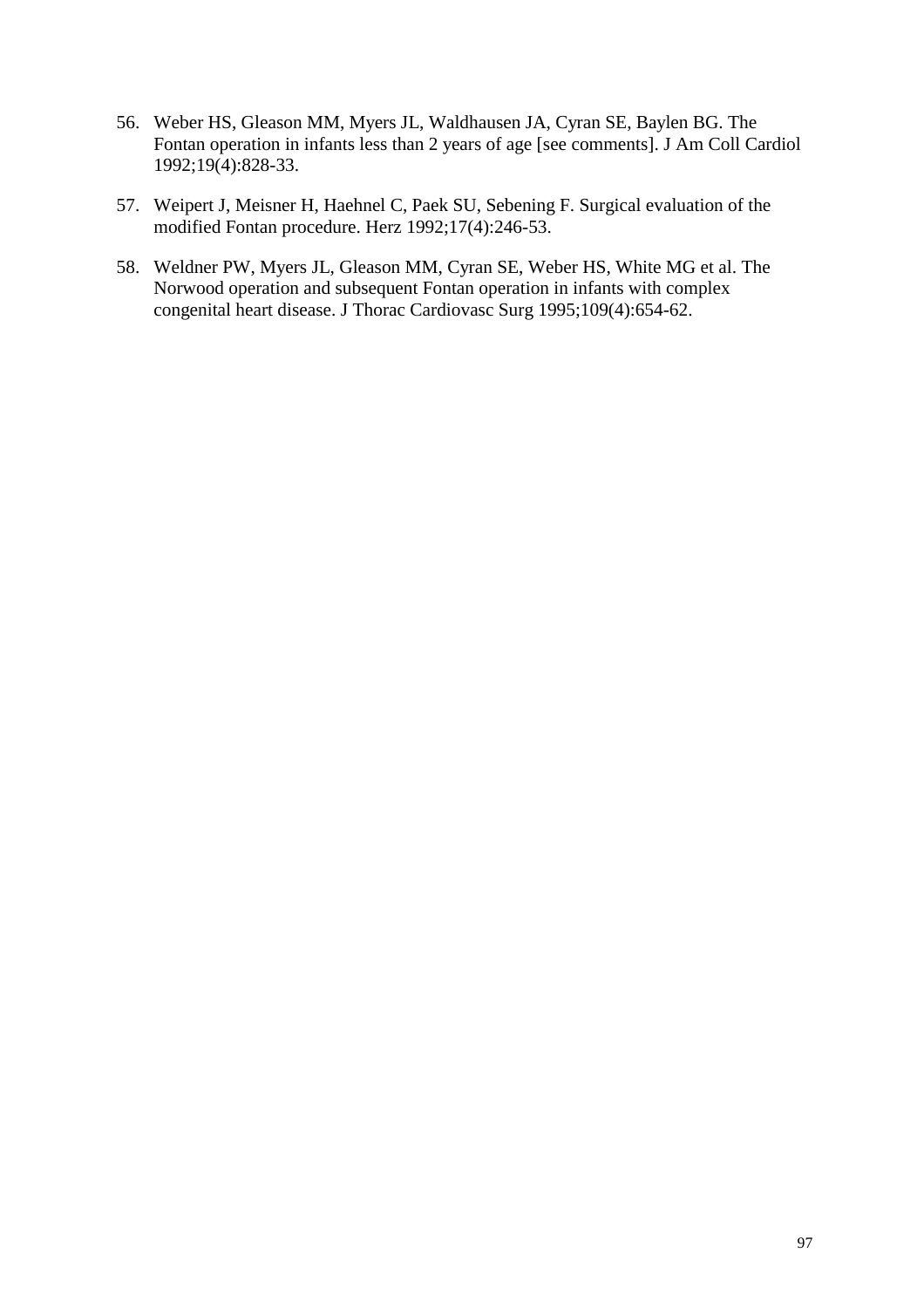56. Weber HS, Gleason MM, Myers JL, Waldhausen JA, Cyran SE, Baylen BG. The Fontan operation in infants less than 2 years of age [see comments]. J Am Coll Cardiol 1992;19(4):828-33.

57. Weipert J, Meisner H, Haehnel C, Paek SU, Sebening F. Surgical evaluation of the modified Fontan procedure. Herz 1992;17(4):246-53.

58. Weldner PW, Myers JL, Gleason MM, Cyran SE, Weber HS, White MG et al. The Norwood operation and subsequent Fontan operation in infants with complex congenital heart disease. J Thorac Cardiovasc Surg 1995;109(4):654-62.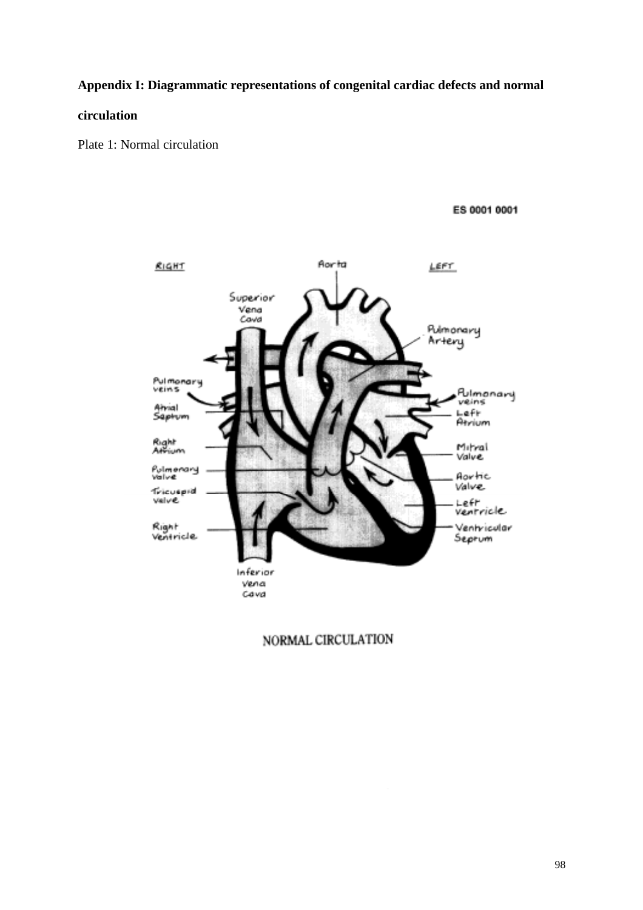**Appendix I: Diagrammatic representations of congenital cardiac defects and normal circulation**

Plate 1: Normal circulation

NORMAL CIRCULATION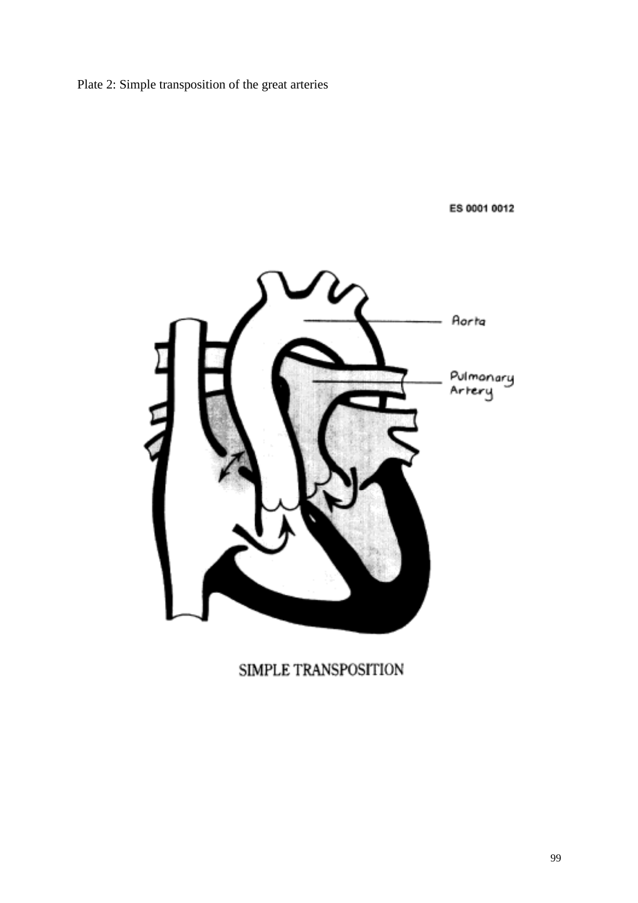Plate 2: Simple transposition of the great arteries

ES 0001 0012

Aorta

Pulmonary Artery

SIMPLE TRANSPOSITION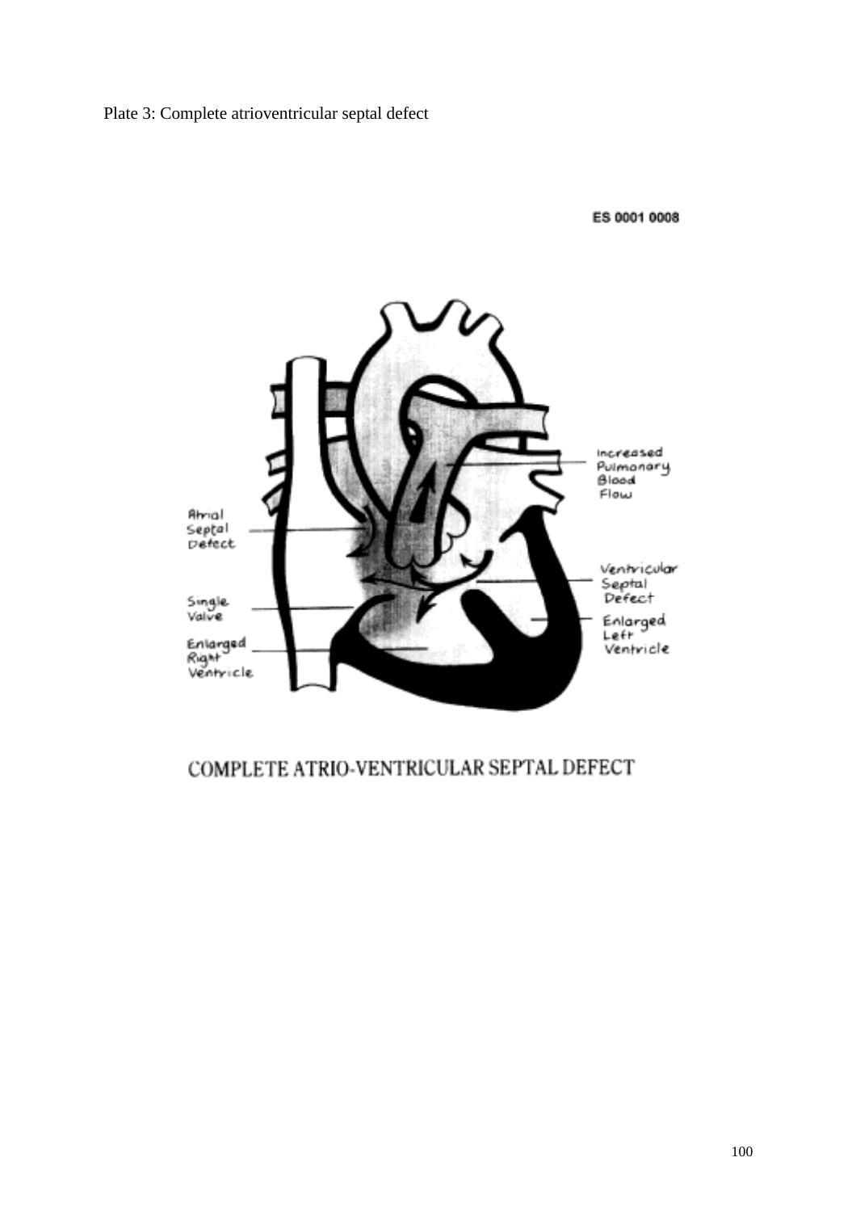Plate 3: Complete atrioventricular septal defect

ES 0001 0008

Increased Pulmonary Blood Flow

Atrial Septal Defect

Ventricular Septal Defect

Single Valve

Enlarged Left Ventricle

Enlarged Right Ventricle

COMPLETE ATRIO-VENTRICULAR SEPTAL DEFECT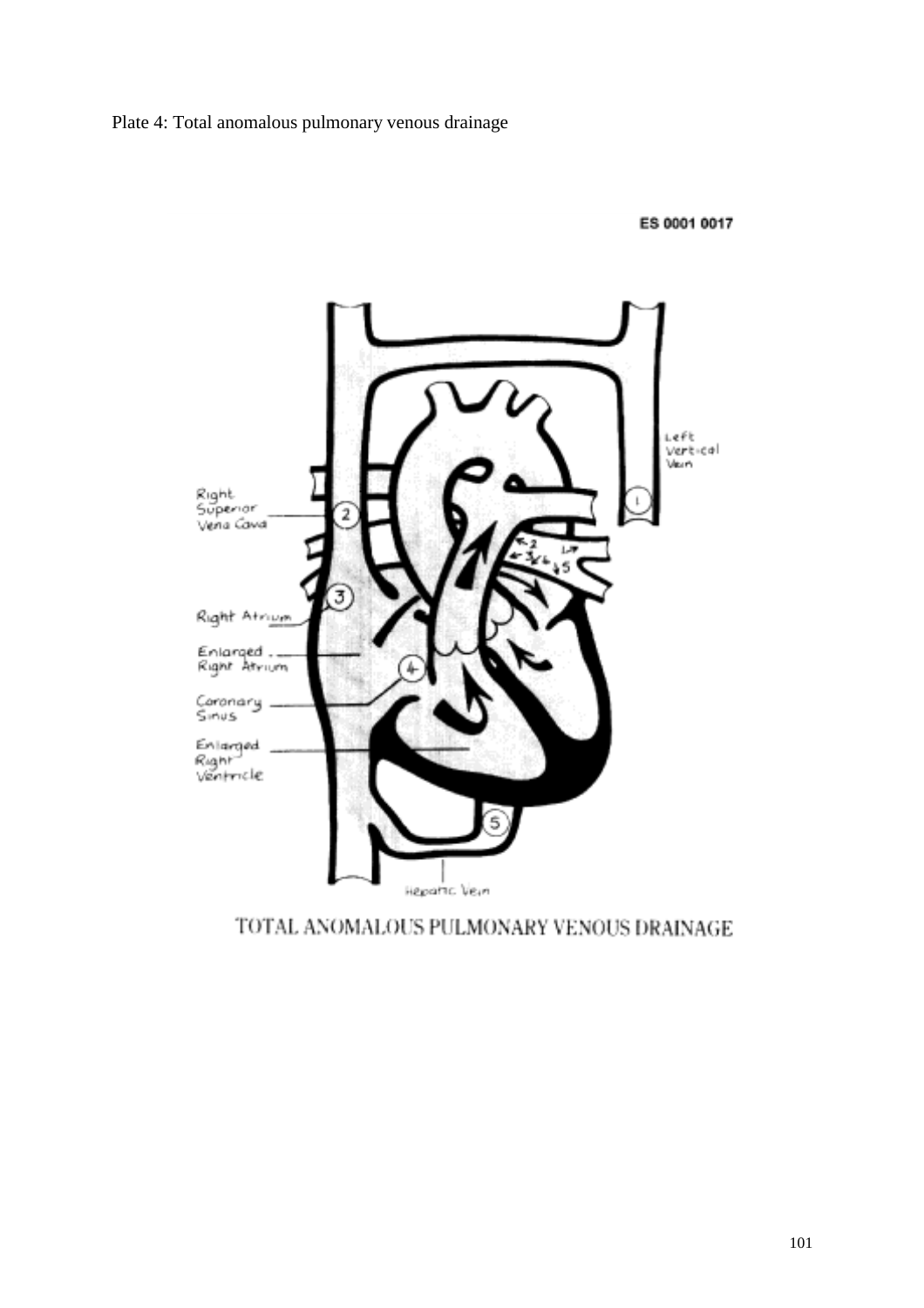Plate 4: Total anomalous pulmonary venous drainage

ES 0001 0017

TOTAL ANOMALOUS PULMONARY VENOUS DRAINAGE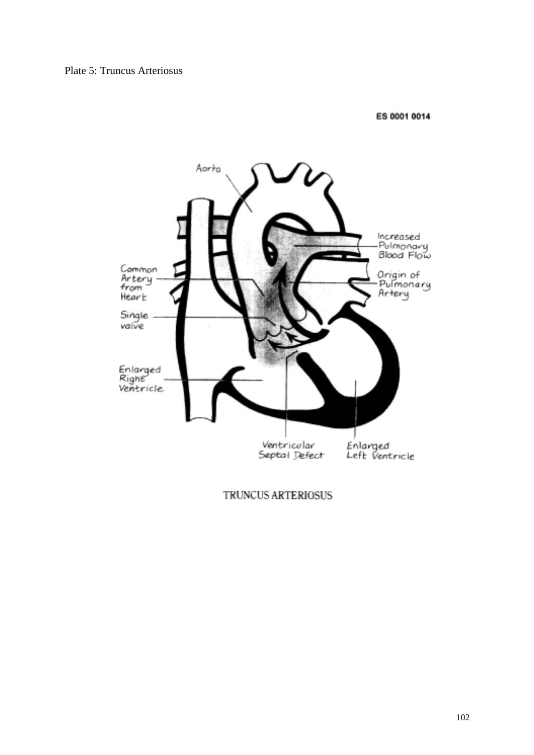Plate 5: Truncus Arteriosus

ES 0001 0014

Aorta

Increased Pulmonary Blood Flow

Common Artery from Heart

Origin of Pulmonary Artery

Single valve

Enlarged Right Ventricle

Ventricular Septal Defect

Enlarged Left Ventricle

TRUNCUS ARTERIOSUS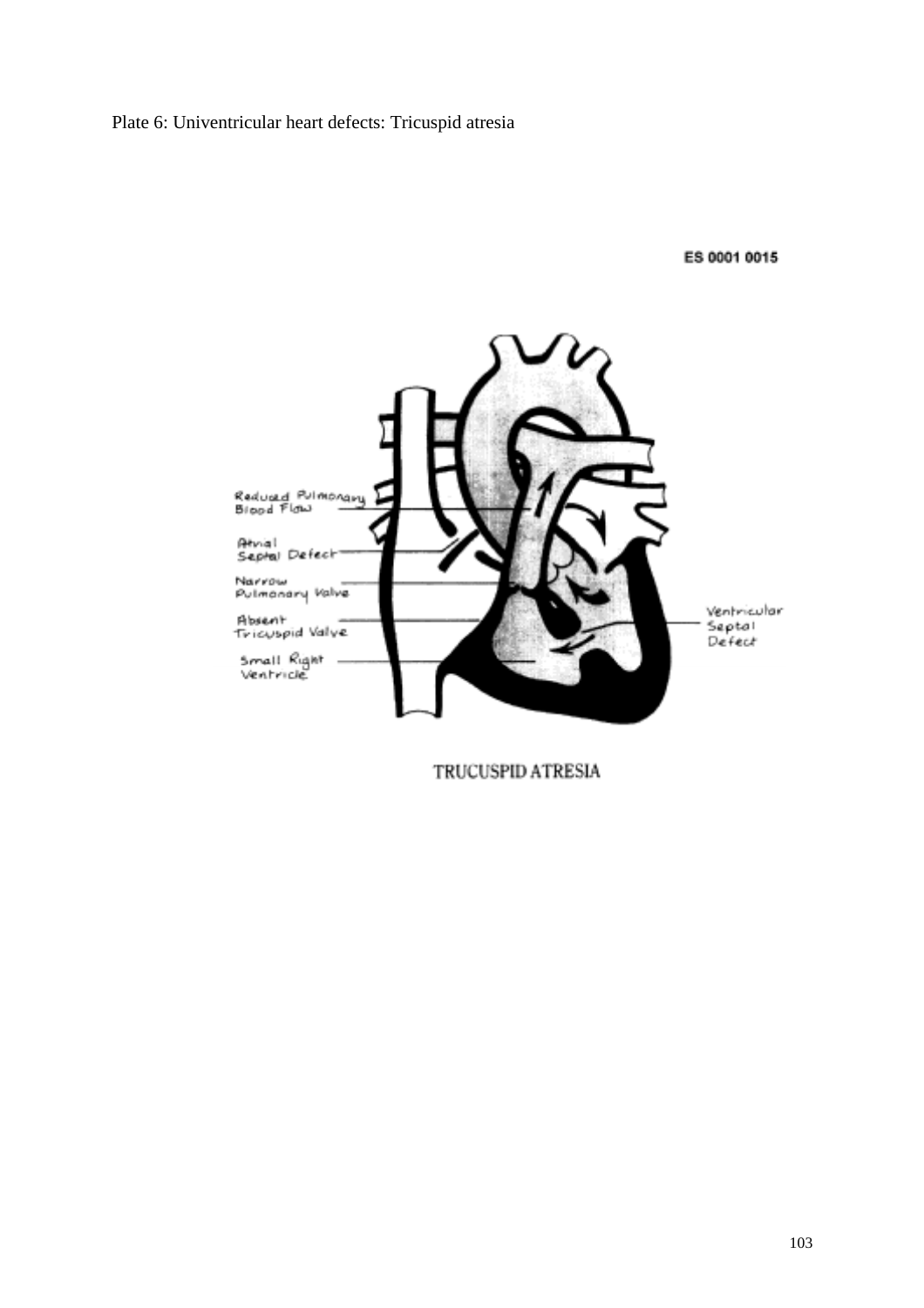Plate 6: Univentricular heart defects: Tricuspid atresia

ES 0001 0015

Reduced Pulmonary Blood Flow

Atrial Septal Defect

Narrow Pulmonary Valve

Absent Tricuspid Valve

Small Right Ventricle

Ventricular Septal Defect

TRUCUSPID ATRESIA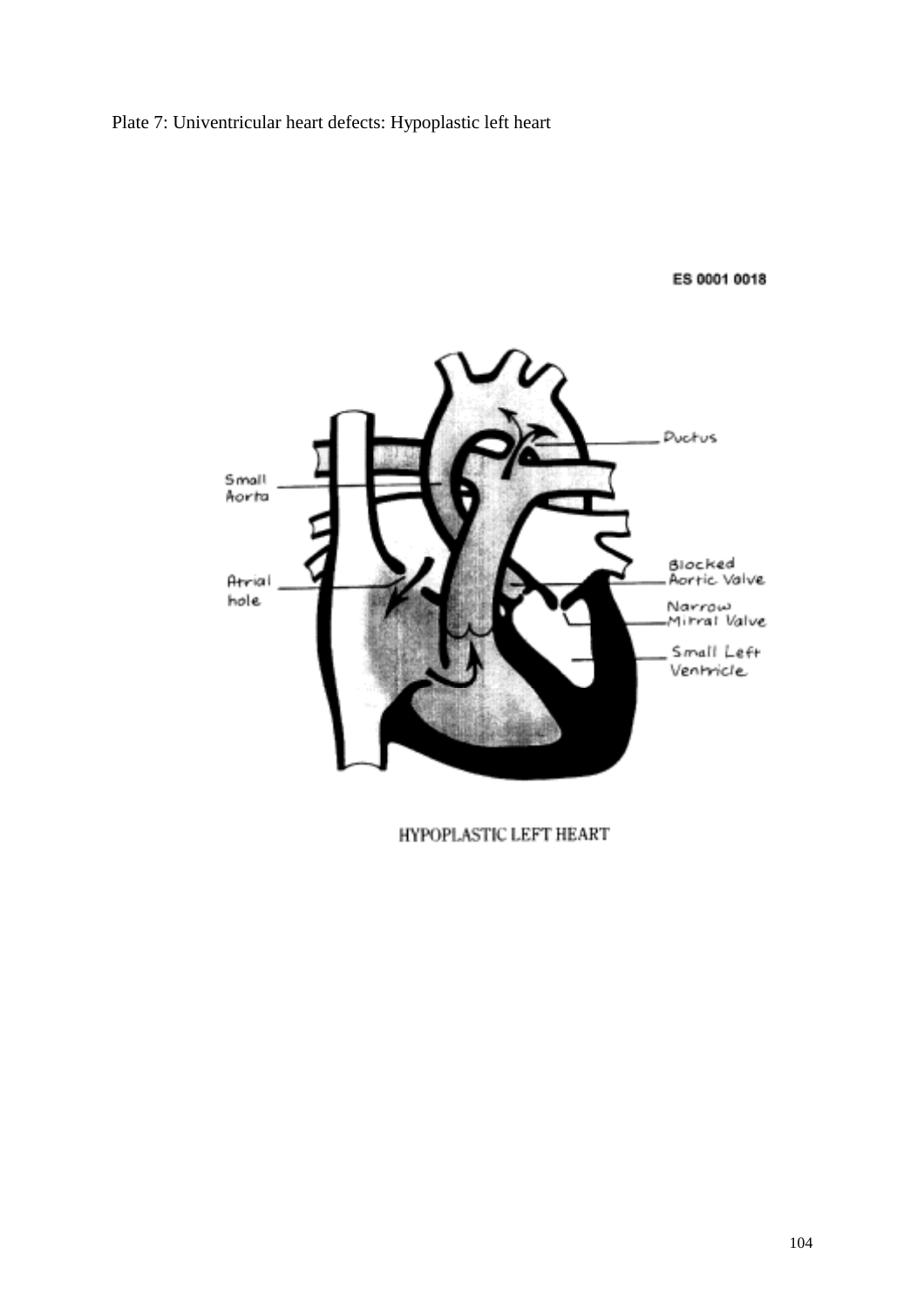Plate 7: Univentricular heart defects: Hypoplastic left heart

ES 0001 0018

Small Aorta

Atrial hole

Ductus

Blocked Aortic Valve

Narrow Mitral Valve

Small Left Ventricle

HYPOPLASTIC LEFT HEART